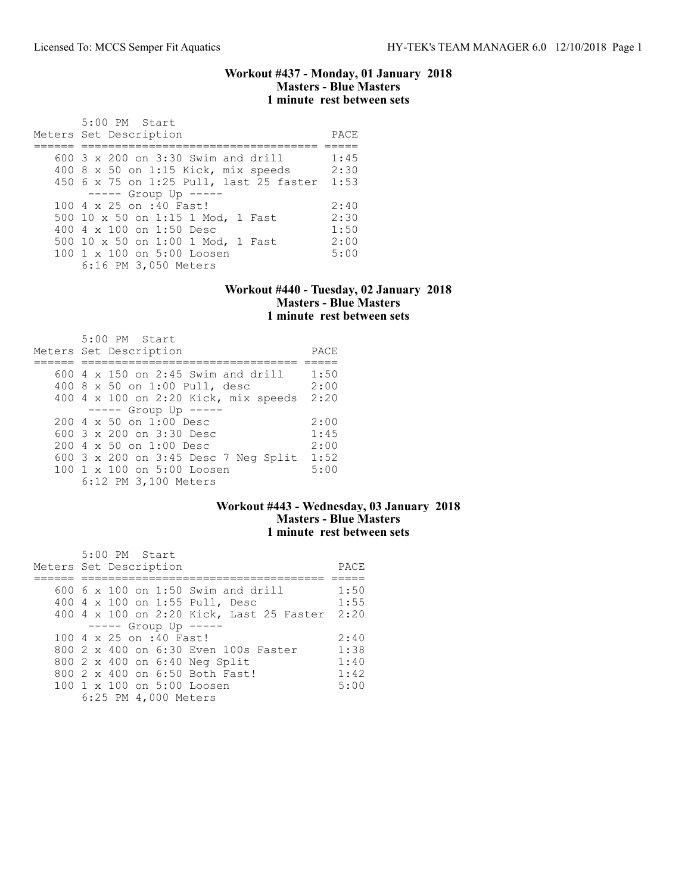### Workout #437 - Monday, 01 January 2018
**Masters - Blue Masters**
**1 minute rest between sets**

5:00 PM Start

| Meters | Set Description | PACE |
|---|---|---|
| 600 | 3 x 200 on 3:30 Swim and drill | 1:45 |
| 400 | 8 x 50 on 1:15 Kick, mix speeds | 2:30 |
| 450 | 6 x 75 on 1:25 Pull, last 25 faster | 1:53 |
| | ----- Group Up ----- | |
| 100 | 4 x 25 on :40 Fast! | 2:40 |
| 500 | 10 x 50 on 1:15 1 Mod, 1 Fast | 2:30 |
| 400 | 4 x 100 on 1:50 Desc | 1:50 |
| 500 | 10 x 50 on 1:00 1 Mod, 1 Fast | 2:00 |
| 100 | 1 x 100 on 5:00 Loosen | 5:00 |

6:16 PM 3,050 Meters

### Workout #440 - Tuesday, 02 January 2018
**Masters - Blue Masters**
**1 minute rest between sets**

5:00 PM Start

| Meters | Set Description | PACE |
|---|---|---|
| 600 | 4 x 150 on 2:45 Swim and drill | 1:50 |
| 400 | 8 x 50 on 1:00 Pull, desc | 2:00 |
| 400 | 4 x 100 on 2:20 Kick, mix speeds | 2:20 |
| | ----- Group Up ----- | |
| 200 | 4 x 50 on 1:00 Desc | 2:00 |
| 600 | 3 x 200 on 3:30 Desc | 1:45 |
| 200 | 4 x 50 on 1:00 Desc | 2:00 |
| 600 | 3 x 200 on 3:45 Desc 7 Neg Split | 1:52 |
| 100 | 1 x 100 on 5:00 Loosen | 5:00 |

6:12 PM 3,100 Meters

### Workout #443 - Wednesday, 03 January 2018
**Masters - Blue Masters**
**1 minute rest between sets**

5:00 PM Start

| Meters | Set Description | PACE |
|---|---|---|
| 600 | 6 x 100 on 1:50 Swim and drill | 1:50 |
| 400 | 4 x 100 on 1:55 Pull, Desc | 1:55 |
| 400 | 4 x 100 on 2:20 Kick, Last 25 Faster | 2:20 |
| | ----- Group Up ----- | |
| 100 | 4 x 25 on :40 Fast! | 2:40 |
| 800 | 2 x 400 on 6:30 Even 100s Faster | 1:38 |
| 800 | 2 x 400 on 6:40 Neg Split | 1:40 |
| 800 | 2 x 400 on 6:50 Both Fast! | 1:42 |
| 100 | 1 x 100 on 5:00 Loosen | 5:00 |

6:25 PM 4,000 Meters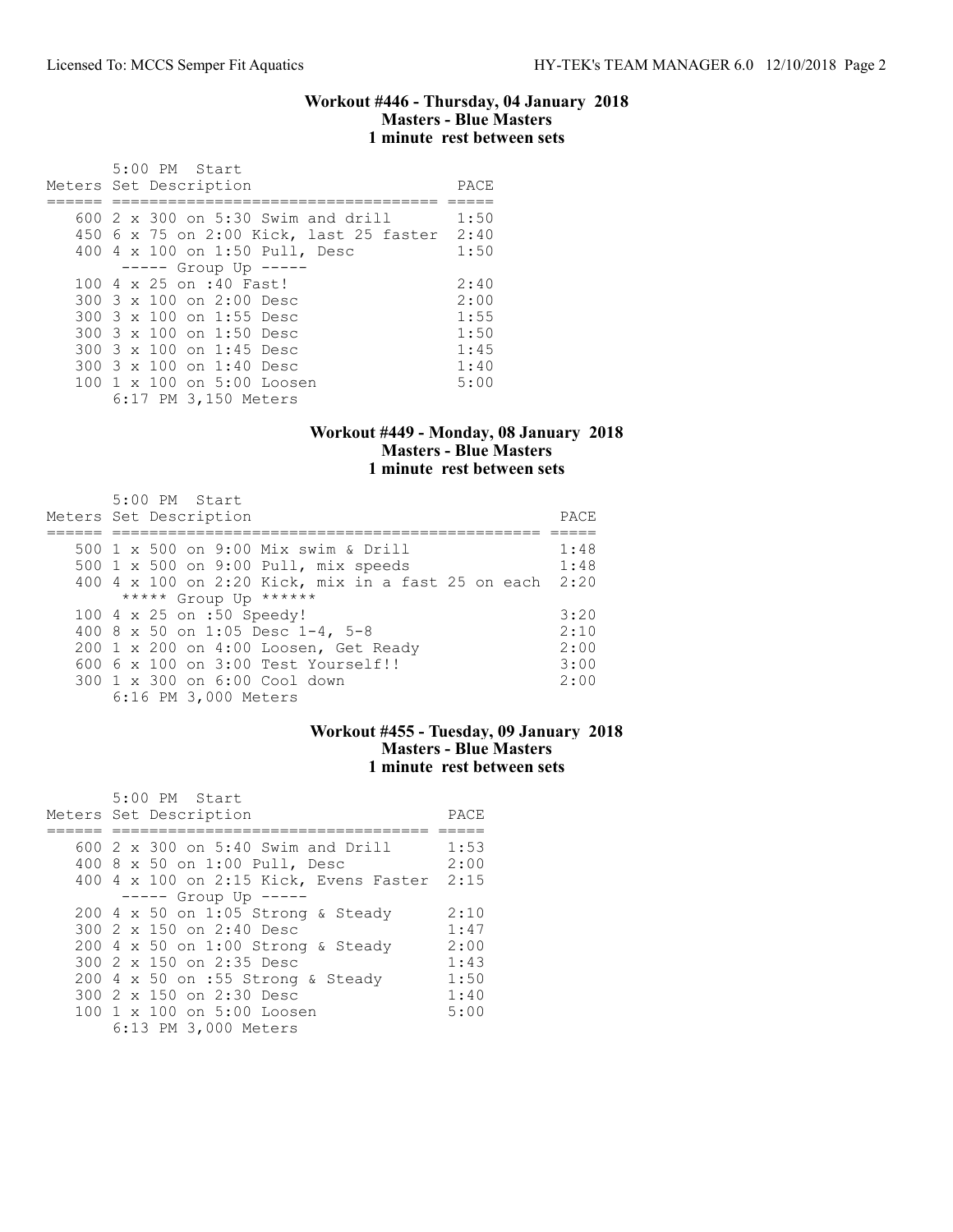### Workout #446 - Thursday, 04 January 2018
### Masters - Blue Masters
### 1 minute rest between sets

5:00 PM Start

| Meters | Set Description | PACE |
|---|---|---|
| 600 | 2 x 300 on 5:30 Swim and drill | 1:50 |
| 450 | 6 x 75 on 2:00 Kick, last 25 faster | 2:40 |
| 400 | 4 x 100 on 1:50 Pull, Desc | 1:50 |
| | ----- Group Up ----- | |
| 100 | 4 x 25 on :40 Fast! | 2:40 |
| 300 | 3 x 100 on 2:00 Desc | 2:00 |
| 300 | 3 x 100 on 1:55 Desc | 1:55 |
| 300 | 3 x 100 on 1:50 Desc | 1:50 |
| 300 | 3 x 100 on 1:45 Desc | 1:45 |
| 300 | 3 x 100 on 1:40 Desc | 1:40 |
| 100 | 1 x 100 on 5:00 Loosen | 5:00 |

6:17 PM 3,150 Meters

### Workout #449 - Monday, 08 January 2018
### Masters - Blue Masters
### 1 minute rest between sets

5:00 PM Start

| Meters | Set Description | PACE |
|---|---|---|
| 500 | 1 x 500 on 9:00 Mix swim & Drill | 1:48 |
| 500 | 1 x 500 on 9:00 Pull, mix speeds | 1:48 |
| 400 | 4 x 100 on 2:20 Kick, mix in a fast 25 on each | 2:20 |
| | ***** Group Up ****** | |
| 100 | 4 x 25 on :50 Speedy! | 3:20 |
| 400 | 8 x 50 on 1:05 Desc 1-4, 5-8 | 2:10 |
| 200 | 1 x 200 on 4:00 Loosen, Get Ready | 2:00 |
| 600 | 6 x 100 on 3:00 Test Yourself!! | 3:00 |
| 300 | 1 x 300 on 6:00 Cool down | 2:00 |

6:16 PM 3,000 Meters

### Workout #455 - Tuesday, 09 January 2018
### Masters - Blue Masters
### 1 minute rest between sets

5:00 PM Start

| Meters | Set Description | PACE |
|---|---|---|
| 600 | 2 x 300 on 5:40 Swim and Drill | 1:53 |
| 400 | 8 x 50 on 1:00 Pull, Desc | 2:00 |
| 400 | 4 x 100 on 2:15 Kick, Evens Faster | 2:15 |
| | ----- Group Up ----- | |
| 200 | 4 x 50 on 1:05 Strong & Steady | 2:10 |
| 300 | 2 x 150 on 2:40 Desc | 1:47 |
| 200 | 4 x 50 on 1:00 Strong & Steady | 2:00 |
| 300 | 2 x 150 on 2:35 Desc | 1:43 |
| 200 | 4 x 50 on :55 Strong & Steady | 1:50 |
| 300 | 2 x 150 on 2:30 Desc | 1:40 |
| 100 | 1 x 100 on 5:00 Loosen | 5:00 |

6:13 PM 3,000 Meters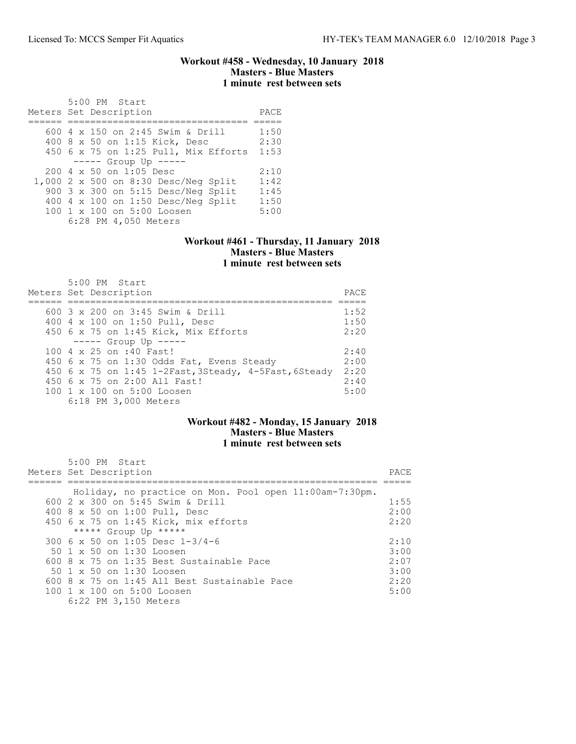### Workout #458 - Wednesday, 10 January 2018
### Masters - Blue Masters
### 1 minute rest between sets

5:00 PM Start

| Meters | Set Description | PACE |
|---|---|---|
| 600 | 4 x 150 on 2:45 Swim & Drill | 1:50 |
| 400 | 8 x 50 on 1:15 Kick, Desc | 2:30 |
| 450 | 6 x 75 on 1:25 Pull, Mix Efforts | 1:53 |
| | ----- Group Up ----- | |
| 200 | 4 x 50 on 1:05 Desc | 2:10 |
| 1,000 | 2 x 500 on 8:30 Desc/Neg Split | 1:42 |
| 900 | 3 x 300 on 5:15 Desc/Neg Split | 1:45 |
| 400 | 4 x 100 on 1:50 Desc/Neg Split | 1:50 |
| 100 | 1 x 100 on 5:00 Loosen | 5:00 |

6:28 PM 4,050 Meters

### Workout #461 - Thursday, 11 January 2018
### Masters - Blue Masters
### 1 minute rest between sets

5:00 PM Start

| Meters | Set Description | PACE |
|---|---|---|
| 600 | 3 x 200 on 3:45 Swim & Drill | 1:52 |
| 400 | 4 x 100 on 1:50 Pull, Desc | 1:50 |
| 450 | 6 x 75 on 1:45 Kick, Mix Efforts | 2:20 |
| | ----- Group Up ----- | |
| 100 | 4 x 25 on :40 Fast! | 2:40 |
| 450 | 6 x 75 on 1:30 Odds Fat, Evens Steady | 2:00 |
| 450 | 6 x 75 on 1:45 1-2Fast,3Steady, 4-5Fast,6Steady | 2:20 |
| 450 | 6 x 75 on 2:00 All Fast! | 2:40 |
| 100 | 1 x 100 on 5:00 Loosen | 5:00 |

6:18 PM 3,000 Meters

### Workout #482 - Monday, 15 January 2018
### Masters - Blue Masters
### 1 minute rest between sets

5:00 PM Start

| Meters | Set Description | PACE |
|---|---|---|
| | Holiday, no practice on Mon. Pool open 11:00am-7:30pm. | |
| 600 | 2 x 300 on 5:45 Swim & Drill | 1:55 |
| 400 | 8 x 50 on 1:00 Pull, Desc | 2:00 |
| 450 | 6 x 75 on 1:45 Kick, mix efforts | 2:20 |
| | ***** Group Up ***** | |
| 300 | 6 x 50 on 1:05 Desc 1-3/4-6 | 2:10 |
| 50 | 1 x 50 on 1:30 Loosen | 3:00 |
| 600 | 8 x 75 on 1:35 Best Sustainable Pace | 2:07 |
| 50 | 1 x 50 on 1:30 Loosen | 3:00 |
| 600 | 8 x 75 on 1:45 All Best Sustainable Pace | 2:20 |
| 100 | 1 x 100 on 5:00 Loosen | 5:00 |

6:22 PM 3,150 Meters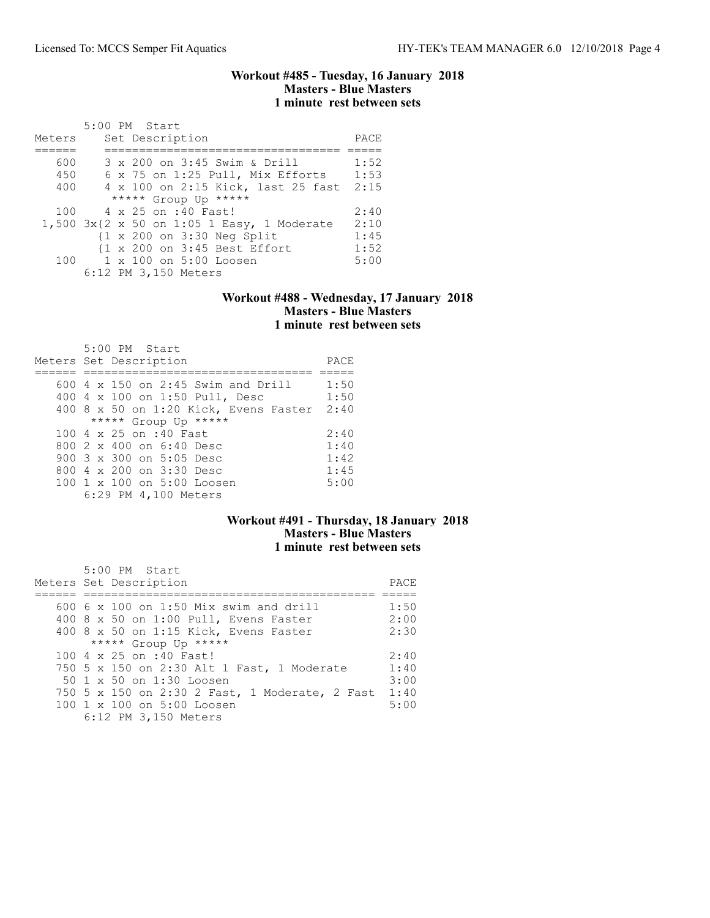### Workout #485 - Tuesday, 16 January 2018
### Masters - Blue Masters
### 1 minute rest between sets

5:00 PM Start

| Meters | Set Description | PACE |
|---|---|---|
| 600 | 3 x 200 on 3:45 Swim & Drill | 1:52 |
| 450 | 6 x 75 on 1:25 Pull, Mix Efforts | 1:53 |
| 400 | 4 x 100 on 2:15 Kick, last 25 fast | 2:15 |
| | ***** Group Up ***** | |
| 100 | 4 x 25 on :40 Fast! | 2:40 |
| 1,500 | 3x{2 x 50 on 1:05 1 Easy, 1 Moderate | 2:10 |
| | {1 x 200 on 3:30 Neg Split | 1:45 |
| | {1 x 200 on 3:45 Best Effort | 1:52 |
| 100 | 1 x 100 on 5:00 Loosen | 5:00 |

6:12 PM 3,150 Meters

### Workout #488 - Wednesday, 17 January 2018
### Masters - Blue Masters
### 1 minute rest between sets

5:00 PM Start

| Meters | Set Description | PACE |
|---|---|---|
| 600 | 4 x 150 on 2:45 Swim and Drill | 1:50 |
| 400 | 4 x 100 on 1:50 Pull, Desc | 1:50 |
| 400 | 8 x 50 on 1:20 Kick, Evens Faster | 2:40 |
| | ***** Group Up ***** | |
| 100 | 4 x 25 on :40 Fast | 2:40 |
| 800 | 2 x 400 on 6:40 Desc | 1:40 |
| 900 | 3 x 300 on 5:05 Desc | 1:42 |
| 800 | 4 x 200 on 3:30 Desc | 1:45 |
| 100 | 1 x 100 on 5:00 Loosen | 5:00 |

6:29 PM 4,100 Meters

### Workout #491 - Thursday, 18 January 2018
### Masters - Blue Masters
### 1 minute rest between sets

5:00 PM Start

| Meters | Set Description | PACE |
|---|---|---|
| 600 | 6 x 100 on 1:50 Mix swim and drill | 1:50 |
| 400 | 8 x 50 on 1:00 Pull, Evens Faster | 2:00 |
| 400 | 8 x 50 on 1:15 Kick, Evens Faster | 2:30 |
| | ***** Group Up ***** | |
| 100 | 4 x 25 on :40 Fast! | 2:40 |
| 750 | 5 x 150 on 2:30 Alt 1 Fast, 1 Moderate | 1:40 |
| 50 | 1 x 50 on 1:30 Loosen | 3:00 |
| 750 | 5 x 150 on 2:30 2 Fast, 1 Moderate, 2 Fast | 1:40 |
| 100 | 1 x 100 on 5:00 Loosen | 5:00 |

6:12 PM 3,150 Meters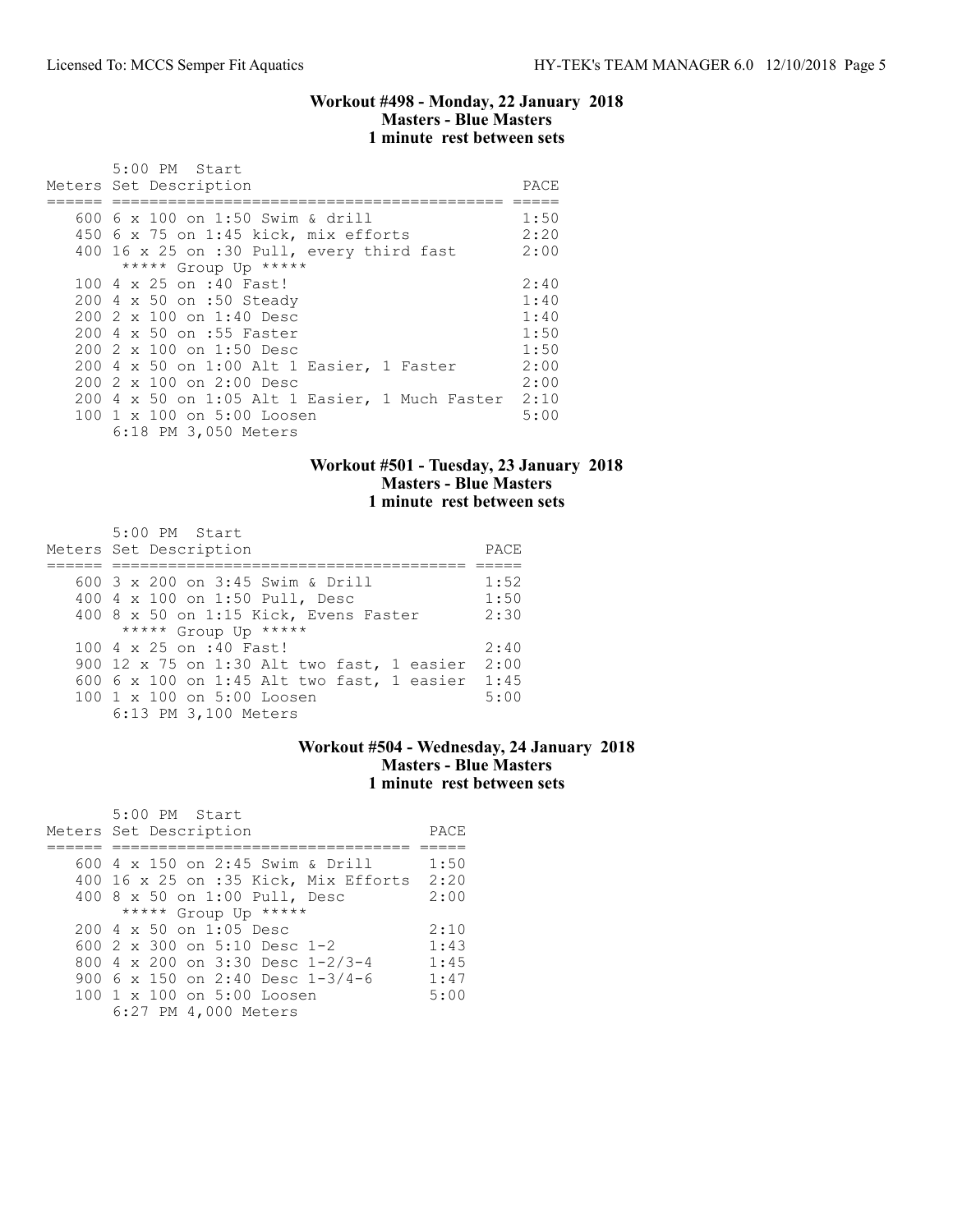## Workout #498 - Monday, 22 January 2018
### Masters - Blue Masters
### 1 minute rest between sets

5:00 PM Start

| Meters | Set Description | PACE |
|---|---|---|
| 600 | 6 x 100 on 1:50 Swim & drill | 1:50 |
| 450 | 6 x 75 on 1:45 kick, mix efforts | 2:20 |
| 400 | 16 x 25 on :30 Pull, every third fast | 2:00 |
| | ***** Group Up ***** | |
| 100 | 4 x 25 on :40 Fast! | 2:40 |
| 200 | 4 x 50 on :50 Steady | 1:40 |
| 200 | 2 x 100 on 1:40 Desc | 1:40 |
| 200 | 4 x 50 on :55 Faster | 1:50 |
| 200 | 2 x 100 on 1:50 Desc | 1:50 |
| 200 | 4 x 50 on 1:00 Alt 1 Easier, 1 Faster | 2:00 |
| 200 | 2 x 100 on 2:00 Desc | 2:00 |
| 200 | 4 x 50 on 1:05 Alt 1 Easier, 1 Much Faster | 2:10 |
| 100 | 1 x 100 on 5:00 Loosen | 5:00 |
| | 6:18 PM 3,050 Meters | |

## Workout #501 - Tuesday, 23 January 2018
### Masters - Blue Masters
### 1 minute rest between sets

5:00 PM Start

| Meters | Set Description | PACE |
|---|---|---|
| 600 | 3 x 200 on 3:45 Swim & Drill | 1:52 |
| 400 | 4 x 100 on 1:50 Pull, Desc | 1:50 |
| 400 | 8 x 50 on 1:15 Kick, Evens Faster | 2:30 |
| | ***** Group Up ***** | |
| 100 | 4 x 25 on :40 Fast! | 2:40 |
| 900 | 12 x 75 on 1:30 Alt two fast, 1 easier | 2:00 |
| 600 | 6 x 100 on 1:45 Alt two fast, 1 easier | 1:45 |
| 100 | 1 x 100 on 5:00 Loosen | 5:00 |
| | 6:13 PM 3,100 Meters | |

## Workout #504 - Wednesday, 24 January 2018
### Masters - Blue Masters
### 1 minute rest between sets

5:00 PM Start

| Meters | Set Description | PACE |
|---|---|---|
| 600 | 4 x 150 on 2:45 Swim & Drill | 1:50 |
| 400 | 16 x 25 on :35 Kick, Mix Efforts | 2:20 |
| 400 | 8 x 50 on 1:00 Pull, Desc | 2:00 |
| | ***** Group Up ***** | |
| 200 | 4 x 50 on 1:05 Desc | 2:10 |
| 600 | 2 x 300 on 5:10 Desc 1-2 | 1:43 |
| 800 | 4 x 200 on 3:30 Desc 1-2/3-4 | 1:45 |
| 900 | 6 x 150 on 2:40 Desc 1-3/4-6 | 1:47 |
| 100 | 1 x 100 on 5:00 Loosen | 5:00 |
| | 6:27 PM 4,000 Meters | |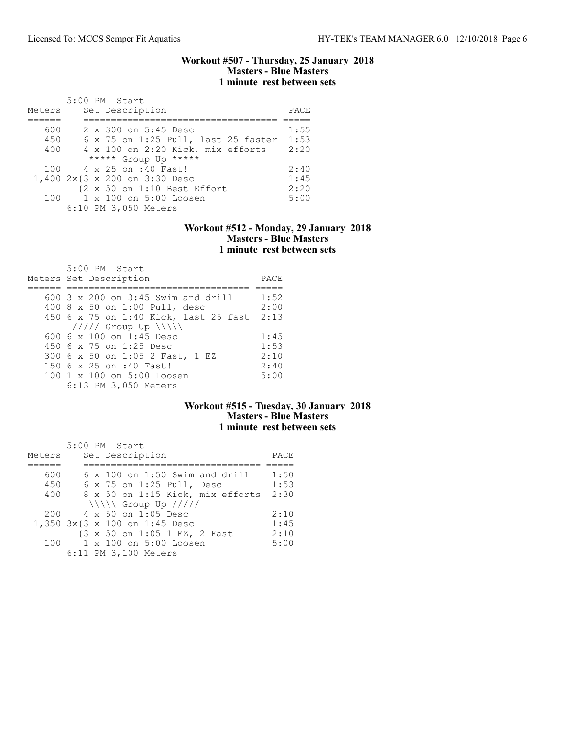### Workout #507 - Thursday, 25 January 2018
### Masters - Blue Masters
### 1 minute rest between sets

5:00 PM Start

| Meters | Set Description | PACE |
|---|---|---|
| 600 | 2 x 300 on 5:45 Desc | 1:55 |
| 450 | 6 x 75 on 1:25 Pull, last 25 faster | 1:53 |
| 400 | 4 x 100 on 2:20 Kick, mix efforts | 2:20 |
| | ***** Group Up ***** | |
| 100 | 4 x 25 on :40 Fast! | 2:40 |
| 1,400 | 2x{3 x 200 on 3:30 Desc | 1:45 |
| | {2 x 50 on 1:10 Best Effort | 2:20 |
| 100 | 1 x 100 on 5:00 Loosen | 5:00 |

6:10 PM 3,050 Meters

### Workout #512 - Monday, 29 January 2018
### Masters - Blue Masters
### 1 minute rest between sets

5:00 PM Start

| Meters | Set Description | PACE |
|---|---|---|
| 600 | 3 x 200 on 3:45 Swim and drill | 1:52 |
| 400 | 8 x 50 on 1:00 Pull, desc | 2:00 |
| 450 | 6 x 75 on 1:40 Kick, last 25 fast | 2:13 |
| | ///// Group Up \\\\\ | |
| 600 | 6 x 100 on 1:45 Desc | 1:45 |
| 450 | 6 x 75 on 1:25 Desc | 1:53 |
| 300 | 6 x 50 on 1:05 2 Fast, 1 EZ | 2:10 |
| 150 | 6 x 25 on :40 Fast! | 2:40 |
| 100 | 1 x 100 on 5:00 Loosen | 5:00 |

6:13 PM 3,050 Meters

### Workout #515 - Tuesday, 30 January 2018
### Masters - Blue Masters
### 1 minute rest between sets

5:00 PM Start

| Meters | Set Description | PACE |
|---|---|---|
| 600 | 6 x 100 on 1:50 Swim and drill | 1:50 |
| 450 | 6 x 75 on 1:25 Pull, Desc | 1:53 |
| 400 | 8 x 50 on 1:15 Kick, mix efforts | 2:30 |
| | \\\\\ Group Up ///// | |
| 200 | 4 x 50 on 1:05 Desc | 2:10 |
| 1,350 | 3x{3 x 100 on 1:45 Desc | 1:45 |
| | {3 x 50 on 1:05 1 EZ, 2 Fast | 2:10 |
| 100 | 1 x 100 on 5:00 Loosen | 5:00 |

6:11 PM 3,100 Meters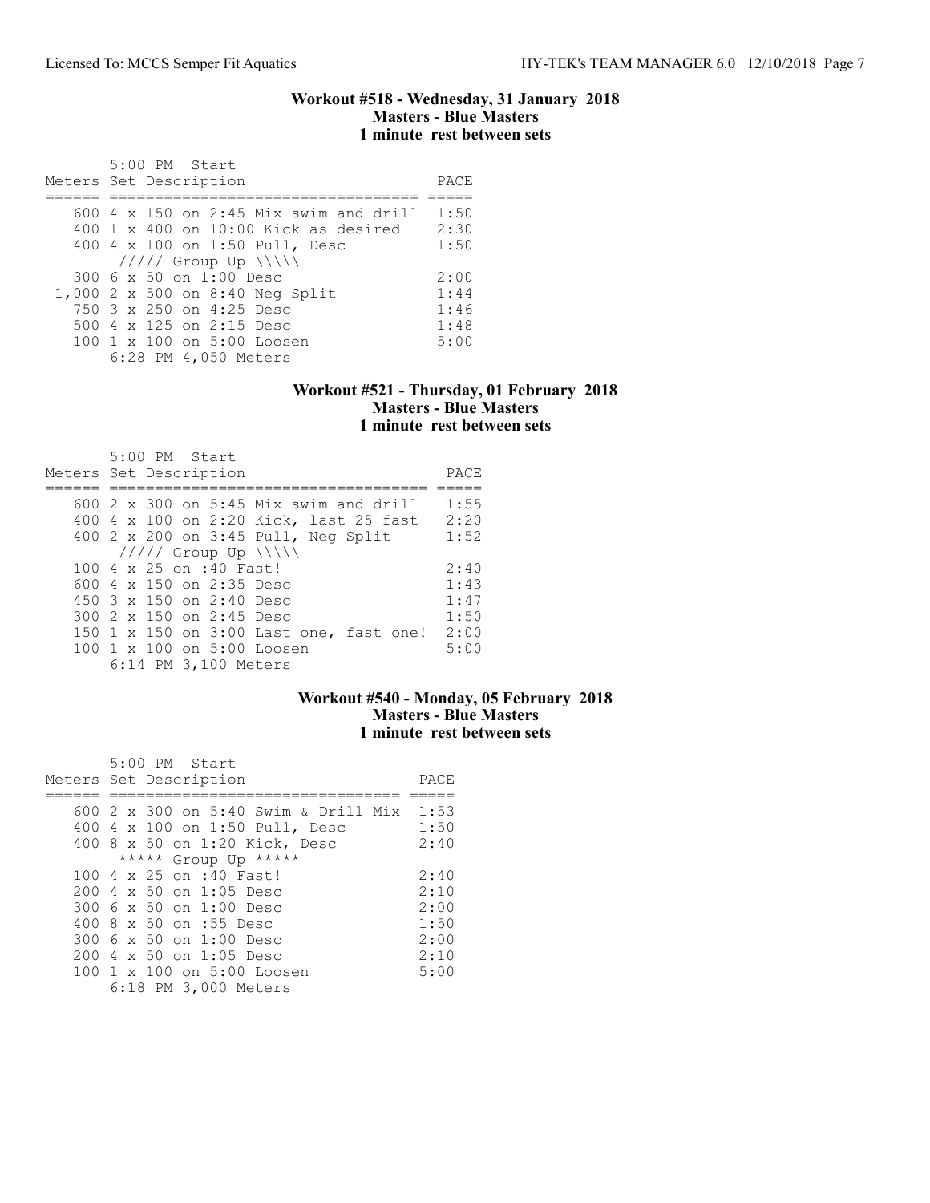### Workout #518 - Wednesday, 31 January 2018
### Masters - Blue Masters
### 1 minute rest between sets

5:00 PM Start

| Meters | Set Description | PACE |
|---|---|---|
| 600 | 4 x 150 on 2:45 Mix swim and drill | 1:50 |
| 400 | 1 x 400 on 10:00 Kick as desired | 2:30 |
| 400 | 4 x 100 on 1:50 Pull, Desc | 1:50 |
| | ///// Group Up \\\\\ | |
| 300 | 6 x 50 on 1:00 Desc | 2:00 |
| 1,000 | 2 x 500 on 8:40 Neg Split | 1:44 |
| 750 | 3 x 250 on 4:25 Desc | 1:46 |
| 500 | 4 x 125 on 2:15 Desc | 1:48 |
| 100 | 1 x 100 on 5:00 Loosen | 5:00 |
| | 6:28 PM 4,050 Meters | |

### Workout #521 - Thursday, 01 February 2018
### Masters - Blue Masters
### 1 minute rest between sets

5:00 PM Start

| Meters | Set Description | PACE |
|---|---|---|
| 600 | 2 x 300 on 5:45 Mix swim and drill | 1:55 |
| 400 | 4 x 100 on 2:20 Kick, last 25 fast | 2:20 |
| 400 | 2 x 200 on 3:45 Pull, Neg Split | 1:52 |
| | ///// Group Up \\\\\ | |
| 100 | 4 x 25 on :40 Fast! | 2:40 |
| 600 | 4 x 150 on 2:35 Desc | 1:43 |
| 450 | 3 x 150 on 2:40 Desc | 1:47 |
| 300 | 2 x 150 on 2:45 Desc | 1:50 |
| 150 | 1 x 150 on 3:00 Last one, fast one! | 2:00 |
| 100 | 1 x 100 on 5:00 Loosen | 5:00 |
| | 6:14 PM 3,100 Meters | |

### Workout #540 - Monday, 05 February 2018
### Masters - Blue Masters
### 1 minute rest between sets

5:00 PM Start

| Meters | Set Description | PACE |
|---|---|---|
| 600 | 2 x 300 on 5:40 Swim & Drill Mix | 1:53 |
| 400 | 4 x 100 on 1:50 Pull, Desc | 1:50 |
| 400 | 8 x 50 on 1:20 Kick, Desc | 2:40 |
| | ***** Group Up ***** | |
| 100 | 4 x 25 on :40 Fast! | 2:40 |
| 200 | 4 x 50 on 1:05 Desc | 2:10 |
| 300 | 6 x 50 on 1:00 Desc | 2:00 |
| 400 | 8 x 50 on :55 Desc | 1:50 |
| 300 | 6 x 50 on 1:00 Desc | 2:00 |
| 200 | 4 x 50 on 1:05 Desc | 2:10 |
| 100 | 1 x 100 on 5:00 Loosen | 5:00 |
| | 6:18 PM 3,000 Meters | |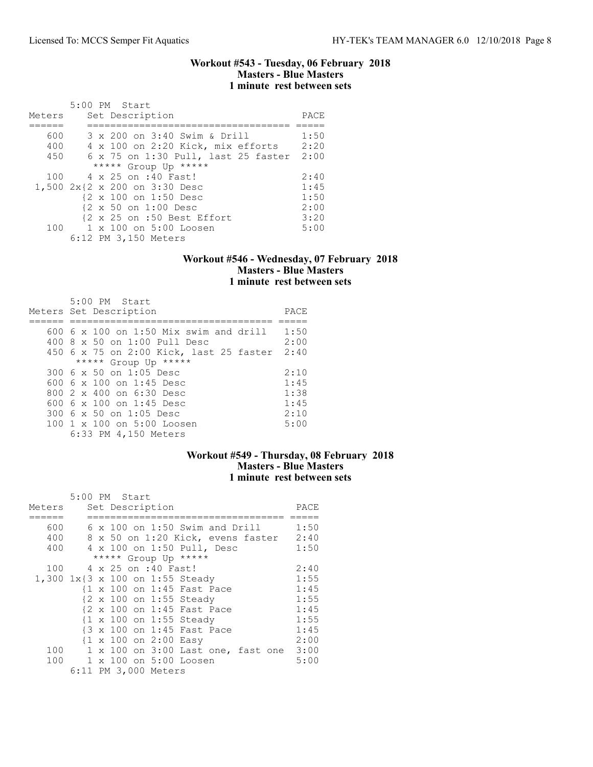### Workout #543 - Tuesday, 06 February 2018
### Masters - Blue Masters
### 1 minute rest between sets

5:00 PM Start

| Meters | Set Description | PACE |
|---|---|---|
| 600 | 3 x 200 on 3:40 Swim & Drill | 1:50 |
| 400 | 4 x 100 on 2:20 Kick, mix efforts | 2:20 |
| 450 | 6 x 75 on 1:30 Pull, last 25 faster | 2:00 |
| | ***** Group Up ***** | |
| 100 | 4 x 25 on :40 Fast! | 2:40 |
| 1,500 | 2x{2 x 200 on 3:30 Desc | 1:45 |
| | {2 x 100 on 1:50 Desc | 1:50 |
| | {2 x 50 on 1:00 Desc | 2:00 |
| | {2 x 25 on :50 Best Effort | 3:20 |
| 100 | 1 x 100 on 5:00 Loosen | 5:00 |

6:12 PM 3,150 Meters

### Workout #546 - Wednesday, 07 February 2018
### Masters - Blue Masters
### 1 minute rest between sets

5:00 PM Start

| Meters | Set Description | PACE |
|---|---|---|
| 600 | 6 x 100 on 1:50 Mix swim and drill | 1:50 |
| 400 | 8 x 50 on 1:00 Pull Desc | 2:00 |
| 450 | 6 x 75 on 2:00 Kick, last 25 faster | 2:40 |
| | ***** Group Up ***** | |
| 300 | 6 x 50 on 1:05 Desc | 2:10 |
| 600 | 6 x 100 on 1:45 Desc | 1:45 |
| 800 | 2 x 400 on 6:30 Desc | 1:38 |
| 600 | 6 x 100 on 1:45 Desc | 1:45 |
| 300 | 6 x 50 on 1:05 Desc | 2:10 |
| 100 | 1 x 100 on 5:00 Loosen | 5:00 |

6:33 PM 4,150 Meters

### Workout #549 - Thursday, 08 February 2018
### Masters - Blue Masters
### 1 minute rest between sets

5:00 PM Start

| Meters | Set Description | PACE |
|---|---|---|
| 600 | 6 x 100 on 1:50 Swim and Drill | 1:50 |
| 400 | 8 x 50 on 1:20 Kick, evens faster | 2:40 |
| 400 | 4 x 100 on 1:50 Pull, Desc | 1:50 |
| | ***** Group Up ***** | |
| 100 | 4 x 25 on :40 Fast! | 2:40 |
| 1,300 | 1x{3 x 100 on 1:55 Steady | 1:55 |
| | {1 x 100 on 1:45 Fast Pace | 1:45 |
| | {2 x 100 on 1:55 Steady | 1:55 |
| | {2 x 100 on 1:45 Fast Pace | 1:45 |
| | {1 x 100 on 1:55 Steady | 1:55 |
| | {3 x 100 on 1:45 Fast Pace | 1:45 |
| | {1 x 100 on 2:00 Easy | 2:00 |
| 100 | 1 x 100 on 3:00 Last one, fast one | 3:00 |
| 100 | 1 x 100 on 5:00 Loosen | 5:00 |

6:11 PM 3,000 Meters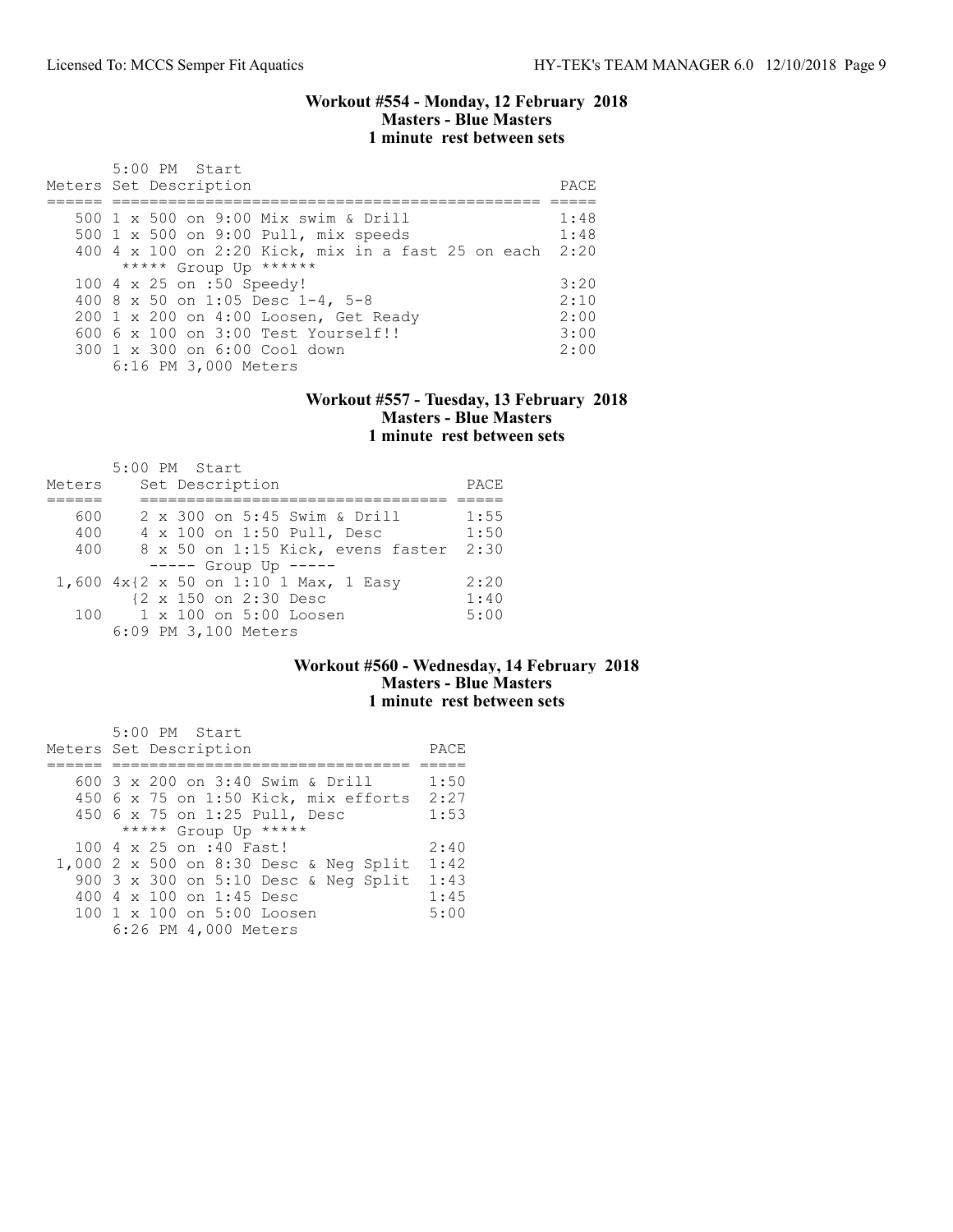### Workout #554 - Monday, 12 February 2018
### Masters - Blue Masters
### 1 minute rest between sets

5:00 PM Start

| Meters | Set Description | PACE |
|---|---|---|
| 500 | 1 x 500 on 9:00 Mix swim & Drill | 1:48 |
| 500 | 1 x 500 on 9:00 Pull, mix speeds | 1:48 |
| 400 | 4 x 100 on 2:20 Kick, mix in a fast 25 on each | 2:20 |
| | ***** Group Up ****** | |
| 100 | 4 x 25 on :50 Speedy! | 3:20 |
| 400 | 8 x 50 on 1:05 Desc 1-4, 5-8 | 2:10 |
| 200 | 1 x 200 on 4:00 Loosen, Get Ready | 2:00 |
| 600 | 6 x 100 on 3:00 Test Yourself!! | 3:00 |
| 300 | 1 x 300 on 6:00 Cool down | 2:00 |
| | 6:16 PM 3,000 Meters | |

### Workout #557 - Tuesday, 13 February 2018
### Masters - Blue Masters
### 1 minute rest between sets

5:00 PM Start

| Meters | Set Description | PACE |
|---|---|---|
| 600 | 2 x 300 on 5:45 Swim & Drill | 1:55 |
| 400 | 4 x 100 on 1:50 Pull, Desc | 1:50 |
| 400 | 8 x 50 on 1:15 Kick, evens faster | 2:30 |
| | ----- Group Up ----- | |
| 1,600 | 4x{2 x 50 on 1:10 1 Max, 1 Easy | 2:20 |
| | {2 x 150 on 2:30 Desc | 1:40 |
| 100 | 1 x 100 on 5:00 Loosen | 5:00 |
| | 6:09 PM 3,100 Meters | |

### Workout #560 - Wednesday, 14 February 2018
### Masters - Blue Masters
### 1 minute rest between sets

5:00 PM Start

| Meters | Set Description | PACE |
|---|---|---|
| 600 | 3 x 200 on 3:40 Swim & Drill | 1:50 |
| 450 | 6 x 75 on 1:50 Kick, mix efforts | 2:27 |
| 450 | 6 x 75 on 1:25 Pull, Desc | 1:53 |
| | ***** Group Up ***** | |
| 100 | 4 x 25 on :40 Fast! | 2:40 |
| 1,000 | 2 x 500 on 8:30 Desc & Neg Split | 1:42 |
| 900 | 3 x 300 on 5:10 Desc & Neg Split | 1:43 |
| 400 | 4 x 100 on 1:45 Desc | 1:45 |
| 100 | 1 x 100 on 5:00 Loosen | 5:00 |
| | 6:26 PM 4,000 Meters | |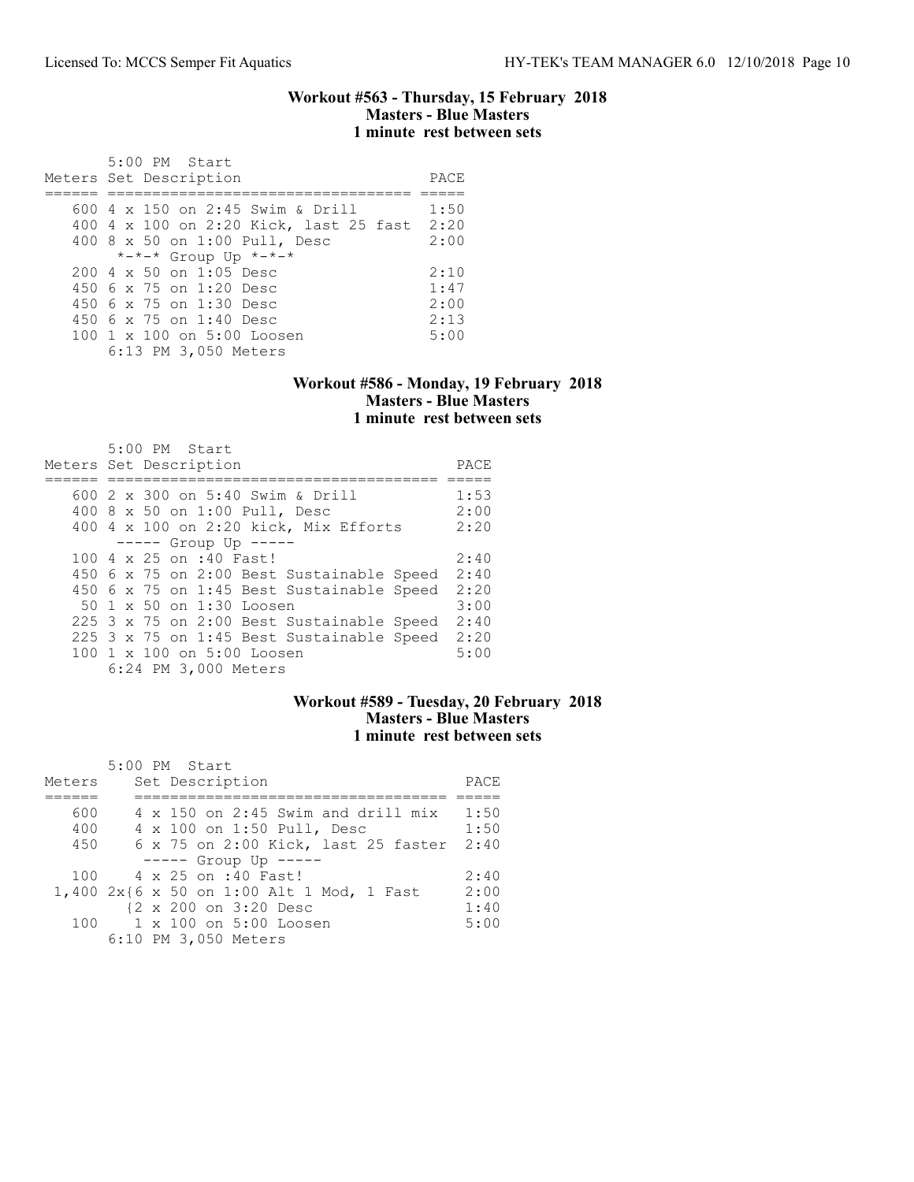### Workout #563 - Thursday, 15 February 2018
### Masters - Blue Masters
### 1 minute rest between sets

```
       5:00 PM  Start
Meters Set Description                     PACE
====== ================================== =====
   600 4 x 150 on 2:45 Swim & Drill        1:50
   400 4 x 100 on 2:20 Kick, last 25 fast  2:20
   400 8 x 50 on 1:00 Pull, Desc           2:00
        *-*-* Group Up *-*-*
   200 4 x 50 on 1:05 Desc                 2:10
   450 6 x 75 on 1:20 Desc                 1:47
   450 6 x 75 on 1:30 Desc                 2:00
   450 6 x 75 on 1:40 Desc                 2:13
   100 1 x 100 on 5:00 Loosen              5:00
       6:13 PM 3,050 Meters
```

### Workout #586 - Monday, 19 February 2018
### Masters - Blue Masters
### 1 minute rest between sets

```
       5:00 PM  Start
Meters Set Description                         PACE
====== ====================================== =====
   600 2 x 300 on 5:40 Swim & Drill            1:53
   400 8 x 50 on 1:00 Pull, Desc               2:00
   400 4 x 100 on 2:20 kick, Mix Efforts       2:20
        ----- Group Up -----
   100 4 x 25 on :40 Fast!                     2:40
   450 6 x 75 on 2:00 Best Sustainable Speed   2:40
   450 6 x 75 on 1:45 Best Sustainable Speed   2:20
    50 1 x 50 on 1:30 Loosen                   3:00
   225 3 x 75 on 2:00 Best Sustainable Speed   2:40
   225 3 x 75 on 1:45 Best Sustainable Speed   2:20
   100 1 x 100 on 5:00 Loosen                  5:00
       6:24 PM 3,000 Meters
```

### Workout #589 - Tuesday, 20 February 2018
### Masters - Blue Masters
### 1 minute rest between sets

```
       5:00 PM  Start
Meters    Set Description                     PACE
======    =================================== =====
  600     4 x 150 on 2:45 Swim and drill mix   1:50
  400     4 x 100 on 1:50 Pull, Desc           1:50
  450     6 x 75 on 2:00 Kick, last 25 faster  2:40
           ----- Group Up -----
  100     4 x 25 on :40 Fast!                  2:40
 1,400 2x{6 x 50 on 1:00 Alt 1 Mod, 1 Fast     2:00
         {2 x 200 on 3:20 Desc                 1:40
  100     1 x 100 on 5:00 Loosen               5:00
       6:10 PM 3,050 Meters
```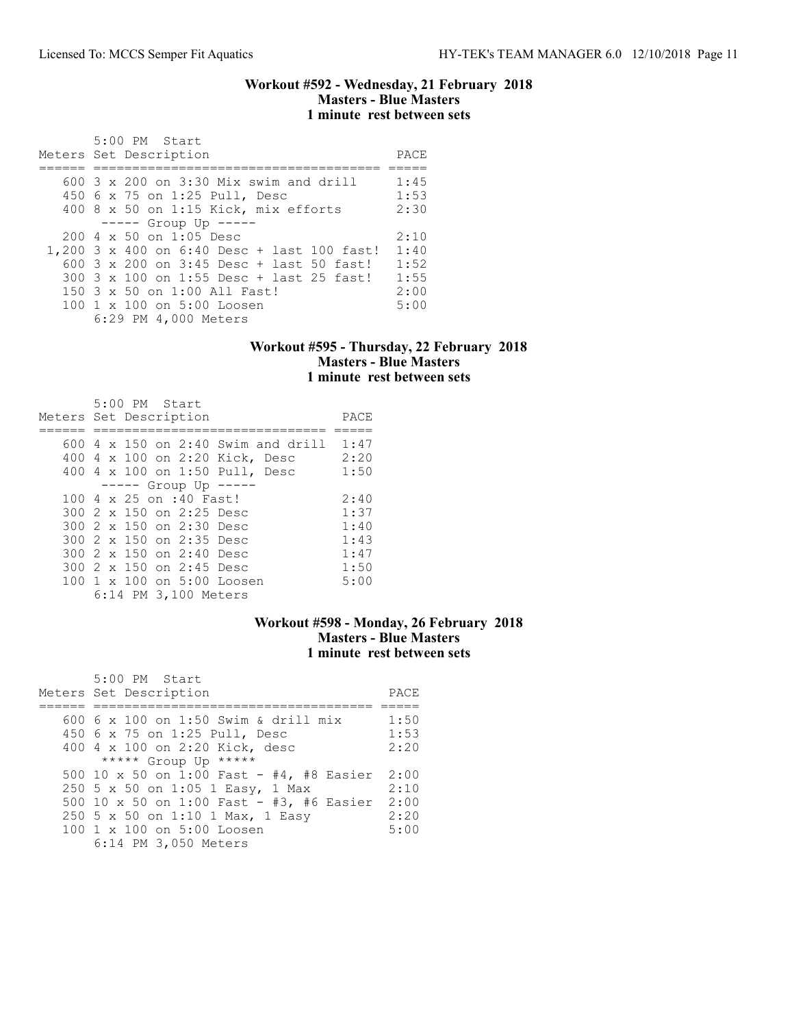### Workout #592 - Wednesday, 21 February 2018
**Masters - Blue Masters**
**1 minute rest between sets**

```
       5:00 PM  Start
Meters Set Description                         PACE
====== ====================================== =====
   600 3 x 200 on 3:30 Mix swim and drill     1:45
   450 6 x 75 on 1:25 Pull, Desc              1:53
   400 8 x 50 on 1:15 Kick, mix efforts       2:30
        ----- Group Up -----
   200 4 x 50 on 1:05 Desc                    2:10
 1,200 3 x 400 on 6:40 Desc + last 100 fast!  1:40
   600 3 x 200 on 3:45 Desc + last 50 fast!   1:52
   300 3 x 100 on 1:55 Desc + last 25 fast!   1:55
   150 3 x 50 on 1:00 All Fast!               2:00
   100 1 x 100 on 5:00 Loosen                 5:00
       6:29 PM 4,000 Meters
```

### Workout #595 - Thursday, 22 February 2018
**Masters - Blue Masters**
**1 minute rest between sets**

```
       5:00 PM  Start
Meters Set Description                  PACE
====== ============================== =====
   600 4 x 150 on 2:40 Swim and drill  1:47
   400 4 x 100 on 2:20 Kick, Desc      2:20
   400 4 x 100 on 1:50 Pull, Desc      1:50
        ----- Group Up -----
   100 4 x 25 on :40 Fast!             2:40
   300 2 x 150 on 2:25 Desc            1:37
   300 2 x 150 on 2:30 Desc            1:40
   300 2 x 150 on 2:35 Desc            1:43
   300 2 x 150 on 2:40 Desc            1:47
   300 2 x 150 on 2:45 Desc            1:50
   100 1 x 100 on 5:00 Loosen          5:00
       6:14 PM 3,100 Meters
```

### Workout #598 - Monday, 26 February 2018
**Masters - Blue Masters**
**1 minute rest between sets**

```
       5:00 PM  Start
Meters Set Description                        PACE
====== ==================================== =====
   600 6 x 100 on 1:50 Swim & drill mix     1:50
   450 6 x 75 on 1:25 Pull, Desc            1:53
   400 4 x 100 on 2:20 Kick, desc           2:20
        ***** Group Up *****
   500 10 x 50 on 1:00 Fast - #4, #8 Easier 2:00
   250 5 x 50 on 1:05 1 Easy, 1 Max         2:10
   500 10 x 50 on 1:00 Fast - #3, #6 Easier 2:00
   250 5 x 50 on 1:10 1 Max, 1 Easy         2:20
   100 1 x 100 on 5:00 Loosen               5:00
       6:14 PM 3,050 Meters
```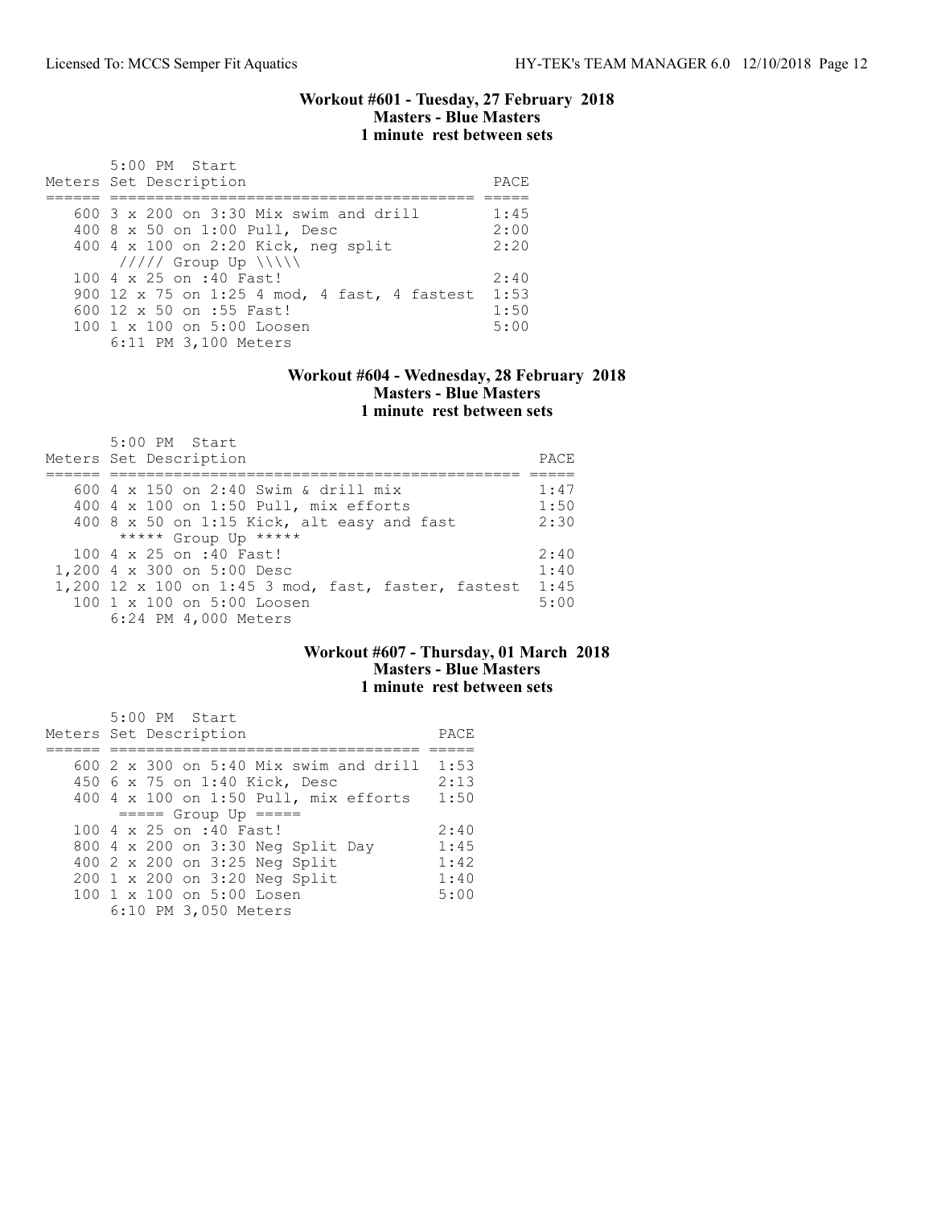### Workout #601 - Tuesday, 27 February 2018
**Masters - Blue Masters**
**1 minute rest between sets**

5:00 PM Start

| Meters | Set Description | PACE |
|---|---|---|
| 600 | 3 x 200 on 3:30 Mix swim and drill | 1:45 |
| 400 | 8 x 50 on 1:00 Pull, Desc | 2:00 |
| 400 | 4 x 100 on 2:20 Kick, neg split | 2:20 |
| | ///// Group Up \\\\\ | |
| 100 | 4 x 25 on :40 Fast! | 2:40 |
| 900 | 12 x 75 on 1:25 4 mod, 4 fast, 4 fastest | 1:53 |
| 600 | 12 x 50 on :55 Fast! | 1:50 |
| 100 | 1 x 100 on 5:00 Loosen | 5:00 |
| | 6:11 PM 3,100 Meters | |

### Workout #604 - Wednesday, 28 February 2018
**Masters - Blue Masters**
**1 minute rest between sets**

5:00 PM Start

| Meters | Set Description | PACE |
|---|---|---|
| 600 | 4 x 150 on 2:40 Swim & drill mix | 1:47 |
| 400 | 4 x 100 on 1:50 Pull, mix efforts | 1:50 |
| 400 | 8 x 50 on 1:15 Kick, alt easy and fast | 2:30 |
| | ***** Group Up ***** | |
| 100 | 4 x 25 on :40 Fast! | 2:40 |
| 1,200 | 4 x 300 on 5:00 Desc | 1:40 |
| 1,200 | 12 x 100 on 1:45 3 mod, fast, faster, fastest | 1:45 |
| 100 | 1 x 100 on 5:00 Loosen | 5:00 |
| | 6:24 PM 4,000 Meters | |

### Workout #607 - Thursday, 01 March 2018
**Masters - Blue Masters**
**1 minute rest between sets**

5:00 PM Start

| Meters | Set Description | PACE |
|---|---|---|
| 600 | 2 x 300 on 5:40 Mix swim and drill | 1:53 |
| 450 | 6 x 75 on 1:40 Kick, Desc | 2:13 |
| 400 | 4 x 100 on 1:50 Pull, mix efforts | 1:50 |
| | ===== Group Up ===== | |
| 100 | 4 x 25 on :40 Fast! | 2:40 |
| 800 | 4 x 200 on 3:30 Neg Split Day | 1:45 |
| 400 | 2 x 200 on 3:25 Neg Split | 1:42 |
| 200 | 1 x 200 on 3:20 Neg Split | 1:40 |
| 100 | 1 x 100 on 5:00 Losen | 5:00 |
| | 6:10 PM 3,050 Meters | |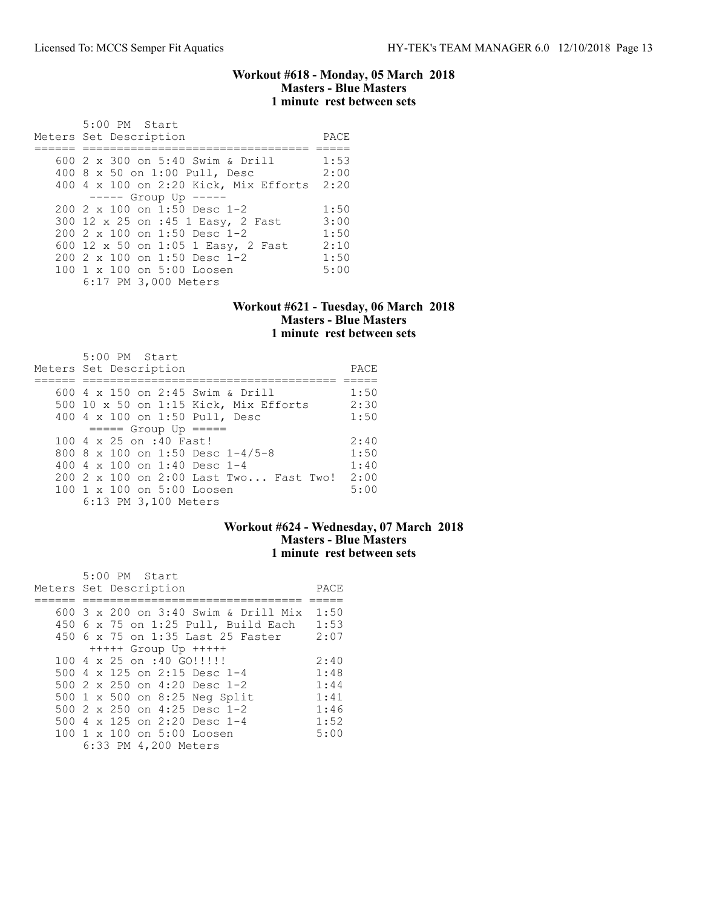## Workout #618 - Monday, 05 March 2018
### Masters - Blue Masters
### 1 minute rest between sets

```
       5:00 PM  Start
Meters Set Description                   PACE
====== ================================= =====
   600 2 x 300 on 5:40 Swim & Drill      1:53
   400 8 x 50 on 1:00 Pull, Desc         2:00
   400 4 x 100 on 2:20 Kick, Mix Efforts 2:20
        ----- Group Up -----
   200 2 x 100 on 1:50 Desc 1-2          1:50
   300 12 x 25 on :45 1 Easy, 2 Fast     3:00
   200 2 x 100 on 1:50 Desc 1-2          1:50
   600 12 x 50 on 1:05 1 Easy, 2 Fast    2:10
   200 2 x 100 on 1:50 Desc 1-2          1:50
   100 1 x 100 on 5:00 Loosen            5:00
       6:17 PM 3,000 Meters
```

## Workout #621 - Tuesday, 06 March 2018
### Masters - Blue Masters
### 1 minute rest between sets

```
       5:00 PM  Start
Meters Set Description                         PACE
====== ======================================= =====
   600 4 x 150 on 2:45 Swim & Drill            1:50
   500 10 x 50 on 1:15 Kick, Mix Efforts       2:30
   400 4 x 100 on 1:50 Pull, Desc              1:50
        ===== Group Up =====
   100 4 x 25 on :40 Fast!                     2:40
   800 8 x 100 on 1:50 Desc 1-4/5-8            1:50
   400 4 x 100 on 1:40 Desc 1-4                1:40
   200 2 x 100 on 2:00 Last Two... Fast Two!   2:00
   100 1 x 100 on 5:00 Loosen                  5:00
       6:13 PM 3,100 Meters
```

## Workout #624 - Wednesday, 07 March 2018
### Masters - Blue Masters
### 1 minute rest between sets

```
       5:00 PM  Start
Meters Set Description                    PACE
====== ================================== =====
   600 3 x 200 on 3:40 Swim & Drill Mix   1:50
   450 6 x 75 on 1:25 Pull, Build Each    1:53
   450 6 x 75 on 1:35 Last 25 Faster      2:07
        +++++ Group Up +++++
   100 4 x 25 on :40 GO!!!!!              2:40
   500 4 x 125 on 2:15 Desc 1-4           1:48
   500 2 x 250 on 4:20 Desc 1-2           1:44
   500 1 x 500 on 8:25 Neg Split          1:41
   500 2 x 250 on 4:25 Desc 1-2           1:46
   500 4 x 125 on 2:20 Desc 1-4           1:52
   100 1 x 100 on 5:00 Loosen             5:00
       6:33 PM 4,200 Meters
```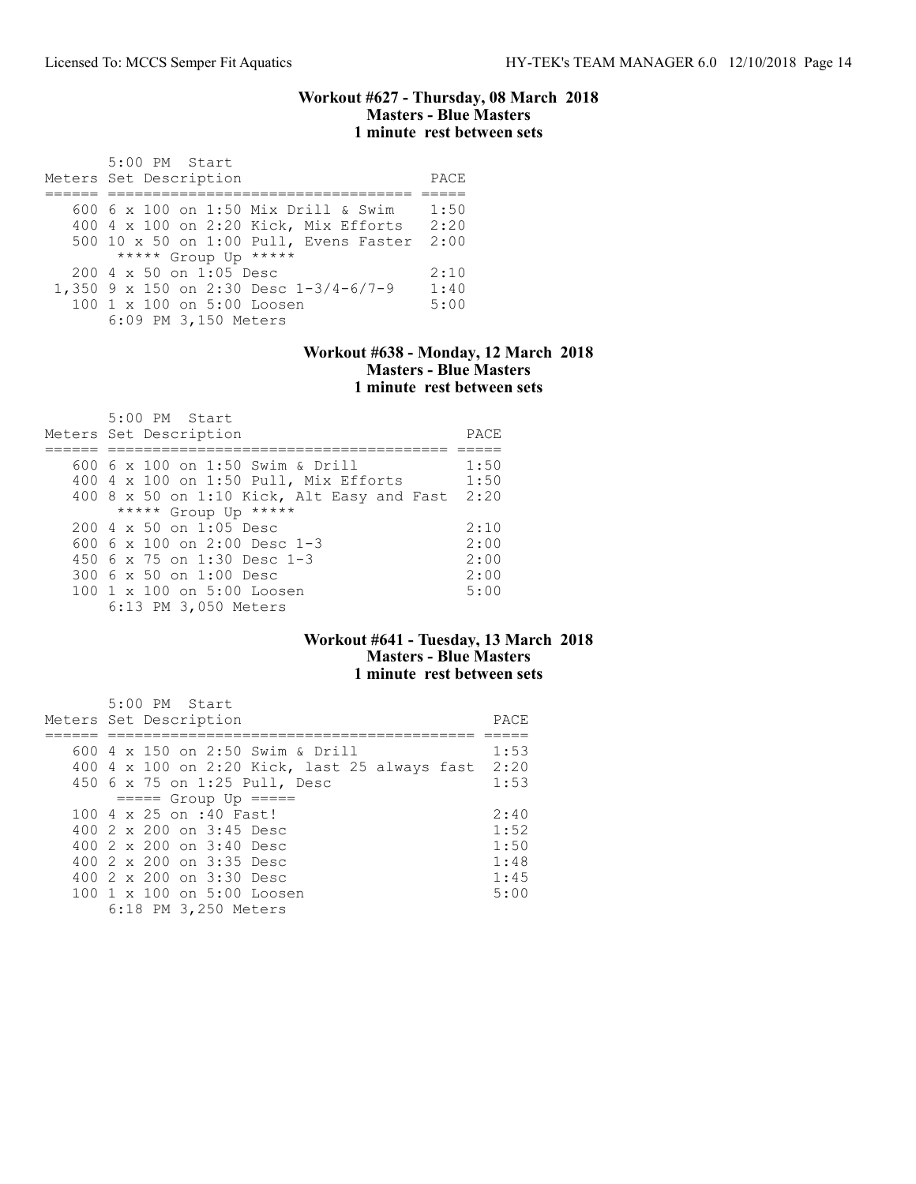## Workout #627 - Thursday, 08 March 2018
### Masters - Blue Masters
### 1 minute rest between sets

5:00 PM Start

| Meters | Set Description | PACE |
|---|---|---|
| 600 | 6 x 100 on 1:50 Mix Drill & Swim | 1:50 |
| 400 | 4 x 100 on 2:20 Kick, Mix Efforts | 2:20 |
| 500 | 10 x 50 on 1:00 Pull, Evens Faster | 2:00 |
| | ***** Group Up ***** | |
| 200 | 4 x 50 on 1:05 Desc | 2:10 |
| 1,350 | 9 x 150 on 2:30 Desc 1-3/4-6/7-9 | 1:40 |
| 100 | 1 x 100 on 5:00 Loosen | 5:00 |
| | 6:09 PM 3,150 Meters | |

## Workout #638 - Monday, 12 March 2018
### Masters - Blue Masters
### 1 minute rest between sets

5:00 PM Start

| Meters | Set Description | PACE |
|---|---|---|
| 600 | 6 x 100 on 1:50 Swim & Drill | 1:50 |
| 400 | 4 x 100 on 1:50 Pull, Mix Efforts | 1:50 |
| 400 | 8 x 50 on 1:10 Kick, Alt Easy and Fast | 2:20 |
| | ***** Group Up ***** | |
| 200 | 4 x 50 on 1:05 Desc | 2:10 |
| 600 | 6 x 100 on 2:00 Desc 1-3 | 2:00 |
| 450 | 6 x 75 on 1:30 Desc 1-3 | 2:00 |
| 300 | 6 x 50 on 1:00 Desc | 2:00 |
| 100 | 1 x 100 on 5:00 Loosen | 5:00 |
| | 6:13 PM 3,050 Meters | |

## Workout #641 - Tuesday, 13 March 2018
### Masters - Blue Masters
### 1 minute rest between sets

5:00 PM Start

| Meters | Set Description | PACE |
|---|---|---|
| 600 | 4 x 150 on 2:50 Swim & Drill | 1:53 |
| 400 | 4 x 100 on 2:20 Kick, last 25 always fast | 2:20 |
| 450 | 6 x 75 on 1:25 Pull, Desc | 1:53 |
| | ===== Group Up ===== | |
| 100 | 4 x 25 on :40 Fast! | 2:40 |
| 400 | 2 x 200 on 3:45 Desc | 1:52 |
| 400 | 2 x 200 on 3:40 Desc | 1:50 |
| 400 | 2 x 200 on 3:35 Desc | 1:48 |
| 400 | 2 x 200 on 3:30 Desc | 1:45 |
| 100 | 1 x 100 on 5:00 Loosen | 5:00 |
| | 6:18 PM 3,250 Meters | |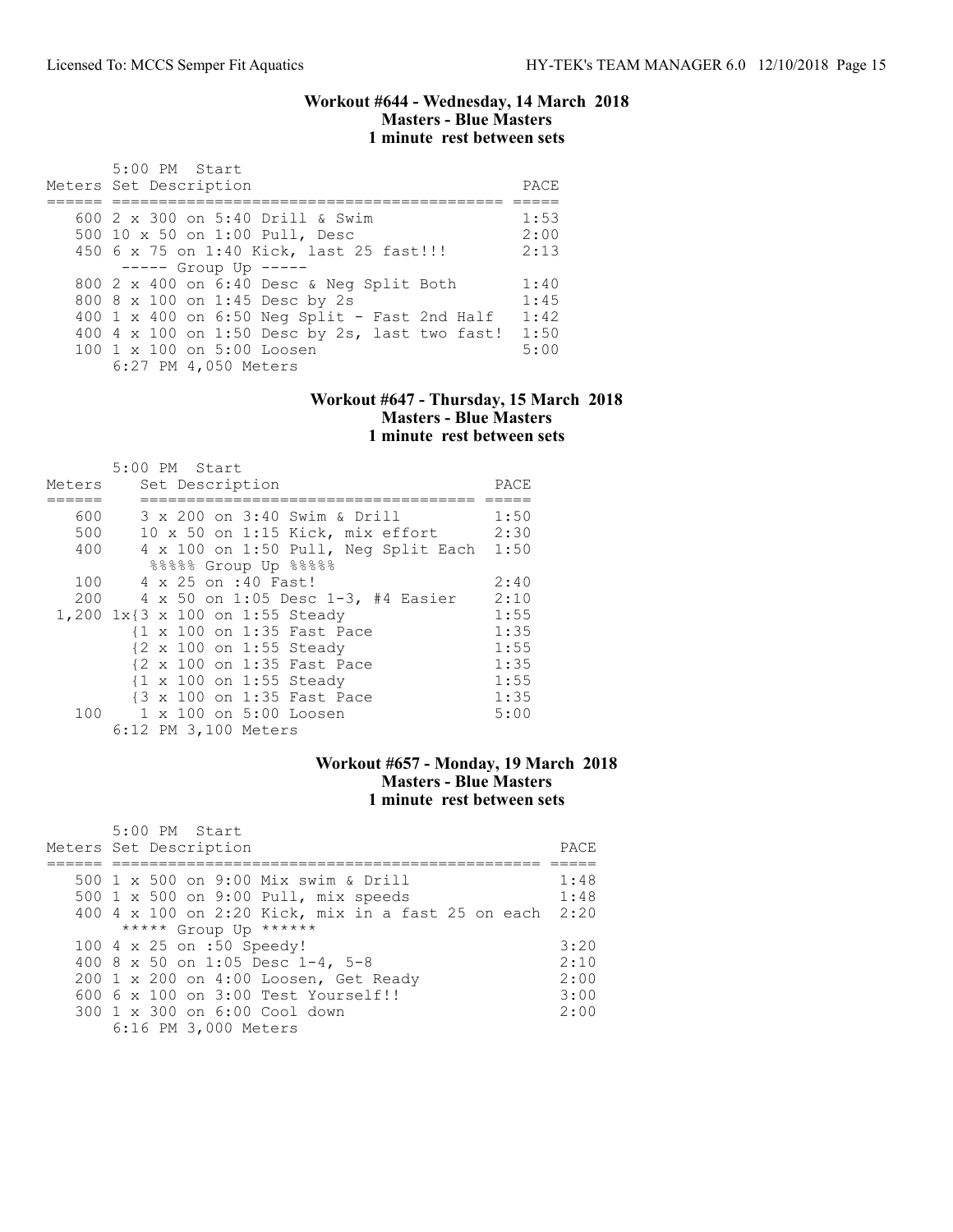### Workout #644 - Wednesday, 14 March 2018
**Masters - Blue Masters**
**1 minute rest between sets**

```
       5:00 PM  Start
Meters Set Description                              PACE
====== =========================================== =====
   600 2 x 300 on 5:40 Drill & Swim                 1:53
   500 10 x 50 on 1:00 Pull, Desc                   2:00
   450 6 x 75 on 1:40 Kick, last 25 fast!!!         2:13
        ----- Group Up -----
   800 2 x 400 on 6:40 Desc & Neg Split Both        1:40
   800 8 x 100 on 1:45 Desc by 2s                   1:45
   400 1 x 400 on 6:50 Neg Split - Fast 2nd Half    1:42
   400 4 x 100 on 1:50 Desc by 2s, last two fast!   1:50
   100 1 x 100 on 5:00 Loosen                       5:00
       6:27 PM 4,050 Meters
```

### Workout #647 - Thursday, 15 March 2018
**Masters - Blue Masters**
**1 minute rest between sets**

```
       5:00 PM  Start
Meters    Set Description                           PACE
======    ====================================     =====
   600    3 x 200 on 3:40 Swim & Drill              1:50
   500    10 x 50 on 1:15 Kick, mix effort          2:30
   400    4 x 100 on 1:50 Pull, Neg Split Each      1:50
           %%%%% Group Up %%%%%
   100    4 x 25 on :40 Fast!                       2:40
   200    4 x 50 on 1:05 Desc 1-3, #4 Easier        2:10
 1,200 1x{3 x 100 on 1:55 Steady                    1:55
         {1 x 100 on 1:35 Fast Pace                 1:35
         {2 x 100 on 1:55 Steady                    1:55
         {2 x 100 on 1:35 Fast Pace                 1:35
         {1 x 100 on 1:55 Steady                    1:55
         {3 x 100 on 1:35 Fast Pace                 1:35
   100    1 x 100 on 5:00 Loosen                    5:00
       6:12 PM 3,100 Meters
```

### Workout #657 - Monday, 19 March 2018
**Masters - Blue Masters**
**1 minute rest between sets**

```
       5:00 PM  Start
Meters Set Description                                     PACE
====== =============================================     =====
   500 1 x 500 on 9:00 Mix swim & Drill                    1:48
   500 1 x 500 on 9:00 Pull, mix speeds                    1:48
   400 4 x 100 on 2:20 Kick, mix in a fast 25 on each      2:20
        ***** Group Up ******
   100 4 x 25 on :50 Speedy!                               3:20
   400 8 x 50 on 1:05 Desc 1-4, 5-8                        2:10
   200 1 x 200 on 4:00 Loosen, Get Ready                   2:00
   600 6 x 100 on 3:00 Test Yourself!!                     3:00
   300 1 x 300 on 6:00 Cool down                           2:00
       6:16 PM 3,000 Meters
```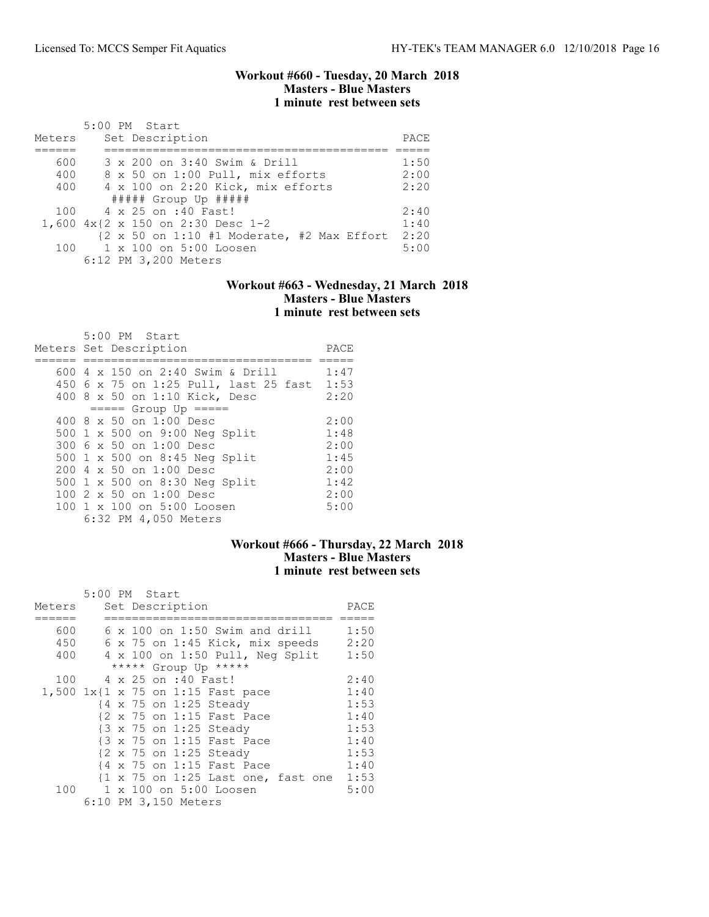### Workout #660 - Tuesday, 20 March 2018
### Masters - Blue Masters
### 1 minute rest between sets

5:00 PM Start

| Meters | Set Description | PACE |
|---|---|---|
| 600 | 3 x 200 on 3:40 Swim & Drill | 1:50 |
| 400 | 8 x 50 on 1:00 Pull, mix efforts | 2:00 |
| 400 | 4 x 100 on 2:20 Kick, mix efforts | 2:20 |
| | ##### Group Up ##### | |
| 100 | 4 x 25 on :40 Fast! | 2:40 |
| 1,600 | 4x{2 x 150 on 2:30 Desc 1-2 | 1:40 |
| | {2 x 50 on 1:10 #1 Moderate, #2 Max Effort | 2:20 |
| 100 | 1 x 100 on 5:00 Loosen | 5:00 |

6:12 PM 3,200 Meters

### Workout #663 - Wednesday, 21 March 2018
### Masters - Blue Masters
### 1 minute rest between sets

5:00 PM Start

| Meters | Set Description | PACE |
|---|---|---|
| 600 | 4 x 150 on 2:40 Swim & Drill | 1:47 |
| 450 | 6 x 75 on 1:25 Pull, last 25 fast | 1:53 |
| 400 | 8 x 50 on 1:10 Kick, Desc | 2:20 |
| | ===== Group Up ===== | |
| 400 | 8 x 50 on 1:00 Desc | 2:00 |
| 500 | 1 x 500 on 9:00 Neg Split | 1:48 |
| 300 | 6 x 50 on 1:00 Desc | 2:00 |
| 500 | 1 x 500 on 8:45 Neg Split | 1:45 |
| 200 | 4 x 50 on 1:00 Desc | 2:00 |
| 500 | 1 x 500 on 8:30 Neg Split | 1:42 |
| 100 | 2 x 50 on 1:00 Desc | 2:00 |
| 100 | 1 x 100 on 5:00 Loosen | 5:00 |

6:32 PM 4,050 Meters

### Workout #666 - Thursday, 22 March 2018
### Masters - Blue Masters
### 1 minute rest between sets

5:00 PM Start

| Meters | Set Description | PACE |
|---|---|---|
| 600 | 6 x 100 on 1:50 Swim and drill | 1:50 |
| 450 | 6 x 75 on 1:45 Kick, mix speeds | 2:20 |
| 400 | 4 x 100 on 1:50 Pull, Neg Split | 1:50 |
| | ***** Group Up ***** | |
| 100 | 4 x 25 on :40 Fast! | 2:40 |
| 1,500 | 1x{1 x 75 on 1:15 Fast pace | 1:40 |
| | {4 x 75 on 1:25 Steady | 1:53 |
| | {2 x 75 on 1:15 Fast Pace | 1:40 |
| | {3 x 75 on 1:25 Steady | 1:53 |
| | {3 x 75 on 1:15 Fast Pace | 1:40 |
| | {2 x 75 on 1:25 Steady | 1:53 |
| | {4 x 75 on 1:15 Fast Pace | 1:40 |
| | {1 x 75 on 1:25 Last one, fast one | 1:53 |
| 100 | 1 x 100 on 5:00 Loosen | 5:00 |

6:10 PM 3,150 Meters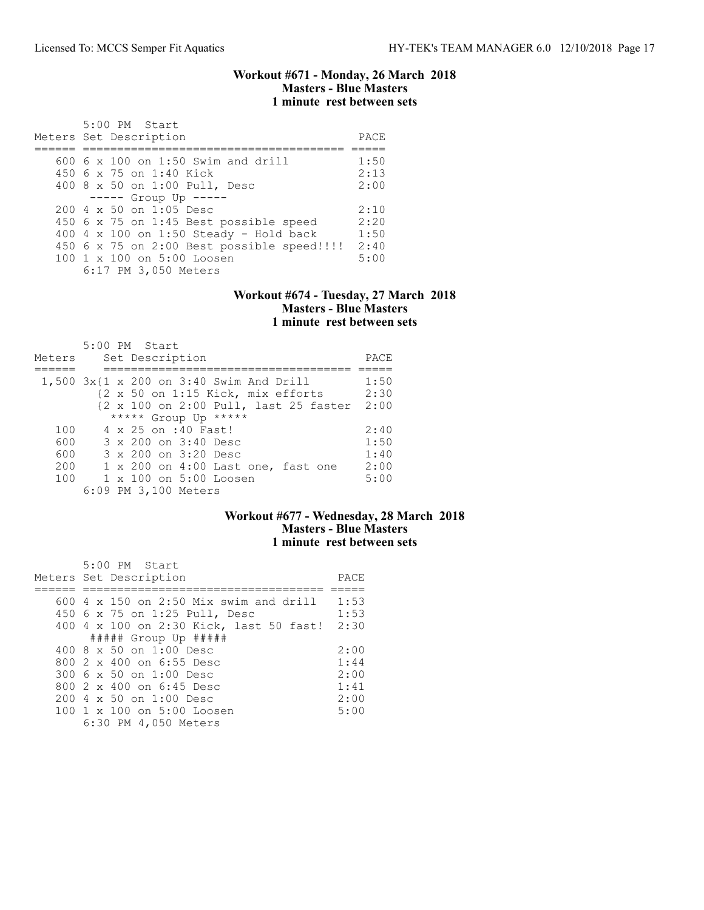### Workout #671 - Monday, 26 March 2018
**Masters - Blue Masters**
**1 minute rest between sets**

5:00 PM Start

| Meters | Set Description | PACE |
|---|---|---|
| 600 | 6 x 100 on 1:50 Swim and drill | 1:50 |
| 450 | 6 x 75 on 1:40 Kick | 2:13 |
| 400 | 8 x 50 on 1:00 Pull, Desc | 2:00 |
| | ----- Group Up ----- | |
| 200 | 4 x 50 on 1:05 Desc | 2:10 |
| 450 | 6 x 75 on 1:45 Best possible speed | 2:20 |
| 400 | 4 x 100 on 1:50 Steady - Hold back | 1:50 |
| 450 | 6 x 75 on 2:00 Best possible speed!!!! | 2:40 |
| 100 | 1 x 100 on 5:00 Loosen | 5:00 |

6:17 PM 3,050 Meters

### Workout #674 - Tuesday, 27 March 2018
**Masters - Blue Masters**
**1 minute rest between sets**

5:00 PM Start

| Meters | Set Description | PACE |
|---|---|---|
| 1,500 | 3x{1 x 200 on 3:40 Swim And Drill | 1:50 |
| | {2 x 50 on 1:15 Kick, mix efforts | 2:30 |
| | {2 x 100 on 2:00 Pull, last 25 faster | 2:00 |
| | ***** Group Up ***** | |
| 100 | 4 x 25 on :40 Fast! | 2:40 |
| 600 | 3 x 200 on 3:40 Desc | 1:50 |
| 600 | 3 x 200 on 3:20 Desc | 1:40 |
| 200 | 1 x 200 on 4:00 Last one, fast one | 2:00 |
| 100 | 1 x 100 on 5:00 Loosen | 5:00 |

6:09 PM 3,100 Meters

### Workout #677 - Wednesday, 28 March 2018
**Masters - Blue Masters**
**1 minute rest between sets**

5:00 PM Start

| Meters | Set Description | PACE |
|---|---|---|
| 600 | 4 x 150 on 2:50 Mix swim and drill | 1:53 |
| 450 | 6 x 75 on 1:25 Pull, Desc | 1:53 |
| 400 | 4 x 100 on 2:30 Kick, last 50 fast! | 2:30 |
| | ##### Group Up ##### | |
| 400 | 8 x 50 on 1:00 Desc | 2:00 |
| 800 | 2 x 400 on 6:55 Desc | 1:44 |
| 300 | 6 x 50 on 1:00 Desc | 2:00 |
| 800 | 2 x 400 on 6:45 Desc | 1:41 |
| 200 | 4 x 50 on 1:00 Desc | 2:00 |
| 100 | 1 x 100 on 5:00 Loosen | 5:00 |

6:30 PM 4,050 Meters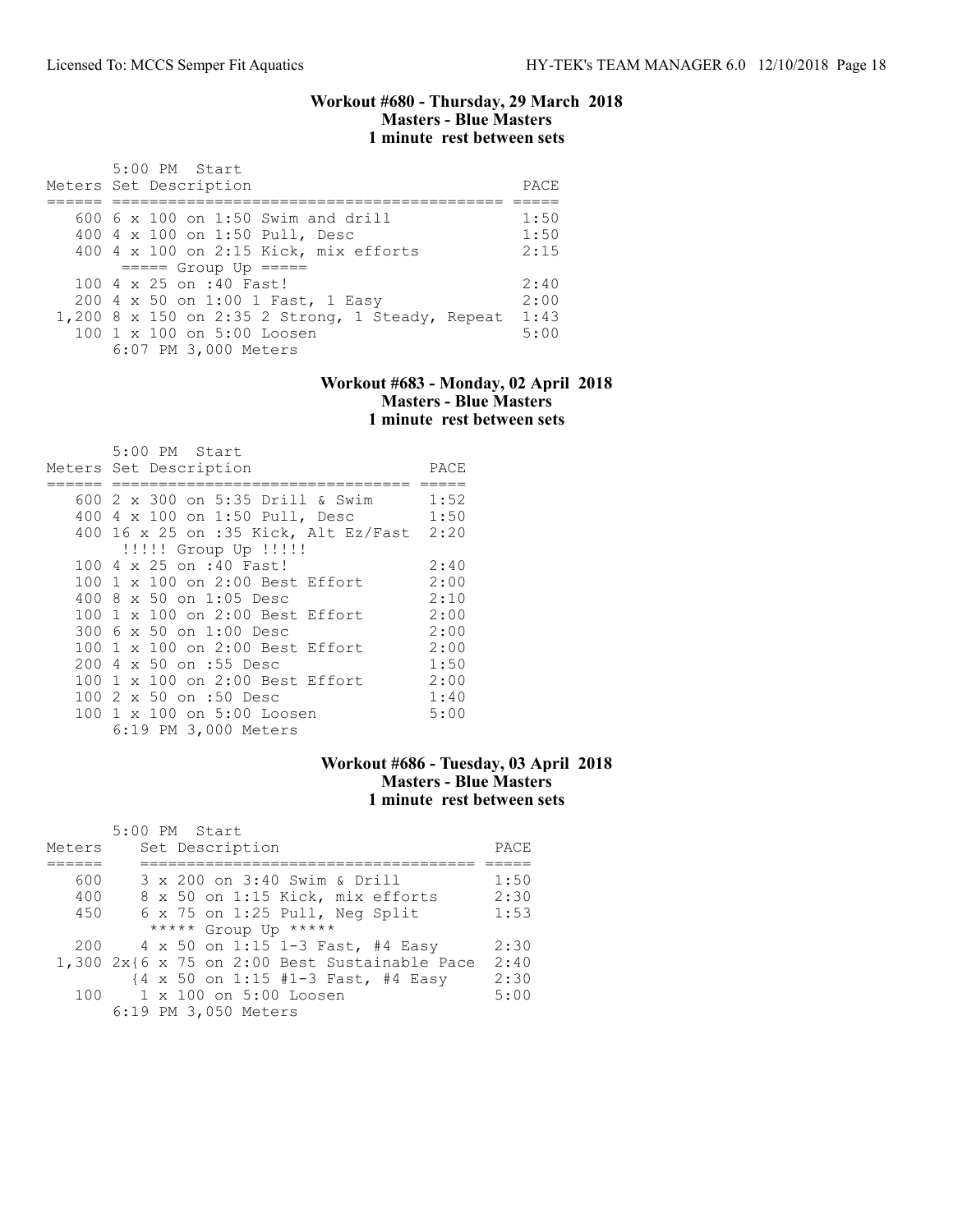### Workout #680 - Thursday, 29 March 2018
**Masters - Blue Masters**
**1 minute rest between sets**

```
       5:00 PM  Start
Meters Set Description                              PACE
====== ========================================== =====
   600 6 x 100 on 1:50 Swim and drill               1:50
   400 4 x 100 on 1:50 Pull, Desc                   1:50
   400 4 x 100 on 2:15 Kick, mix efforts            2:15
        ===== Group Up =====
   100 4 x 25 on :40 Fast!                          2:40
   200 4 x 50 on 1:00 1 Fast, 1 Easy                2:00
 1,200 8 x 150 on 2:35 2 Strong, 1 Steady, Repeat  1:43
   100 1 x 100 on 5:00 Loosen                       5:00
       6:07 PM 3,000 Meters
```

### Workout #683 - Monday, 02 April 2018
**Masters - Blue Masters**
**1 minute rest between sets**

```
       5:00 PM  Start
Meters Set Description                    PACE
====== ================================ =====
   600 2 x 300 on 5:35 Drill & Swim      1:52
   400 4 x 100 on 1:50 Pull, Desc        1:50
   400 16 x 25 on :35 Kick, Alt Ez/Fast  2:20
        !!!!! Group Up !!!!!
   100 4 x 25 on :40 Fast!               2:40
   100 1 x 100 on 2:00 Best Effort       2:00
   400 8 x 50 on 1:05 Desc               2:10
   100 1 x 100 on 2:00 Best Effort       2:00
   300 6 x 50 on 1:00 Desc               2:00
   100 1 x 100 on 2:00 Best Effort       2:00
   200 4 x 50 on :55 Desc                1:50
   100 1 x 100 on 2:00 Best Effort       2:00
   100 2 x 50 on :50 Desc                1:40
   100 1 x 100 on 5:00 Loosen            5:00
       6:19 PM 3,000 Meters
```

### Workout #686 - Tuesday, 03 April 2018
**Masters - Blue Masters**
**1 minute rest between sets**

```
       5:00 PM  Start
Meters    Set Description                          PACE
======    ===================================== =====
   600    3 x 200 on 3:40 Swim & Drill             1:50
   400    8 x 50 on 1:15 Kick, mix efforts         2:30
   450    6 x 75 on 1:25 Pull, Neg Split          1:53
          ***** Group Up *****
   200    4 x 50 on 1:15 1-3 Fast, #4 Easy         2:30
 1,300 2x{6 x 75 on 2:00 Best Sustainable Pace  2:40
          {4 x 50 on 1:15 #1-3 Fast, #4 Easy       2:30
   100    1 x 100 on 5:00 Loosen                   5:00
       6:19 PM 3,050 Meters
```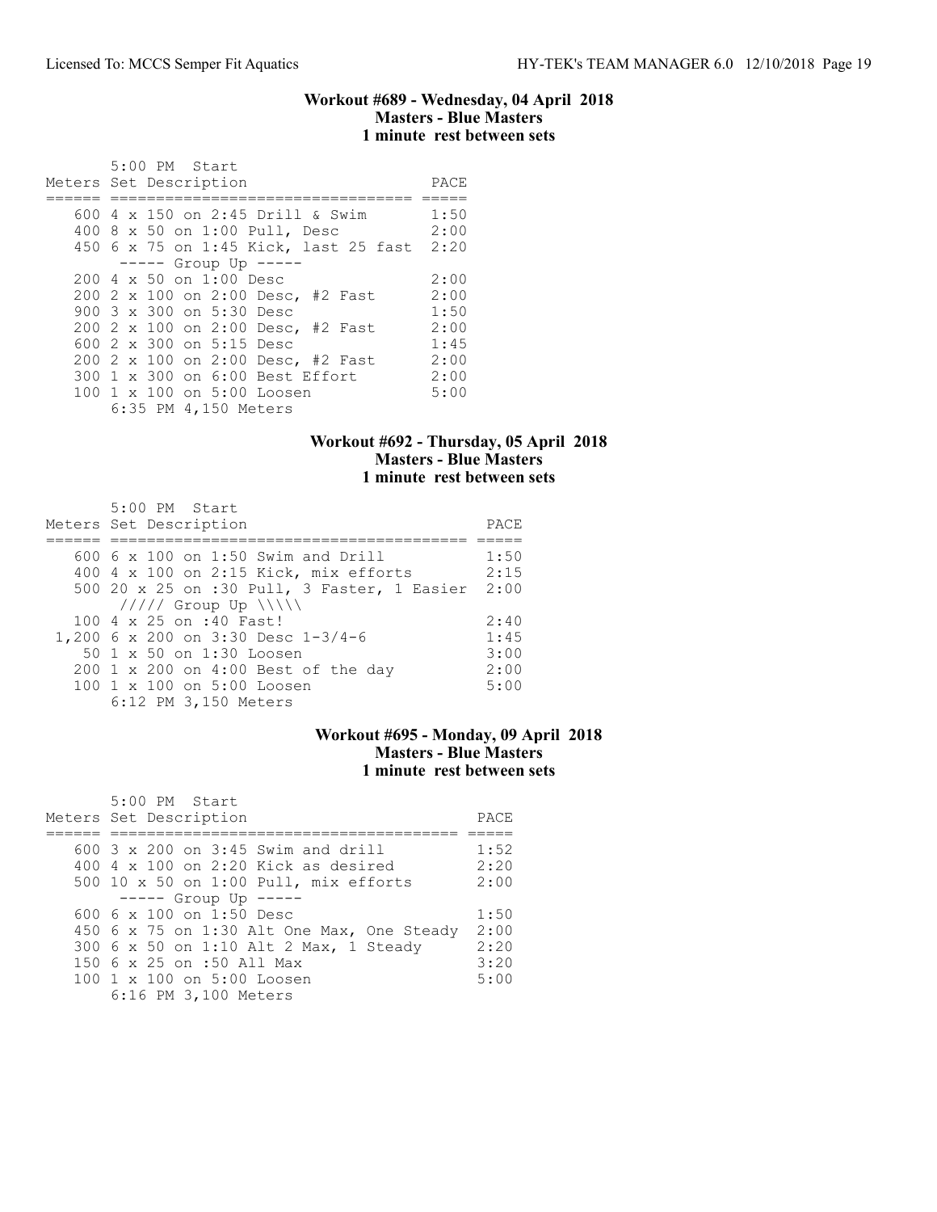## Workout #689 - Wednesday, 04 April 2018
### Masters - Blue Masters
### 1 minute rest between sets

5:00 PM Start

| Meters | Set Description | PACE |
|---|---|---|
| 600 | 4 x 150 on 2:45 Drill & Swim | 1:50 |
| 400 | 8 x 50 on 1:00 Pull, Desc | 2:00 |
| 450 | 6 x 75 on 1:45 Kick, last 25 fast | 2:20 |
| | ----- Group Up ----- | |
| 200 | 4 x 50 on 1:00 Desc | 2:00 |
| 200 | 2 x 100 on 2:00 Desc, #2 Fast | 2:00 |
| 900 | 3 x 300 on 5:30 Desc | 1:50 |
| 200 | 2 x 100 on 2:00 Desc, #2 Fast | 2:00 |
| 600 | 2 x 300 on 5:15 Desc | 1:45 |
| 200 | 2 x 100 on 2:00 Desc, #2 Fast | 2:00 |
| 300 | 1 x 300 on 6:00 Best Effort | 2:00 |
| 100 | 1 x 100 on 5:00 Loosen | 5:00 |

6:35 PM 4,150 Meters

## Workout #692 - Thursday, 05 April 2018
### Masters - Blue Masters
### 1 minute rest between sets

5:00 PM Start

| Meters | Set Description | PACE |
|---|---|---|
| 600 | 6 x 100 on 1:50 Swim and Drill | 1:50 |
| 400 | 4 x 100 on 2:15 Kick, mix efforts | 2:15 |
| 500 | 20 x 25 on :30 Pull, 3 Faster, 1 Easier | 2:00 |
| | ///// Group Up \\\\\ | |
| 100 | 4 x 25 on :40 Fast! | 2:40 |
| 1,200 | 6 x 200 on 3:30 Desc 1-3/4-6 | 1:45 |
| 50 | 1 x 50 on 1:30 Loosen | 3:00 |
| 200 | 1 x 200 on 4:00 Best of the day | 2:00 |
| 100 | 1 x 100 on 5:00 Loosen | 5:00 |

6:12 PM 3,150 Meters

## Workout #695 - Monday, 09 April 2018
### Masters - Blue Masters
### 1 minute rest between sets

5:00 PM Start

| Meters | Set Description | PACE |
|---|---|---|
| 600 | 3 x 200 on 3:45 Swim and drill | 1:52 |
| 400 | 4 x 100 on 2:20 Kick as desired | 2:20 |
| 500 | 10 x 50 on 1:00 Pull, mix efforts | 2:00 |
| | ----- Group Up ----- | |
| 600 | 6 x 100 on 1:50 Desc | 1:50 |
| 450 | 6 x 75 on 1:30 Alt One Max, One Steady | 2:00 |
| 300 | 6 x 50 on 1:10 Alt 2 Max, 1 Steady | 2:20 |
| 150 | 6 x 25 on :50 All Max | 3:20 |
| 100 | 1 x 100 on 5:00 Loosen | 5:00 |

6:16 PM 3,100 Meters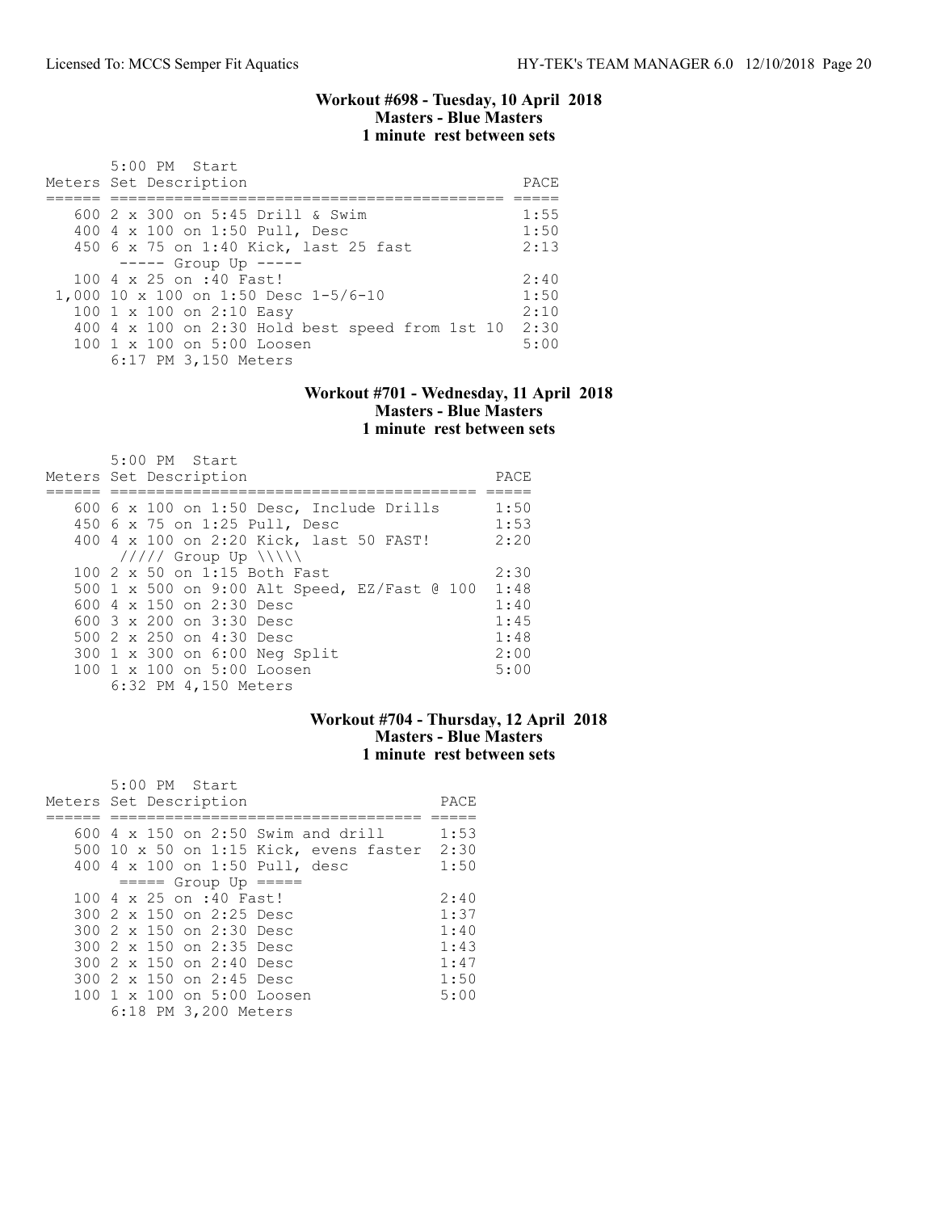### Workout #698 - Tuesday, 10 April 2018
### Masters - Blue Masters
### 1 minute rest between sets

```
       5:00 PM  Start
Meters Set Description                              PACE
====== =========================================== =====
   600 2 x 300 on 5:45 Drill & Swim                 1:55
   400 4 x 100 on 1:50 Pull, Desc                   1:50
   450 6 x 75 on 1:40 Kick, last 25 fast            2:13
        ----- Group Up -----
   100 4 x 25 on :40 Fast!                          2:40
 1,000 10 x 100 on 1:50 Desc 1-5/6-10               1:50
   100 1 x 100 on 2:10 Easy                         2:10
   400 4 x 100 on 2:30 Hold best speed from 1st 10  2:30
   100 1 x 100 on 5:00 Loosen                       5:00
       6:17 PM 3,150 Meters
```

### Workout #701 - Wednesday, 11 April 2018
### Masters - Blue Masters
### 1 minute rest between sets

```
       5:00 PM  Start
Meters Set Description                              PACE
====== ========================================= =====
   600 6 x 100 on 1:50 Desc, Include Drills      1:50
   450 6 x 75 on 1:25 Pull, Desc                 1:53
   400 4 x 100 on 2:20 Kick, last 50 FAST!       2:20
        ///// Group Up \\\\\
   100 2 x 50 on 1:15 Both Fast                  2:30
   500 1 x 500 on 9:00 Alt Speed, EZ/Fast @ 100  1:48
   600 4 x 150 on 2:30 Desc                      1:40
   600 3 x 200 on 3:30 Desc                      1:45
   500 2 x 250 on 4:30 Desc                      1:48
   300 1 x 300 on 6:00 Neg Split                 2:00
   100 1 x 100 on 5:00 Loosen                    5:00
       6:32 PM 4,150 Meters
```

### Workout #704 - Thursday, 12 April 2018
### Masters - Blue Masters
### 1 minute rest between sets

```
       5:00 PM  Start
Meters Set Description                       PACE
====== ================================== =====
   600 4 x 150 on 2:50 Swim and drill      1:53
   500 10 x 50 on 1:15 Kick, evens faster  2:30
   400 4 x 100 on 1:50 Pull, desc          1:50
        ===== Group Up =====
   100 4 x 25 on :40 Fast!                 2:40
   300 2 x 150 on 2:25 Desc                1:37
   300 2 x 150 on 2:30 Desc                1:40
   300 2 x 150 on 2:35 Desc                1:43
   300 2 x 150 on 2:40 Desc                1:47
   300 2 x 150 on 2:45 Desc                1:50
   100 1 x 100 on 5:00 Loosen              5:00
       6:18 PM 3,200 Meters
```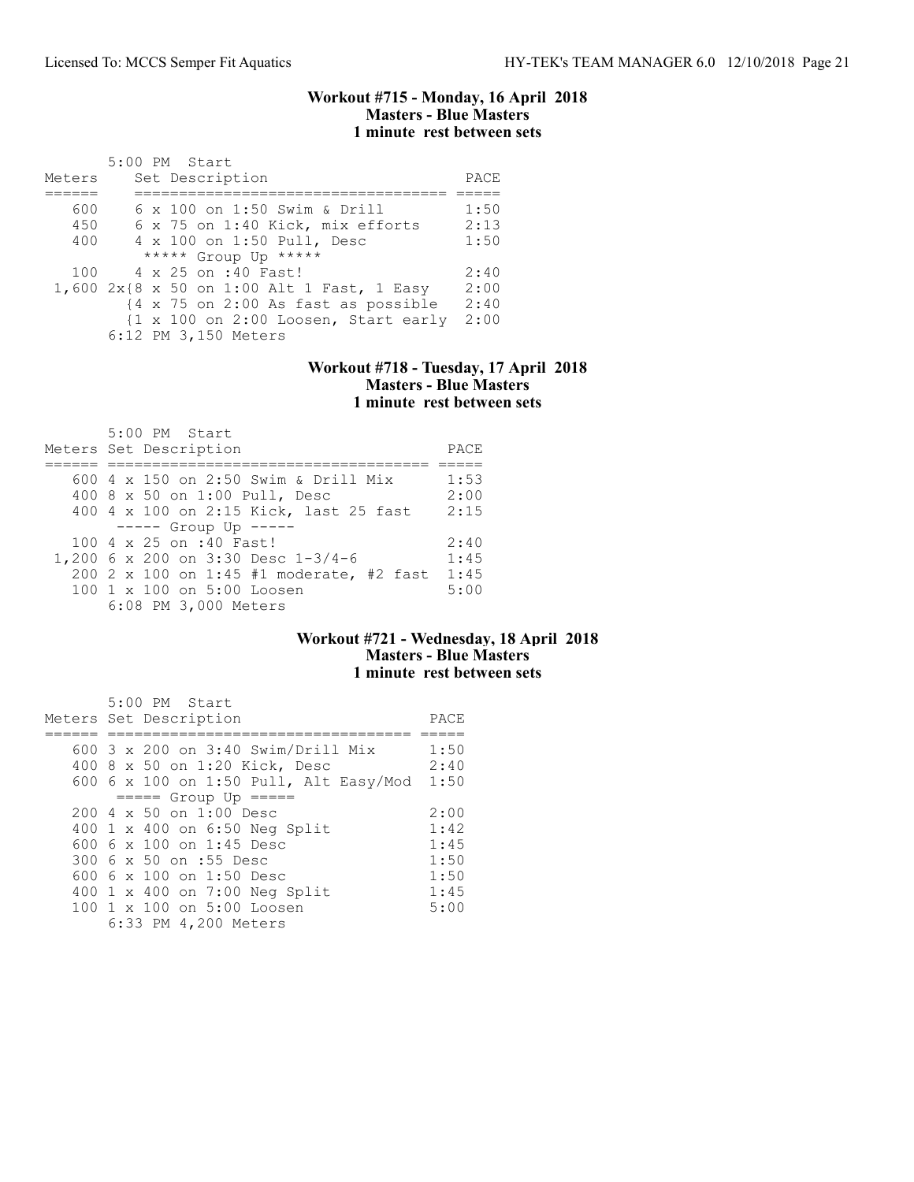### Workout #715 - Monday, 16 April 2018
**Masters - Blue Masters**
**1 minute rest between sets**

5:00 PM Start

| Meters | Set Description | PACE |
|---|---|---|
| 600 | 6 x 100 on 1:50 Swim & Drill | 1:50 |
| 450 | 6 x 75 on 1:40 Kick, mix efforts | 2:13 |
| 400 | 4 x 100 on 1:50 Pull, Desc | 1:50 |
| | ***** Group Up ***** | |
| 100 | 4 x 25 on :40 Fast! | 2:40 |
| 1,600 | 2x{8 x 50 on 1:00 Alt 1 Fast, 1 Easy | 2:00 |
| | {4 x 75 on 2:00 As fast as possible | 2:40 |
| | {1 x 100 on 2:00 Loosen, Start early | 2:00 |
| | 6:12 PM 3,150 Meters | |

### Workout #718 - Tuesday, 17 April 2018
**Masters - Blue Masters**
**1 minute rest between sets**

5:00 PM Start

| Meters | Set Description | PACE |
|---|---|---|
| 600 | 4 x 150 on 2:50 Swim & Drill Mix | 1:53 |
| 400 | 8 x 50 on 1:00 Pull, Desc | 2:00 |
| 400 | 4 x 100 on 2:15 Kick, last 25 fast | 2:15 |
| | ----- Group Up ----- | |
| 100 | 4 x 25 on :40 Fast! | 2:40 |
| 1,200 | 6 x 200 on 3:30 Desc 1-3/4-6 | 1:45 |
| 200 | 2 x 100 on 1:45 #1 moderate, #2 fast | 1:45 |
| 100 | 1 x 100 on 5:00 Loosen | 5:00 |
| | 6:08 PM 3,000 Meters | |

### Workout #721 - Wednesday, 18 April 2018
**Masters - Blue Masters**
**1 minute rest between sets**

5:00 PM Start

| Meters | Set Description | PACE |
|---|---|---|
| 600 | 3 x 200 on 3:40 Swim/Drill Mix | 1:50 |
| 400 | 8 x 50 on 1:20 Kick, Desc | 2:40 |
| 600 | 6 x 100 on 1:50 Pull, Alt Easy/Mod | 1:50 |
| | ===== Group Up ===== | |
| 200 | 4 x 50 on 1:00 Desc | 2:00 |
| 400 | 1 x 400 on 6:50 Neg Split | 1:42 |
| 600 | 6 x 100 on 1:45 Desc | 1:45 |
| 300 | 6 x 50 on :55 Desc | 1:50 |
| 600 | 6 x 100 on 1:50 Desc | 1:50 |
| 400 | 1 x 400 on 7:00 Neg Split | 1:45 |
| 100 | 1 x 100 on 5:00 Loosen | 5:00 |
| | 6:33 PM 4,200 Meters | |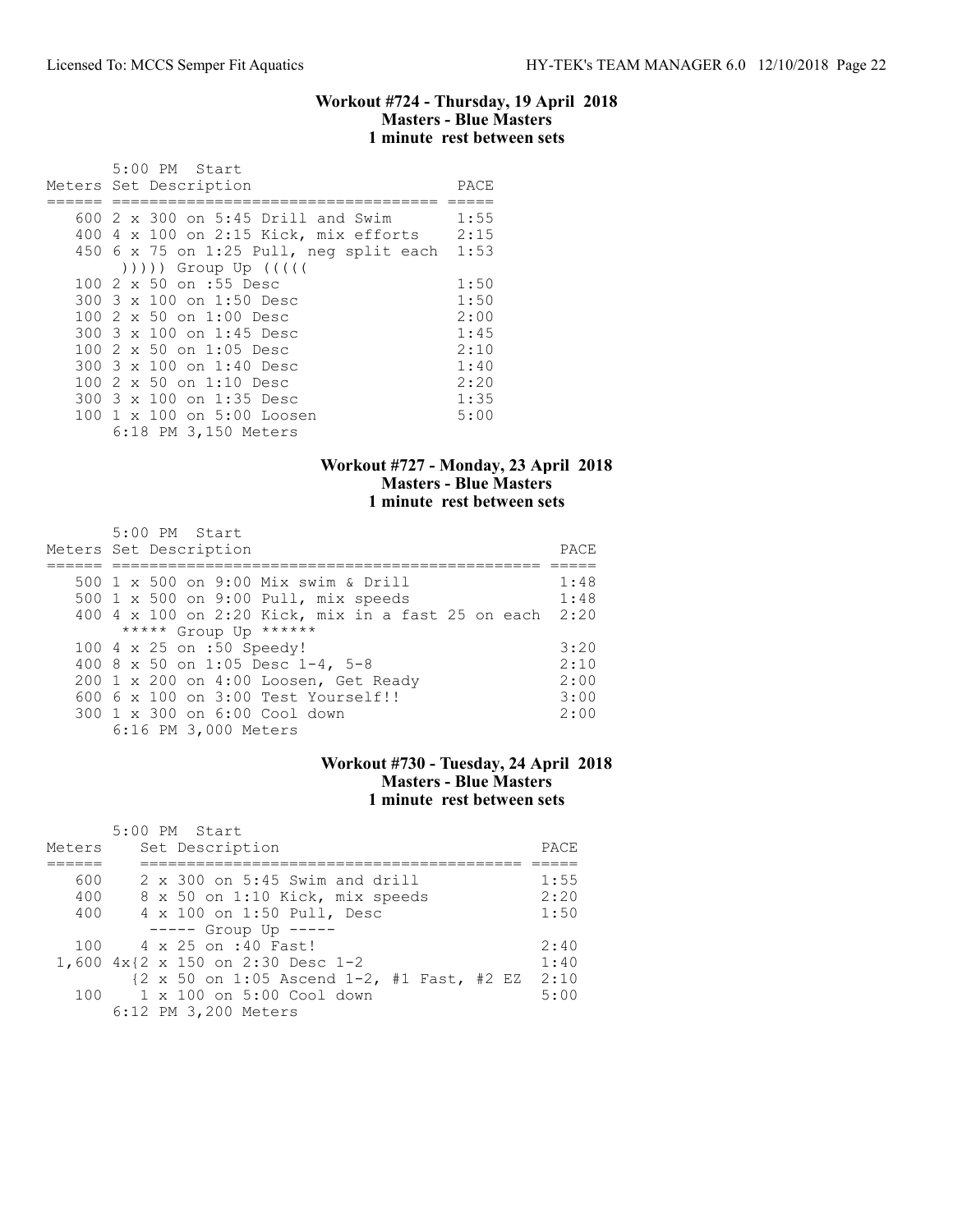## Workout #724 - Thursday, 19 April 2018
### Masters - Blue Masters
### 1 minute rest between sets

5:00 PM Start

| Meters | Set Description | PACE |
|---|---|---|
| 600 | 2 x 300 on 5:45 Drill and Swim | 1:55 |
| 400 | 4 x 100 on 2:15 Kick, mix efforts | 2:15 |
| 450 | 6 x 75 on 1:25 Pull, neg split each | 1:53 |
| | ))))) Group Up ((((( | |
| 100 | 2 x 50 on :55 Desc | 1:50 |
| 300 | 3 x 100 on 1:50 Desc | 1:50 |
| 100 | 2 x 50 on 1:00 Desc | 2:00 |
| 300 | 3 x 100 on 1:45 Desc | 1:45 |
| 100 | 2 x 50 on 1:05 Desc | 2:10 |
| 300 | 3 x 100 on 1:40 Desc | 1:40 |
| 100 | 2 x 50 on 1:10 Desc | 2:20 |
| 300 | 3 x 100 on 1:35 Desc | 1:35 |
| 100 | 1 x 100 on 5:00 Loosen | 5:00 |

6:18 PM 3,150 Meters

## Workout #727 - Monday, 23 April 2018
### Masters - Blue Masters
### 1 minute rest between sets

5:00 PM Start

| Meters | Set Description | PACE |
|---|---|---|
| 500 | 1 x 500 on 9:00 Mix swim & Drill | 1:48 |
| 500 | 1 x 500 on 9:00 Pull, mix speeds | 1:48 |
| 400 | 4 x 100 on 2:20 Kick, mix in a fast 25 on each | 2:20 |
| | ***** Group Up ****** | |
| 100 | 4 x 25 on :50 Speedy! | 3:20 |
| 400 | 8 x 50 on 1:05 Desc 1-4, 5-8 | 2:10 |
| 200 | 1 x 200 on 4:00 Loosen, Get Ready | 2:00 |
| 600 | 6 x 100 on 3:00 Test Yourself!! | 3:00 |
| 300 | 1 x 300 on 6:00 Cool down | 2:00 |

6:16 PM 3,000 Meters

## Workout #730 - Tuesday, 24 April 2018
### Masters - Blue Masters
### 1 minute rest between sets

5:00 PM Start

| Meters | Set Description | PACE |
|---|---|---|
| 600 | 2 x 300 on 5:45 Swim and drill | 1:55 |
| 400 | 8 x 50 on 1:10 Kick, mix speeds | 2:20 |
| 400 | 4 x 100 on 1:50 Pull, Desc | 1:50 |
| | ----- Group Up ----- | |
| 100 | 4 x 25 on :40 Fast! | 2:40 |
| 1,600 | 4x{2 x 150 on 2:30 Desc 1-2 | 1:40 |
| | {2 x 50 on 1:05 Ascend 1-2, #1 Fast, #2 EZ | 2:10 |
| 100 | 1 x 100 on 5:00 Cool down | 5:00 |

6:12 PM 3,200 Meters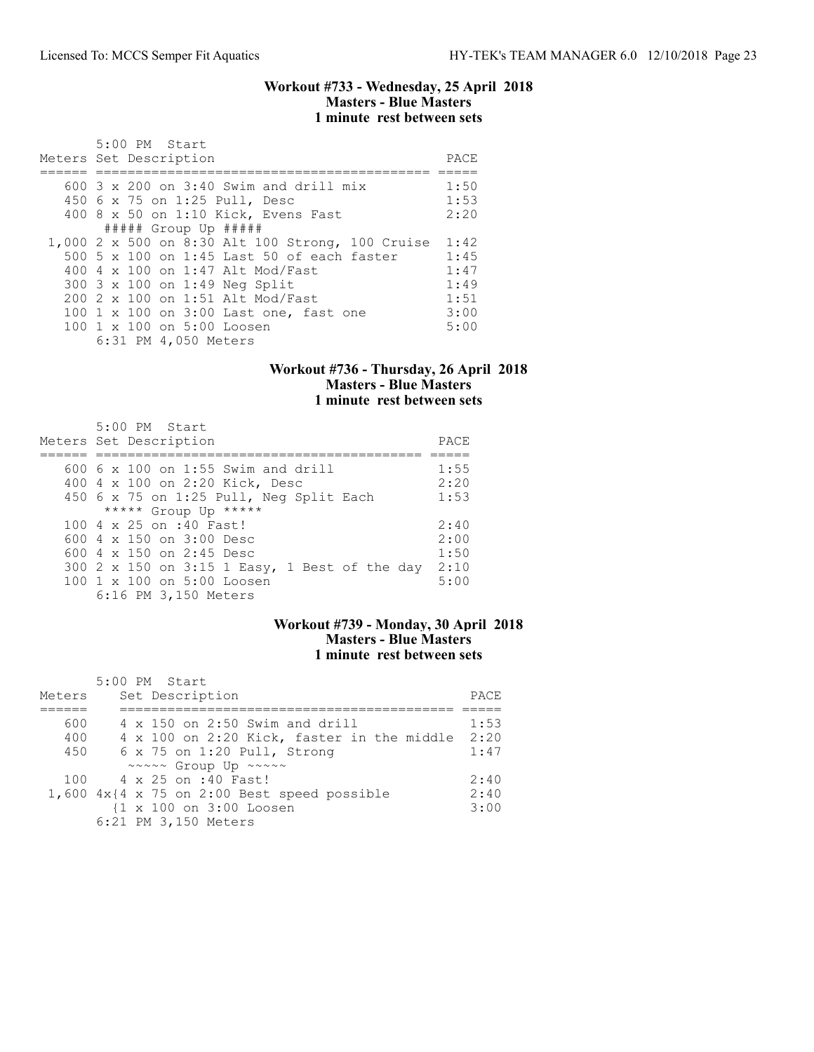### Workout #733 - Wednesday, 25 April 2018
### Masters - Blue Masters
### 1 minute rest between sets

```
       5:00 PM  Start
Meters Set Description                              PACE
====== =========================================== =====
   600 3 x 200 on 3:40 Swim and drill mix           1:50
   450 6 x 75 on 1:25 Pull, Desc                    1:53
   400 8 x 50 on 1:10 Kick, Evens Fast              2:20
        ##### Group Up #####
 1,000 2 x 500 on 8:30 Alt 100 Strong, 100 Cruise  1:42
   500 5 x 100 on 1:45 Last 50 of each faster       1:45
   400 4 x 100 on 1:47 Alt Mod/Fast                 1:47
   300 3 x 100 on 1:49 Neg Split                    1:49
   200 2 x 100 on 1:51 Alt Mod/Fast                 1:51
   100 1 x 100 on 3:00 Last one, fast one           3:00
   100 1 x 100 on 5:00 Loosen                       5:00
       6:31 PM 4,050 Meters
```

### Workout #736 - Thursday, 26 April 2018
### Masters - Blue Masters
### 1 minute rest between sets

```
       5:00 PM  Start
Meters Set Description                              PACE
====== ========================================== =====
   600 6 x 100 on 1:55 Swim and drill              1:55
   400 4 x 100 on 2:20 Kick, Desc                  2:20
   450 6 x 75 on 1:25 Pull, Neg Split Each         1:53
        ***** Group Up *****
   100 4 x 25 on :40 Fast!                         2:40
   600 4 x 150 on 3:00 Desc                        2:00
   600 4 x 150 on 2:45 Desc                        1:50
   300 2 x 150 on 3:15 1 Easy, 1 Best of the day  2:10
   100 1 x 100 on 5:00 Loosen                      5:00
       6:16 PM 3,150 Meters
```

### Workout #739 - Monday, 30 April 2018
### Masters - Blue Masters
### 1 minute rest between sets

```
       5:00 PM  Start
Meters     Set Description                              PACE
======     ========================================== =====
  600      4 x 150 on 2:50 Swim and drill              1:53
  400      4 x 100 on 2:20 Kick, faster in the middle  2:20
  450      6 x 75 on 1:20 Pull, Strong                 1:47
            ~~~~~ Group Up ~~~~~
  100      4 x 25 on :40 Fast!                         2:40
 1,600 4x{4 x 75 on 2:00 Best speed possible           2:40
         {1 x 100 on 3:00 Loosen                       3:00
       6:21 PM 3,150 Meters
```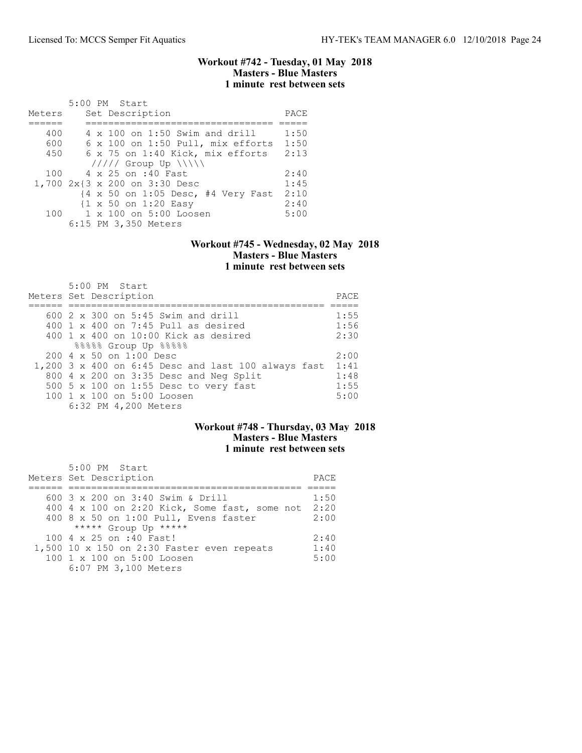### Workout #742 - Tuesday, 01 May 2018
### Masters - Blue Masters
### 1 minute rest between sets

5:00 PM Start

| Meters | Set Description | PACE |
|---|---|---|
| 400 | 4 x 100 on 1:50 Swim and drill | 1:50 |
| 600 | 6 x 100 on 1:50 Pull, mix efforts | 1:50 |
| 450 | 6 x 75 on 1:40 Kick, mix efforts | 2:13 |
| | ///// Group Up \\\\\ | |
| 100 | 4 x 25 on :40 Fast | 2:40 |
| 1,700 | 2x{3 x 200 on 3:30 Desc | 1:45 |
| | {4 x 50 on 1:05 Desc, #4 Very Fast | 2:10 |
| | {1 x 50 on 1:20 Easy | 2:40 |
| 100 | 1 x 100 on 5:00 Loosen | 5:00 |

6:15 PM 3,350 Meters

### Workout #745 - Wednesday, 02 May 2018
### Masters - Blue Masters
### 1 minute rest between sets

5:00 PM Start

| Meters | Set Description | PACE |
|---|---|---|
| 600 | 2 x 300 on 5:45 Swim and drill | 1:55 |
| 400 | 1 x 400 on 7:45 Pull as desired | 1:56 |
| 400 | 1 x 400 on 10:00 Kick as desired | 2:30 |
| | %%%%% Group Up %%%%% | |
| 200 | 4 x 50 on 1:00 Desc | 2:00 |
| 1,200 | 3 x 400 on 6:45 Desc and last 100 always fast | 1:41 |
| 800 | 4 x 200 on 3:35 Desc and Neg Split | 1:48 |
| 500 | 5 x 100 on 1:55 Desc to very fast | 1:55 |
| 100 | 1 x 100 on 5:00 Loosen | 5:00 |

6:32 PM 4,200 Meters

### Workout #748 - Thursday, 03 May 2018
### Masters - Blue Masters
### 1 minute rest between sets

5:00 PM Start

| Meters | Set Description | PACE |
|---|---|---|
| 600 | 3 x 200 on 3:40 Swim & Drill | 1:50 |
| 400 | 4 x 100 on 2:20 Kick, Some fast, some not | 2:20 |
| 400 | 8 x 50 on 1:00 Pull, Evens faster | 2:00 |
| | ***** Group Up ***** | |
| 100 | 4 x 25 on :40 Fast! | 2:40 |
| 1,500 | 10 x 150 on 2:30 Faster even repeats | 1:40 |
| 100 | 1 x 100 on 5:00 Loosen | 5:00 |

6:07 PM 3,100 Meters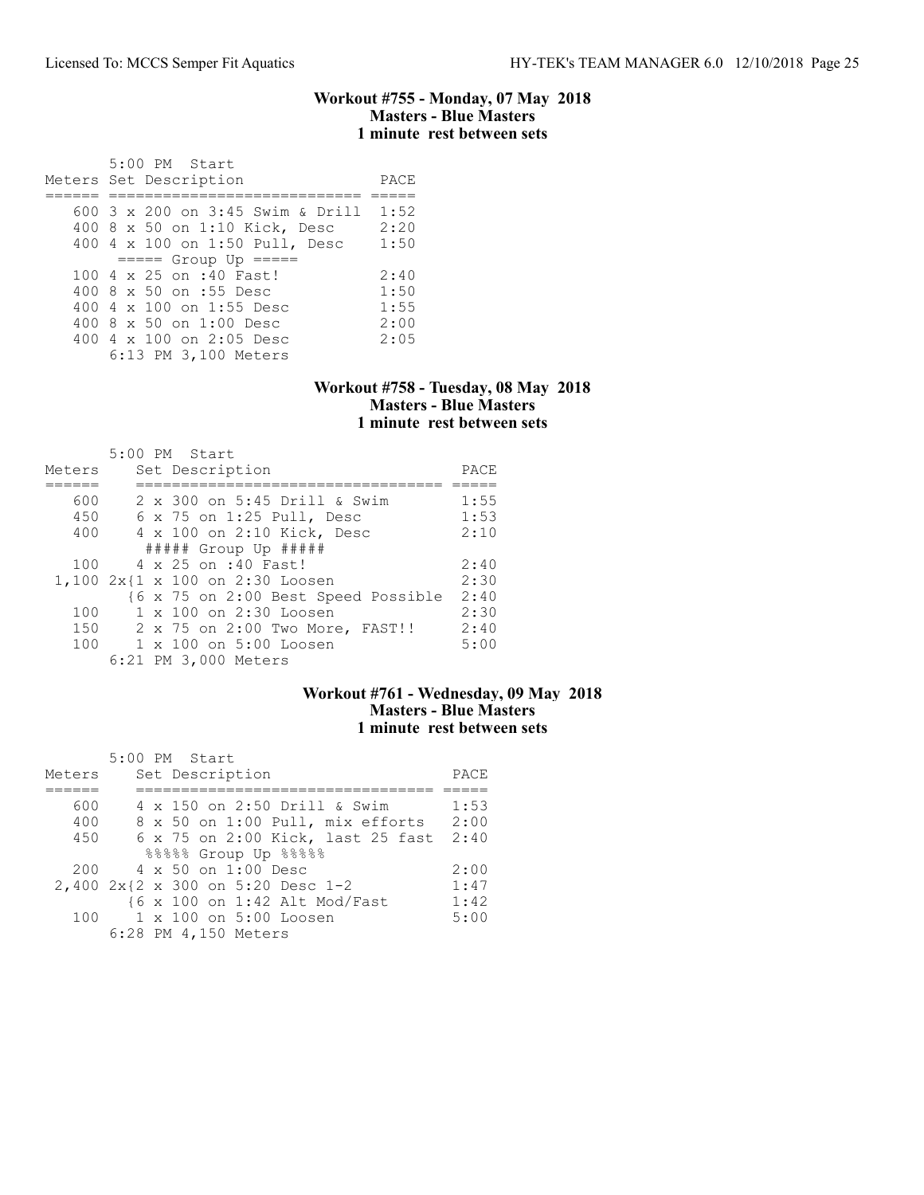### Workout #755 - Monday, 07 May 2018
**Masters - Blue Masters**
**1 minute rest between sets**

5:00 PM Start

| Meters | Set Description | PACE |
|---|---|---|
| 600 | 3 x 200 on 3:45 Swim & Drill | 1:52 |
| 400 | 8 x 50 on 1:10 Kick, Desc | 2:20 |
| 400 | 4 x 100 on 1:50 Pull, Desc | 1:50 |
| | ===== Group Up ===== | |
| 100 | 4 x 25 on :40 Fast! | 2:40 |
| 400 | 8 x 50 on :55 Desc | 1:50 |
| 400 | 4 x 100 on 1:55 Desc | 1:55 |
| 400 | 8 x 50 on 1:00 Desc | 2:00 |
| 400 | 4 x 100 on 2:05 Desc | 2:05 |
| | 6:13 PM 3,100 Meters | |

### Workout #758 - Tuesday, 08 May 2018
**Masters - Blue Masters**
**1 minute rest between sets**

5:00 PM Start

| Meters | Set Description | PACE |
|---|---|---|
| 600 | 2 x 300 on 5:45 Drill & Swim | 1:55 |
| 450 | 6 x 75 on 1:25 Pull, Desc | 1:53 |
| 400 | 4 x 100 on 2:10 Kick, Desc | 2:10 |
| | ##### Group Up ##### | |
| 100 | 4 x 25 on :40 Fast! | 2:40 |
| 1,100 | 2x{1 x 100 on 2:30 Loosen | 2:30 |
| | {6 x 75 on 2:00 Best Speed Possible | 2:40 |
| 100 | 1 x 100 on 2:30 Loosen | 2:30 |
| 150 | 2 x 75 on 2:00 Two More, FAST!! | 2:40 |
| 100 | 1 x 100 on 5:00 Loosen | 5:00 |
| | 6:21 PM 3,000 Meters | |

### Workout #761 - Wednesday, 09 May 2018
**Masters - Blue Masters**
**1 minute rest between sets**

5:00 PM Start

| Meters | Set Description | PACE |
|---|---|---|
| 600 | 4 x 150 on 2:50 Drill & Swim | 1:53 |
| 400 | 8 x 50 on 1:00 Pull, mix efforts | 2:00 |
| 450 | 6 x 75 on 2:00 Kick, last 25 fast | 2:40 |
| | %%%%% Group Up %%%%% | |
| 200 | 4 x 50 on 1:00 Desc | 2:00 |
| 2,400 | 2x{2 x 300 on 5:20 Desc 1-2 | 1:47 |
| | {6 x 100 on 1:42 Alt Mod/Fast | 1:42 |
| 100 | 1 x 100 on 5:00 Loosen | 5:00 |
| | 6:28 PM 4,150 Meters | |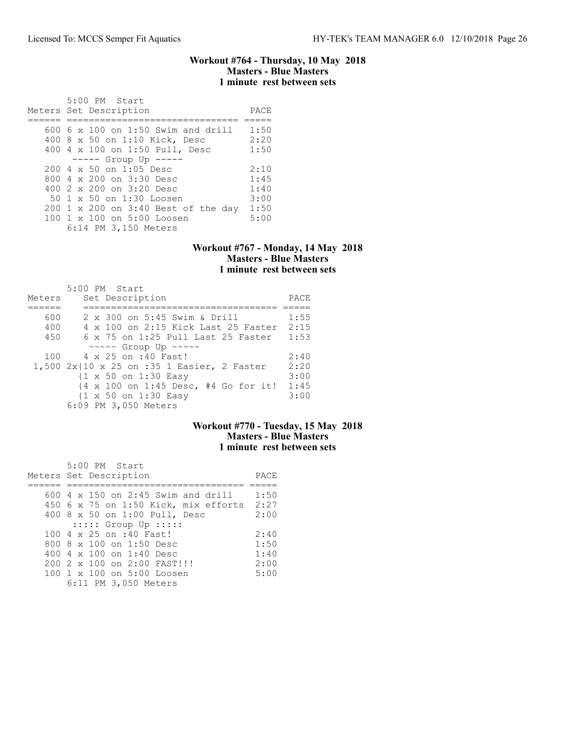### Workout #764 - Thursday, 10 May 2018
**Masters - Blue Masters**
**1 minute rest between sets**

5:00 PM Start

| Meters | Set Description | PACE |
|---|---|---|
| 600 | 6 x 100 on 1:50 Swim and drill | 1:50 |
| 400 | 8 x 50 on 1:10 Kick, Desc | 2:20 |
| 400 | 4 x 100 on 1:50 Pull, Desc | 1:50 |
| | ----- Group Up ----- | |
| 200 | 4 x 50 on 1:05 Desc | 2:10 |
| 800 | 4 x 200 on 3:30 Desc | 1:45 |
| 400 | 2 x 200 on 3:20 Desc | 1:40 |
| 50 | 1 x 50 on 1:30 Loosen | 3:00 |
| 200 | 1 x 200 on 3:40 Best of the day | 1:50 |
| 100 | 1 x 100 on 5:00 Loosen | 5:00 |

6:14 PM 3,150 Meters

### Workout #767 - Monday, 14 May 2018
**Masters - Blue Masters**
**1 minute rest between sets**

5:00 PM Start

| Meters | Set Description | PACE |
|---|---|---|
| 600 | 2 x 300 on 5:45 Swim & Drill | 1:55 |
| 400 | 4 x 100 on 2:15 Kick Last 25 Faster | 2:15 |
| 450 | 6 x 75 on 1:25 Pull Last 25 Faster | 1:53 |
| | ~~~~~ Group Up ~~~~~ | |
| 100 | 4 x 25 on :40 Fast! | 2:40 |
| 1,500 | 2x{10 x 25 on :35 1 Easier, 2 Faster | 2:20 |
| | {1 x 50 on 1:30 Easy | 3:00 |
| | {4 x 100 on 1:45 Desc, #4 Go for it! | 1:45 |
| | {1 x 50 on 1:30 Easy | 3:00 |

6:09 PM 3,050 Meters

### Workout #770 - Tuesday, 15 May 2018
**Masters - Blue Masters**
**1 minute rest between sets**

5:00 PM Start

| Meters | Set Description | PACE |
|---|---|---|
| 600 | 4 x 150 on 2:45 Swim and drill | 1:50 |
| 450 | 6 x 75 on 1:50 Kick, mix efforts | 2:27 |
| 400 | 8 x 50 on 1:00 Pull, Desc | 2:00 |
| | ::::: Group Up ::::: | |
| 100 | 4 x 25 on :40 Fast! | 2:40 |
| 800 | 8 x 100 on 1:50 Desc | 1:50 |
| 400 | 4 x 100 on 1:40 Desc | 1:40 |
| 200 | 2 x 100 on 2:00 FAST!!! | 2:00 |
| 100 | 1 x 100 on 5:00 Loosen | 5:00 |

6:11 PM 3,050 Meters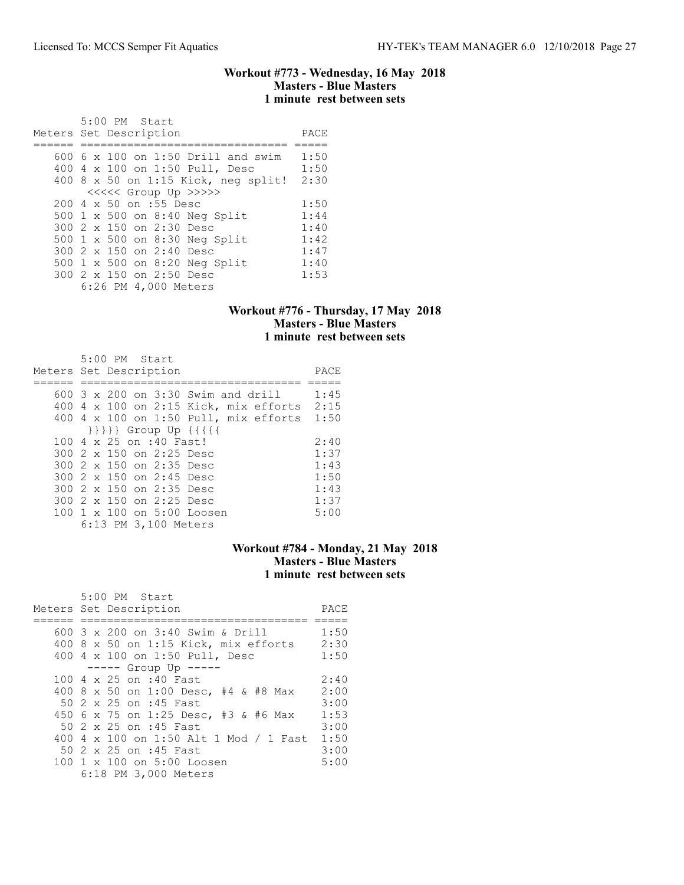## Workout #773 - Wednesday, 16 May 2018
**Masters - Blue Masters**
**1 minute rest between sets**

```
       5:00 PM  Start
Meters Set Description                   PACE
====== ============================== =====
   600 6 x 100 on 1:50 Drill and swim   1:50
   400 4 x 100 on 1:50 Pull, Desc       1:50
   400 8 x 50 on 1:15 Kick, neg split!  2:30
       <<<<< Group Up >>>>>
   200 4 x 50 on :55 Desc               1:50
   500 1 x 500 on 8:40 Neg Split        1:44
   300 2 x 150 on 2:30 Desc             1:40
   500 1 x 500 on 8:30 Neg Split        1:42
   300 2 x 150 on 2:40 Desc             1:47
   500 1 x 500 on 8:20 Neg Split        1:40
   300 2 x 150 on 2:50 Desc             1:53
       6:26 PM 4,000 Meters
```

## Workout #776 - Thursday, 17 May 2018
**Masters - Blue Masters**
**1 minute rest between sets**

```
       5:00 PM  Start
Meters Set Description                      PACE
====== ================================= =====
   600 3 x 200 on 3:30 Swim and drill      1:45
   400 4 x 100 on 2:15 Kick, mix efforts   2:15
   400 4 x 100 on 1:50 Pull, mix efforts   1:50
       }}}}} Group Up {{{{{
   100 4 x 25 on :40 Fast!                 2:40
   300 2 x 150 on 2:25 Desc                1:37
   300 2 x 150 on 2:35 Desc                1:43
   300 2 x 150 on 2:45 Desc                1:50
   300 2 x 150 on 2:35 Desc                1:43
   300 2 x 150 on 2:25 Desc                1:37
   100 1 x 100 on 5:00 Loosen              5:00
       6:13 PM 3,100 Meters
```

## Workout #784 - Monday, 21 May 2018
**Masters - Blue Masters**
**1 minute rest between sets**

```
       5:00 PM  Start
Meters Set Description                        PACE
====== =================================== =====
   600 3 x 200 on 3:40 Swim & Drill          1:50
   400 8 x 50 on 1:15 Kick, mix efforts      2:30
   400 4 x 100 on 1:50 Pull, Desc            1:50
       ----- Group Up -----
   100 4 x 25 on :40 Fast                    2:40
   400 8 x 50 on 1:00 Desc, #4 & #8 Max      2:00
    50 2 x 25 on :45 Fast                    3:00
   450 6 x 75 on 1:25 Desc, #3 & #6 Max      1:53
    50 2 x 25 on :45 Fast                    3:00
   400 4 x 100 on 1:50 Alt 1 Mod / 1 Fast    1:50
    50 2 x 25 on :45 Fast                    3:00
   100 1 x 100 on 5:00 Loosen                5:00
       6:18 PM 3,000 Meters
```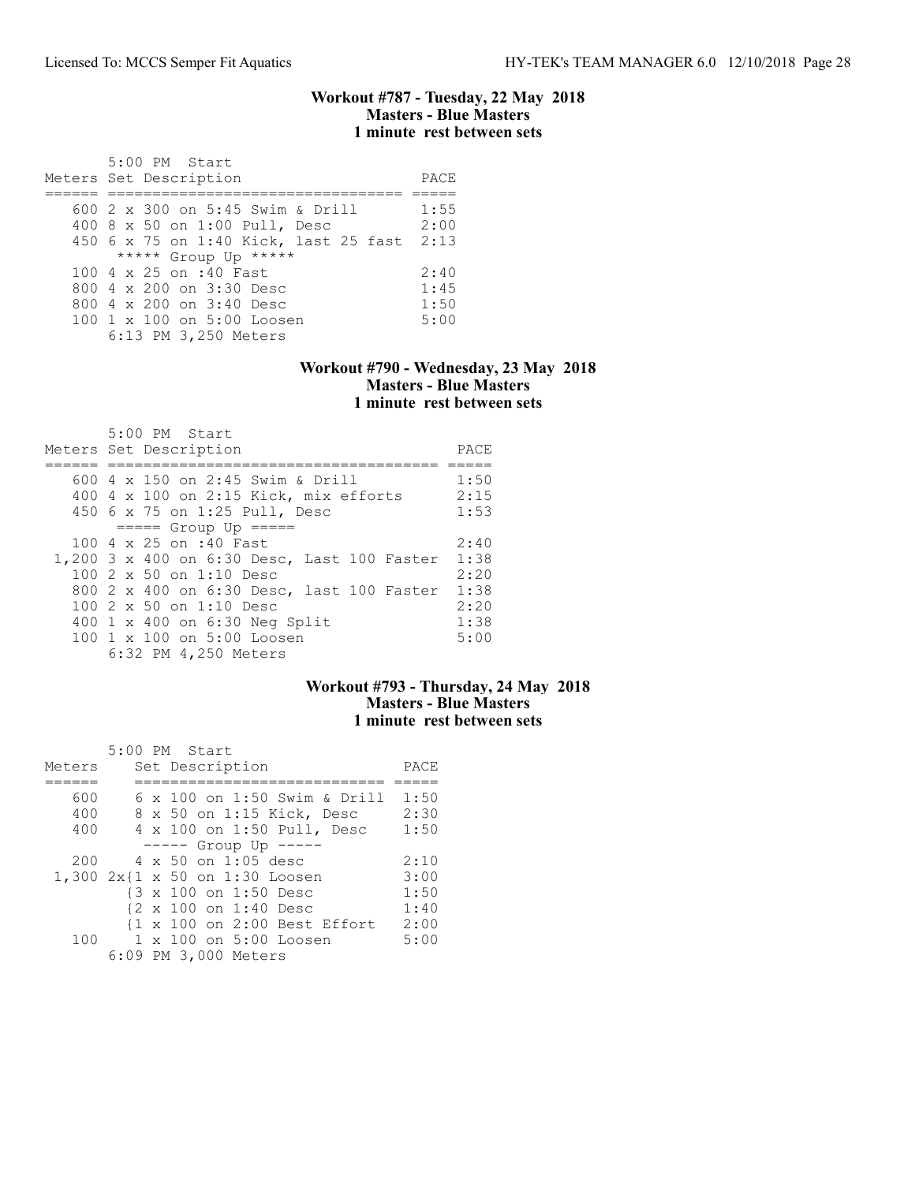### Workout #787 - Tuesday, 22 May 2018
### Masters - Blue Masters
### 1 minute rest between sets

5:00 PM Start

| Meters | Set Description | PACE |
|---|---|---|
| 600 | 2 x 300 on 5:45 Swim & Drill | 1:55 |
| 400 | 8 x 50 on 1:00 Pull, Desc | 2:00 |
| 450 | 6 x 75 on 1:40 Kick, last 25 fast | 2:13 |
| | ***** Group Up ***** | |
| 100 | 4 x 25 on :40 Fast | 2:40 |
| 800 | 4 x 200 on 3:30 Desc | 1:45 |
| 800 | 4 x 200 on 3:40 Desc | 1:50 |
| 100 | 1 x 100 on 5:00 Loosen | 5:00 |

6:13 PM 3,250 Meters

### Workout #790 - Wednesday, 23 May 2018
### Masters - Blue Masters
### 1 minute rest between sets

5:00 PM Start

| Meters | Set Description | PACE |
|---|---|---|
| 600 | 4 x 150 on 2:45 Swim & Drill | 1:50 |
| 400 | 4 x 100 on 2:15 Kick, mix efforts | 2:15 |
| 450 | 6 x 75 on 1:25 Pull, Desc | 1:53 |
| | ===== Group Up ===== | |
| 100 | 4 x 25 on :40 Fast | 2:40 |
| 1,200 | 3 x 400 on 6:30 Desc, Last 100 Faster | 1:38 |
| 100 | 2 x 50 on 1:10 Desc | 2:20 |
| 800 | 2 x 400 on 6:30 Desc, last 100 Faster | 1:38 |
| 100 | 2 x 50 on 1:10 Desc | 2:20 |
| 400 | 1 x 400 on 6:30 Neg Split | 1:38 |
| 100 | 1 x 100 on 5:00 Loosen | 5:00 |

6:32 PM 4,250 Meters

### Workout #793 - Thursday, 24 May 2018
### Masters - Blue Masters
### 1 minute rest between sets

5:00 PM Start

| Meters | Set Description | PACE |
|---|---|---|
| 600 | 6 x 100 on 1:50 Swim & Drill | 1:50 |
| 400 | 8 x 50 on 1:15 Kick, Desc | 2:30 |
| 400 | 4 x 100 on 1:50 Pull, Desc | 1:50 |
| | ----- Group Up ----- | |
| 200 | 4 x 50 on 1:05 desc | 2:10 |
| 1,300 | 2x{1 x 50 on 1:30 Loosen | 3:00 |
| | {3 x 100 on 1:50 Desc | 1:50 |
| | {2 x 100 on 1:40 Desc | 1:40 |
| | {1 x 100 on 2:00 Best Effort | 2:00 |
| 100 | 1 x 100 on 5:00 Loosen | 5:00 |

6:09 PM 3,000 Meters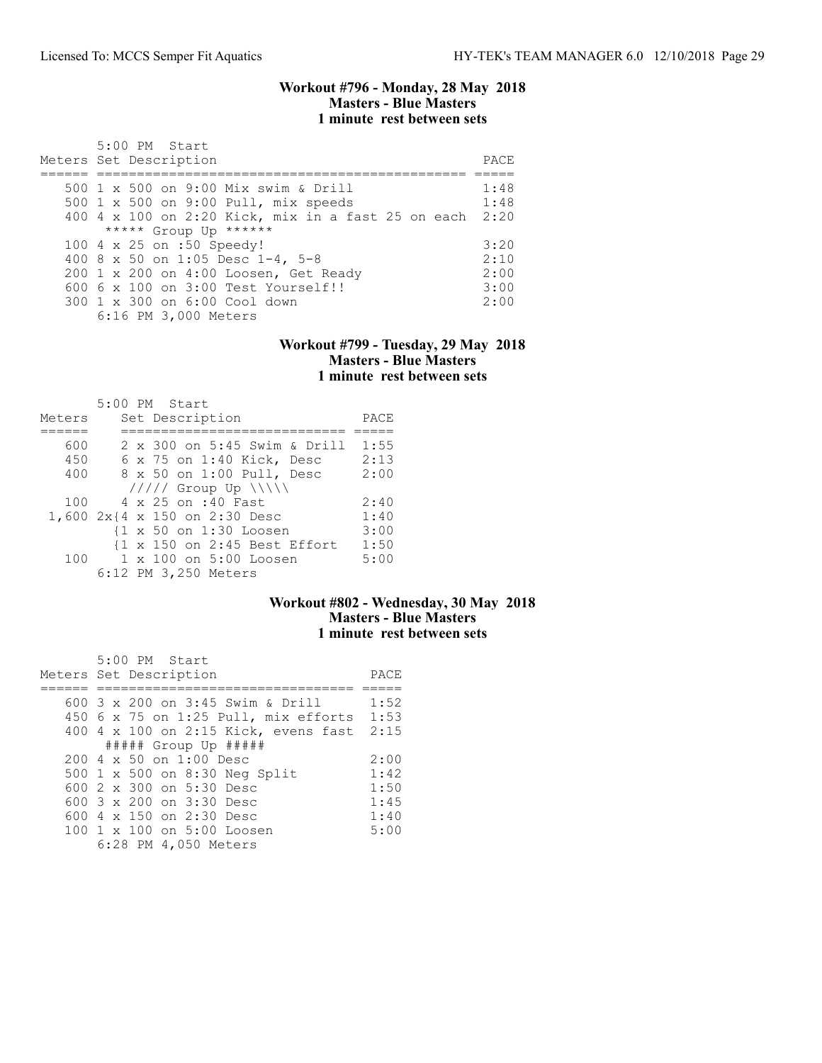### Workout #796 - Monday, 28 May 2018
### Masters - Blue Masters
### 1 minute rest between sets

5:00 PM Start

| Meters | Set Description | PACE |
|---|---|---|
| 500 | 1 x 500 on 9:00 Mix swim & Drill | 1:48 |
| 500 | 1 x 500 on 9:00 Pull, mix speeds | 1:48 |
| 400 | 4 x 100 on 2:20 Kick, mix in a fast 25 on each | 2:20 |
| | ***** Group Up ****** | |
| 100 | 4 x 25 on :50 Speedy! | 3:20 |
| 400 | 8 x 50 on 1:05 Desc 1-4, 5-8 | 2:10 |
| 200 | 1 x 200 on 4:00 Loosen, Get Ready | 2:00 |
| 600 | 6 x 100 on 3:00 Test Yourself!! | 3:00 |
| 300 | 1 x 300 on 6:00 Cool down | 2:00 |

6:16 PM 3,000 Meters

### Workout #799 - Tuesday, 29 May 2018
### Masters - Blue Masters
### 1 minute rest between sets

5:00 PM Start

| Meters | Set Description | PACE |
|---|---|---|
| 600 | 2 x 300 on 5:45 Swim & Drill | 1:55 |
| 450 | 6 x 75 on 1:40 Kick, Desc | 2:13 |
| 400 | 8 x 50 on 1:00 Pull, Desc | 2:00 |
| | ///// Group Up \\\\\ | |
| 100 | 4 x 25 on :40 Fast | 2:40 |
| 1,600 | 2x{4 x 150 on 2:30 Desc | 1:40 |
| | {1 x 50 on 1:30 Loosen | 3:00 |
| | {1 x 150 on 2:45 Best Effort | 1:50 |
| 100 | 1 x 100 on 5:00 Loosen | 5:00 |

6:12 PM 3,250 Meters

### Workout #802 - Wednesday, 30 May 2018
### Masters - Blue Masters
### 1 minute rest between sets

5:00 PM Start

| Meters | Set Description | PACE |
|---|---|---|
| 600 | 3 x 200 on 3:45 Swim & Drill | 1:52 |
| 450 | 6 x 75 on 1:25 Pull, mix efforts | 1:53 |
| 400 | 4 x 100 on 2:15 Kick, evens fast | 2:15 |
| | ##### Group Up ##### | |
| 200 | 4 x 50 on 1:00 Desc | 2:00 |
| 500 | 1 x 500 on 8:30 Neg Split | 1:42 |
| 600 | 2 x 300 on 5:30 Desc | 1:50 |
| 600 | 3 x 200 on 3:30 Desc | 1:45 |
| 600 | 4 x 150 on 2:30 Desc | 1:40 |
| 100 | 1 x 100 on 5:00 Loosen | 5:00 |

6:28 PM 4,050 Meters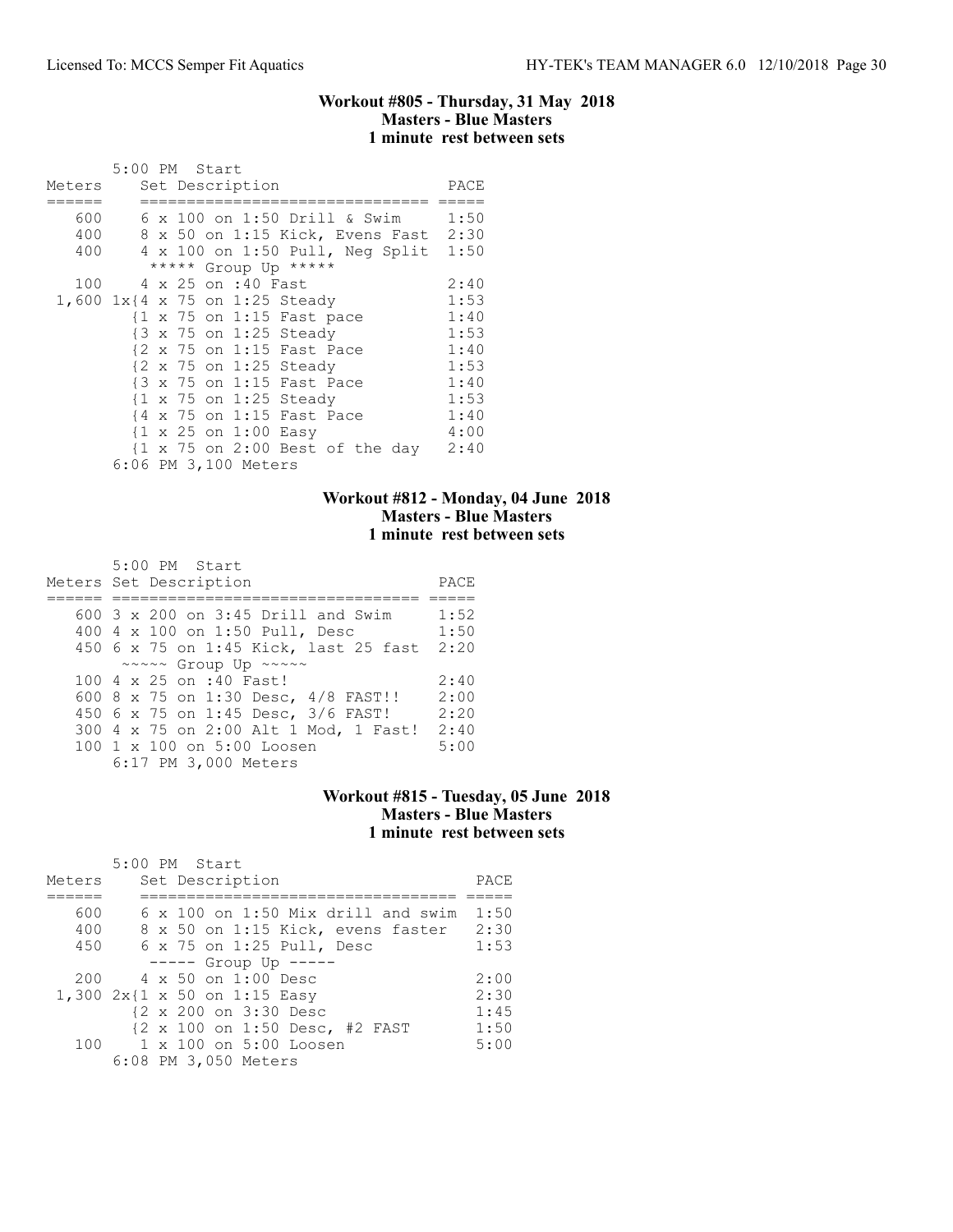### Workout #805 - Thursday, 31 May 2018
### Masters - Blue Masters
### 1 minute rest between sets

5:00 PM Start

| Meters | Set Description | PACE |
|---|---|---|
| 600 | 6 x 100 on 1:50 Drill & Swim | 1:50 |
| 400 | 8 x 50 on 1:15 Kick, Evens Fast | 2:30 |
| 400 | 4 x 100 on 1:50 Pull, Neg Split | 1:50 |
| | ***** Group Up ***** | |
| 100 | 4 x 25 on :40 Fast | 2:40 |
| 1,600 | 1x{4 x 75 on 1:25 Steady | 1:53 |
| | {1 x 75 on 1:15 Fast pace | 1:40 |
| | {3 x 75 on 1:25 Steady | 1:53 |
| | {2 x 75 on 1:15 Fast Pace | 1:40 |
| | {2 x 75 on 1:25 Steady | 1:53 |
| | {3 x 75 on 1:15 Fast Pace | 1:40 |
| | {1 x 75 on 1:25 Steady | 1:53 |
| | {4 x 75 on 1:15 Fast Pace | 1:40 |
| | {1 x 25 on 1:00 Easy | 4:00 |
| | {1 x 75 on 2:00 Best of the day | 2:40 |

6:06 PM 3,100 Meters

### Workout #812 - Monday, 04 June 2018
### Masters - Blue Masters
### 1 minute rest between sets

5:00 PM Start

| Meters | Set Description | PACE |
|---|---|---|
| 600 | 3 x 200 on 3:45 Drill and Swim | 1:52 |
| 400 | 4 x 100 on 1:50 Pull, Desc | 1:50 |
| 450 | 6 x 75 on 1:45 Kick, last 25 fast | 2:20 |
| | ~~~~~ Group Up ~~~~~ | |
| 100 | 4 x 25 on :40 Fast! | 2:40 |
| 600 | 8 x 75 on 1:30 Desc, 4/8 FAST!! | 2:00 |
| 450 | 6 x 75 on 1:45 Desc, 3/6 FAST! | 2:20 |
| 300 | 4 x 75 on 2:00 Alt 1 Mod, 1 Fast! | 2:40 |
| 100 | 1 x 100 on 5:00 Loosen | 5:00 |

6:17 PM 3,000 Meters

### Workout #815 - Tuesday, 05 June 2018
### Masters - Blue Masters
### 1 minute rest between sets

5:00 PM Start

| Meters | Set Description | PACE |
|---|---|---|
| 600 | 6 x 100 on 1:50 Mix drill and swim | 1:50 |
| 400 | 8 x 50 on 1:15 Kick, evens faster | 2:30 |
| 450 | 6 x 75 on 1:25 Pull, Desc | 1:53 |
| | ----- Group Up ----- | |
| 200 | 4 x 50 on 1:00 Desc | 2:00 |
| 1,300 | 2x{1 x 50 on 1:15 Easy | 2:30 |
| | {2 x 200 on 3:30 Desc | 1:45 |
| | {2 x 100 on 1:50 Desc, #2 FAST | 1:50 |
| 100 | 1 x 100 on 5:00 Loosen | 5:00 |

6:08 PM 3,050 Meters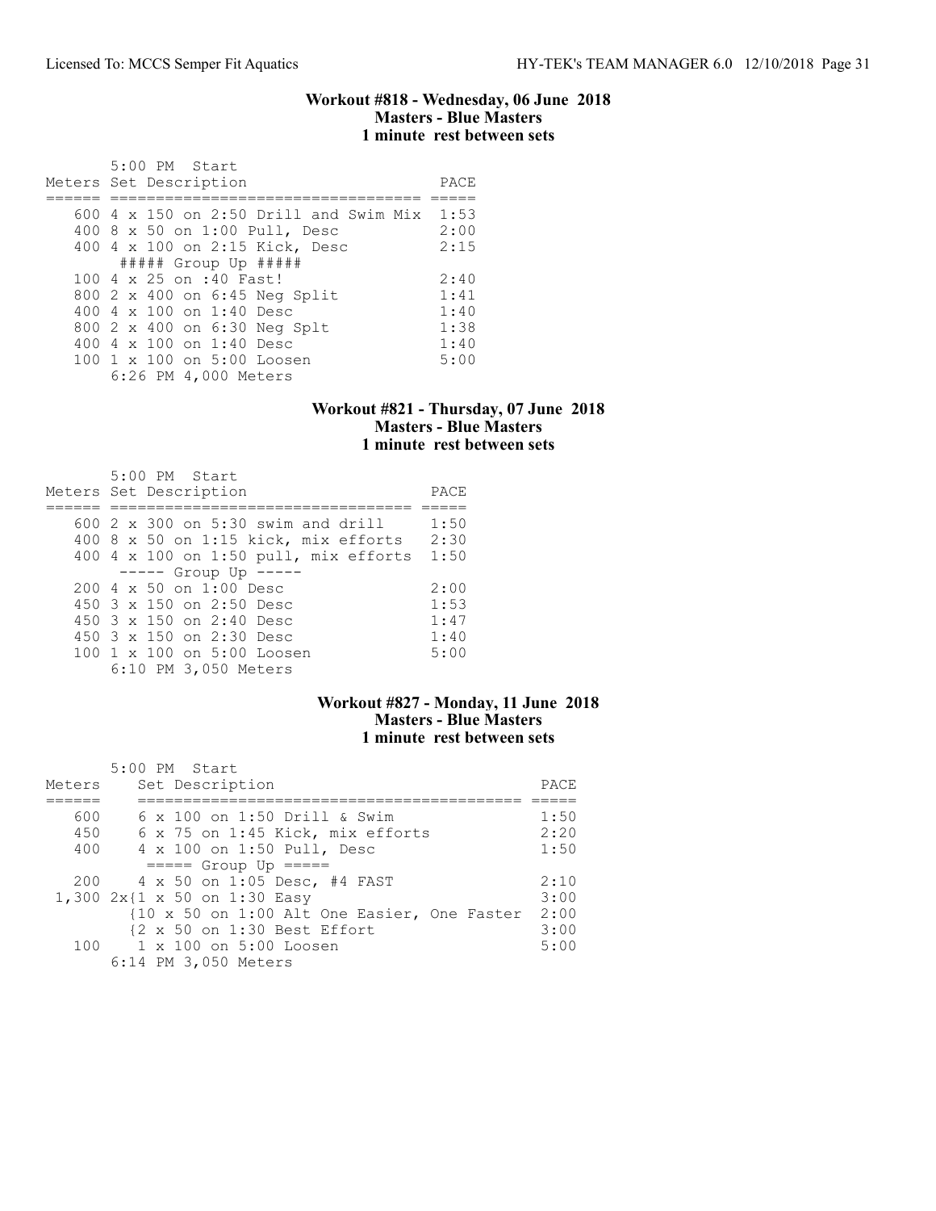### Workout #818 - Wednesday, 06 June 2018
**Masters - Blue Masters**
**1 minute rest between sets**

5:00 PM Start

| Meters | Set Description | PACE |
|---|---|---|
| 600 | 4 x 150 on 2:50 Drill and Swim Mix | 1:53 |
| 400 | 8 x 50 on 1:00 Pull, Desc | 2:00 |
| 400 | 4 x 100 on 2:15 Kick, Desc | 2:15 |
| | ##### Group Up ##### | |
| 100 | 4 x 25 on :40 Fast! | 2:40 |
| 800 | 2 x 400 on 6:45 Neg Split | 1:41 |
| 400 | 4 x 100 on 1:40 Desc | 1:40 |
| 800 | 2 x 400 on 6:30 Neg Splt | 1:38 |
| 400 | 4 x 100 on 1:40 Desc | 1:40 |
| 100 | 1 x 100 on 5:00 Loosen | 5:00 |

6:26 PM 4,000 Meters

### Workout #821 - Thursday, 07 June 2018
**Masters - Blue Masters**
**1 minute rest between sets**

5:00 PM Start

| Meters | Set Description | PACE |
|---|---|---|
| 600 | 2 x 300 on 5:30 swim and drill | 1:50 |
| 400 | 8 x 50 on 1:15 kick, mix efforts | 2:30 |
| 400 | 4 x 100 on 1:50 pull, mix efforts | 1:50 |
| | ----- Group Up ----- | |
| 200 | 4 x 50 on 1:00 Desc | 2:00 |
| 450 | 3 x 150 on 2:50 Desc | 1:53 |
| 450 | 3 x 150 on 2:40 Desc | 1:47 |
| 450 | 3 x 150 on 2:30 Desc | 1:40 |
| 100 | 1 x 100 on 5:00 Loosen | 5:00 |

6:10 PM 3,050 Meters

### Workout #827 - Monday, 11 June 2018
**Masters - Blue Masters**
**1 minute rest between sets**

5:00 PM Start

| Meters | Set Description | PACE |
|---|---|---|
| 600 | 6 x 100 on 1:50 Drill & Swim | 1:50 |
| 450 | 6 x 75 on 1:45 Kick, mix efforts | 2:20 |
| 400 | 4 x 100 on 1:50 Pull, Desc | 1:50 |
| | ===== Group Up ===== | |
| 200 | 4 x 50 on 1:05 Desc, #4 FAST | 2:10 |
| 1,300 | 2x{1 x 50 on 1:30 Easy | 3:00 |
| | {10 x 50 on 1:00 Alt One Easier, One Faster | 2:00 |
| | {2 x 50 on 1:30 Best Effort | 3:00 |
| 100 | 1 x 100 on 5:00 Loosen | 5:00 |

6:14 PM 3,050 Meters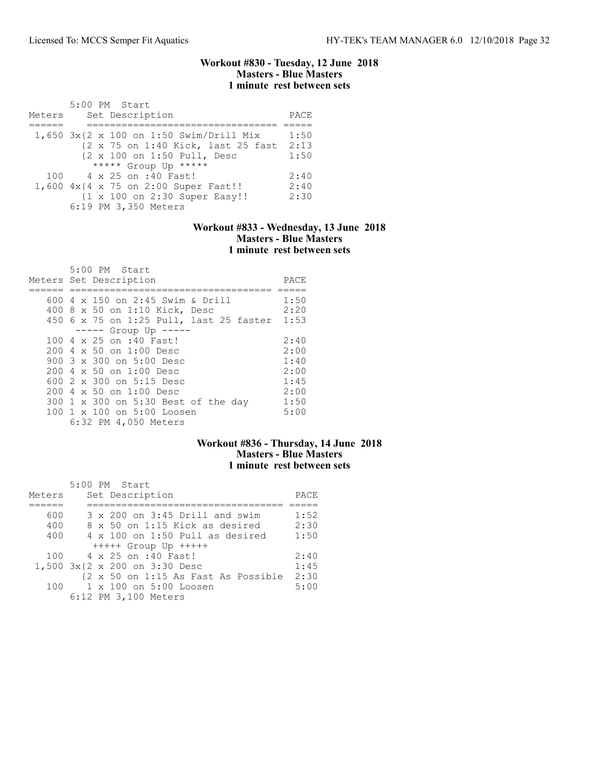### Workout #830 - Tuesday, 12 June 2018
### Masters - Blue Masters
### 1 minute rest between sets

```
       5:00 PM  Start
Meters     Set Description                      PACE
======     ================================    =====
 1,650 3x{2 x 100 on 1:50 Swim/Drill Mix        1:50
         {2 x 75 on 1:40 Kick, last 25 fast    2:13
         {2 x 100 on 1:50 Pull, Desc            1:50
           ***** Group Up *****
   100    4 x 25 on :40 Fast!                   2:40
 1,600 4x{4 x 75 on 2:00 Super Fast!!           2:40
         {1 x 100 on 2:30 Super Easy!!          2:30
       6:19 PM 3,350 Meters
```

### Workout #833 - Wednesday, 13 June 2018
### Masters - Blue Masters
### 1 minute rest between sets

```
       5:00 PM  Start
Meters Set Description                          PACE
====== ====================================    =====
   600 4 x 150 on 2:45 Swim & Drill            1:50
   400 8 x 50 on 1:10 Kick, Desc               2:20
   450 6 x 75 on 1:25 Pull, last 25 faster     1:53
       ----- Group Up -----
   100 4 x 25 on :40 Fast!                     2:40
   200 4 x 50 on 1:00 Desc                     2:00
   900 3 x 300 on 5:00 Desc                    1:40
   200 4 x 50 on 1:00 Desc                     2:00
   600 2 x 300 on 5:15 Desc                    1:45
   200 4 x 50 on 1:00 Desc                     2:00
   300 1 x 300 on 5:30 Best of the day         1:50
   100 1 x 100 on 5:00 Loosen                  5:00
       6:32 PM 4,050 Meters
```

### Workout #836 - Thursday, 14 June 2018
### Masters - Blue Masters
### 1 minute rest between sets

```
       5:00 PM  Start
Meters     Set Description                      PACE
======     ================================    =====
   600     3 x 200 on 3:45 Drill and swim      1:52
   400     8 x 50 on 1:15 Kick as desired      2:30
   400     4 x 100 on 1:50 Pull as desired     1:50
           +++++ Group Up +++++
   100     4 x 25 on :40 Fast!                 2:40
 1,500 3x{2 x 200 on 3:30 Desc                 1:45
         {2 x 50 on 1:15 As Fast As Possible   2:30
   100     1 x 100 on 5:00 Loosen              5:00
       6:12 PM 3,100 Meters
```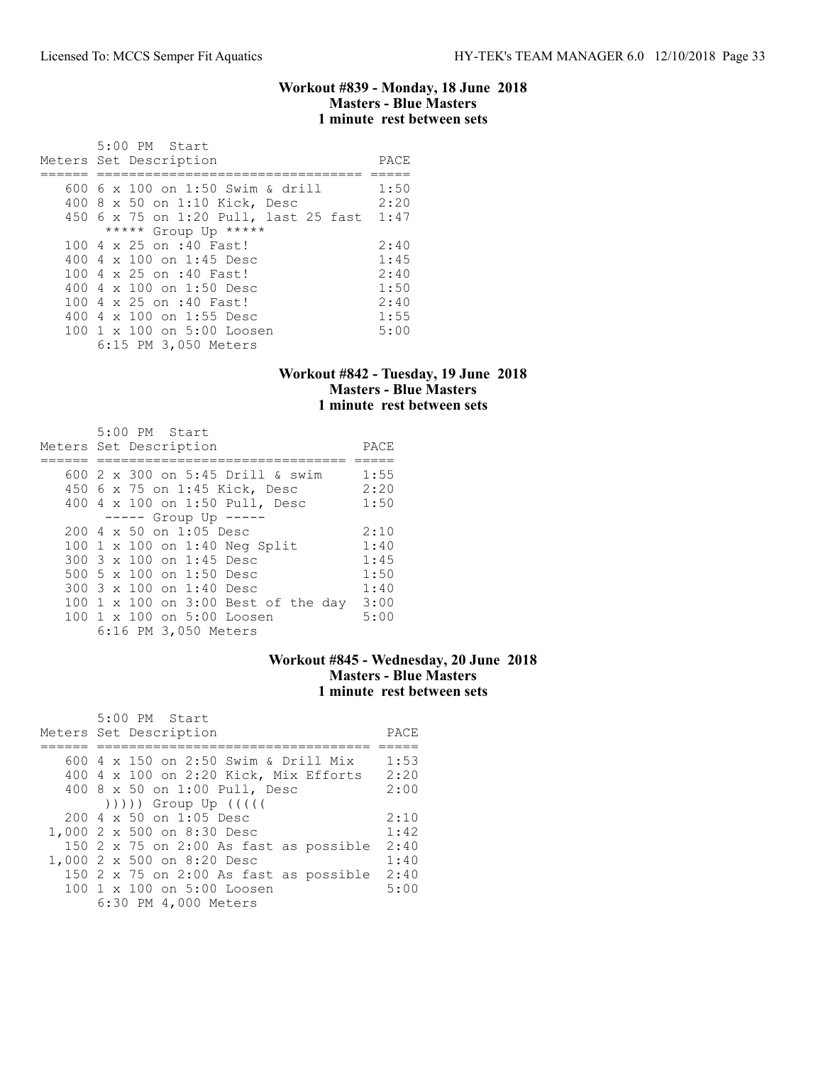### Workout #839 - Monday, 18 June 2018
### Masters - Blue Masters
### 1 minute rest between sets

5:00 PM Start

| Meters | Set Description | PACE |
|---|---|---|
| 600 | 6 x 100 on 1:50 Swim & drill | 1:50 |
| 400 | 8 x 50 on 1:10 Kick, Desc | 2:20 |
| 450 | 6 x 75 on 1:20 Pull, last 25 fast | 1:47 |
| | ***** Group Up ***** | |
| 100 | 4 x 25 on :40 Fast! | 2:40 |
| 400 | 4 x 100 on 1:45 Desc | 1:45 |
| 100 | 4 x 25 on :40 Fast! | 2:40 |
| 400 | 4 x 100 on 1:50 Desc | 1:50 |
| 100 | 4 x 25 on :40 Fast! | 2:40 |
| 400 | 4 x 100 on 1:55 Desc | 1:55 |
| 100 | 1 x 100 on 5:00 Loosen | 5:00 |

6:15 PM 3,050 Meters

### Workout #842 - Tuesday, 19 June 2018
### Masters - Blue Masters
### 1 minute rest between sets

5:00 PM Start

| Meters | Set Description | PACE |
|---|---|---|
| 600 | 2 x 300 on 5:45 Drill & swim | 1:55 |
| 450 | 6 x 75 on 1:45 Kick, Desc | 2:20 |
| 400 | 4 x 100 on 1:50 Pull, Desc | 1:50 |
| | ----- Group Up ----- | |
| 200 | 4 x 50 on 1:05 Desc | 2:10 |
| 100 | 1 x 100 on 1:40 Neg Split | 1:40 |
| 300 | 3 x 100 on 1:45 Desc | 1:45 |
| 500 | 5 x 100 on 1:50 Desc | 1:50 |
| 300 | 3 x 100 on 1:40 Desc | 1:40 |
| 100 | 1 x 100 on 3:00 Best of the day | 3:00 |
| 100 | 1 x 100 on 5:00 Loosen | 5:00 |

6:16 PM 3,050 Meters

### Workout #845 - Wednesday, 20 June 2018
### Masters - Blue Masters
### 1 minute rest between sets

5:00 PM Start

| Meters | Set Description | PACE |
|---|---|---|
| 600 | 4 x 150 on 2:50 Swim & Drill Mix | 1:53 |
| 400 | 4 x 100 on 2:20 Kick, Mix Efforts | 2:20 |
| 400 | 8 x 50 on 1:00 Pull, Desc | 2:00 |
| | ))))) Group Up ((((( | |
| 200 | 4 x 50 on 1:05 Desc | 2:10 |
| 1,000 | 2 x 500 on 8:30 Desc | 1:42 |
| 150 | 2 x 75 on 2:00 As fast as possible | 2:40 |
| 1,000 | 2 x 500 on 8:20 Desc | 1:40 |
| 150 | 2 x 75 on 2:00 As fast as possible | 2:40 |
| 100 | 1 x 100 on 5:00 Loosen | 5:00 |

6:30 PM 4,000 Meters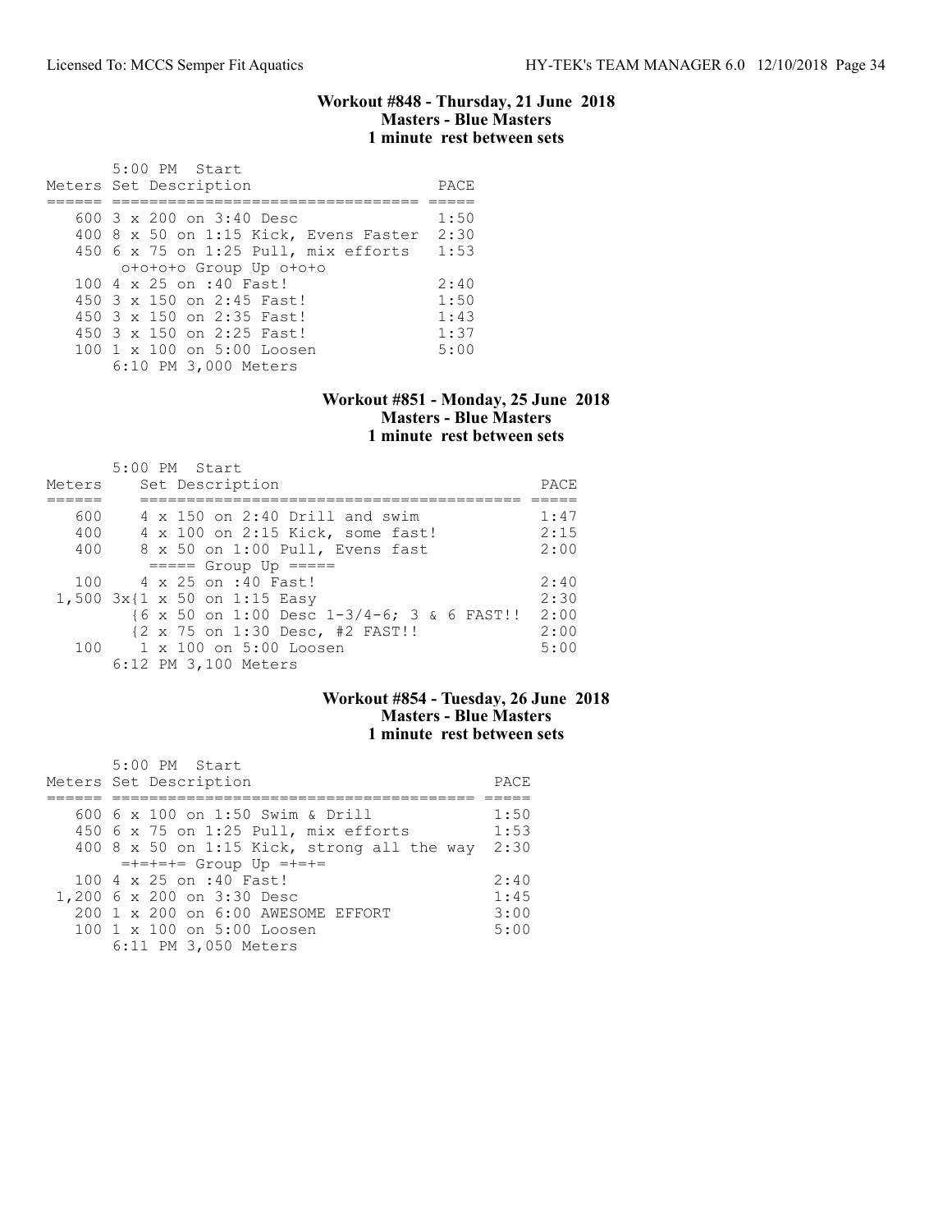### Workout #848 - Thursday, 21 June 2018
### Masters - Blue Masters
### 1 minute rest between sets

5:00 PM Start

| Meters | Set Description | PACE |
|---|---|---|
| 600 | 3 x 200 on 3:40 Desc | 1:50 |
| 400 | 8 x 50 on 1:15 Kick, Evens Faster | 2:30 |
| 450 | 6 x 75 on 1:25 Pull, mix efforts | 1:53 |
| | o+o+o+o Group Up o+o+o | |
| 100 | 4 x 25 on :40 Fast! | 2:40 |
| 450 | 3 x 150 on 2:45 Fast! | 1:50 |
| 450 | 3 x 150 on 2:35 Fast! | 1:43 |
| 450 | 3 x 150 on 2:25 Fast! | 1:37 |
| 100 | 1 x 100 on 5:00 Loosen | 5:00 |
| | 6:10 PM 3,000 Meters | |

### Workout #851 - Monday, 25 June 2018
### Masters - Blue Masters
### 1 minute rest between sets

5:00 PM Start

| Meters | Set Description | PACE |
|---|---|---|
| 600 | 4 x 150 on 2:40 Drill and swim | 1:47 |
| 400 | 4 x 100 on 2:15 Kick, some fast! | 2:15 |
| 400 | 8 x 50 on 1:00 Pull, Evens fast | 2:00 |
| | ===== Group Up ===== | |
| 100 | 4 x 25 on :40 Fast! | 2:40 |
| 1,500 | 3x{1 x 50 on 1:15 Easy | 2:30 |
| | {6 x 50 on 1:00 Desc 1-3/4-6; 3 & 6 FAST!! | 2:00 |
| | {2 x 75 on 1:30 Desc, #2 FAST!! | 2:00 |
| 100 | 1 x 100 on 5:00 Loosen | 5:00 |
| | 6:12 PM 3,100 Meters | |

### Workout #854 - Tuesday, 26 June 2018
### Masters - Blue Masters
### 1 minute rest between sets

5:00 PM Start

| Meters | Set Description | PACE |
|---|---|---|
| 600 | 6 x 100 on 1:50 Swim & Drill | 1:50 |
| 450 | 6 x 75 on 1:25 Pull, mix efforts | 1:53 |
| 400 | 8 x 50 on 1:15 Kick, strong all the way | 2:30 |
| | =+=+=+= Group Up =+=+= | |
| 100 | 4 x 25 on :40 Fast! | 2:40 |
| 1,200 | 6 x 200 on 3:30 Desc | 1:45 |
| 200 | 1 x 200 on 6:00 AWESOME EFFORT | 3:00 |
| 100 | 1 x 100 on 5:00 Loosen | 5:00 |
| | 6:11 PM 3,050 Meters | |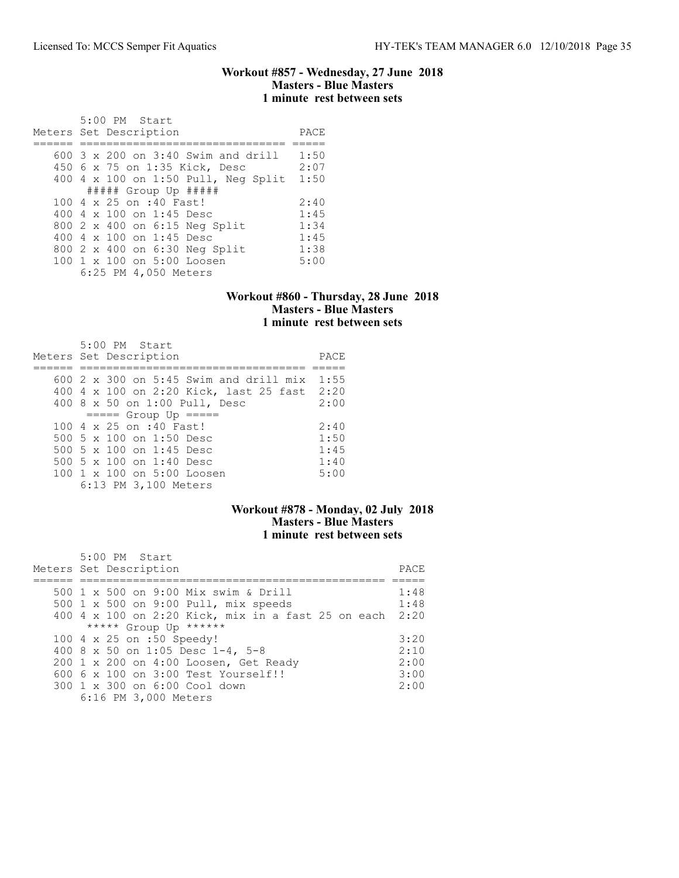## Workout #857 - Wednesday, 27 June 2018
### Masters - Blue Masters
### 1 minute rest between sets

5:00 PM Start

| Meters | Set Description | PACE |
|---|---|---|
| 600 | 3 x 200 on 3:40 Swim and drill | 1:50 |
| 450 | 6 x 75 on 1:35 Kick, Desc | 2:07 |
| 400 | 4 x 100 on 1:50 Pull, Neg Split | 1:50 |
| | ##### Group Up ##### | |
| 100 | 4 x 25 on :40 Fast! | 2:40 |
| 400 | 4 x 100 on 1:45 Desc | 1:45 |
| 800 | 2 x 400 on 6:15 Neg Split | 1:34 |
| 400 | 4 x 100 on 1:45 Desc | 1:45 |
| 800 | 2 x 400 on 6:30 Neg Split | 1:38 |
| 100 | 1 x 100 on 5:00 Loosen | 5:00 |

6:25 PM 4,050 Meters

## Workout #860 - Thursday, 28 June 2018
### Masters - Blue Masters
### 1 minute rest between sets

5:00 PM Start

| Meters | Set Description | PACE |
|---|---|---|
| 600 | 2 x 300 on 5:45 Swim and drill mix | 1:55 |
| 400 | 4 x 100 on 2:20 Kick, last 25 fast | 2:20 |
| 400 | 8 x 50 on 1:00 Pull, Desc | 2:00 |
| | ===== Group Up ===== | |
| 100 | 4 x 25 on :40 Fast! | 2:40 |
| 500 | 5 x 100 on 1:50 Desc | 1:50 |
| 500 | 5 x 100 on 1:45 Desc | 1:45 |
| 500 | 5 x 100 on 1:40 Desc | 1:40 |
| 100 | 1 x 100 on 5:00 Loosen | 5:00 |

6:13 PM 3,100 Meters

## Workout #878 - Monday, 02 July 2018
### Masters - Blue Masters
### 1 minute rest between sets

5:00 PM Start

| Meters | Set Description | PACE |
|---|---|---|
| 500 | 1 x 500 on 9:00 Mix swim & Drill | 1:48 |
| 500 | 1 x 500 on 9:00 Pull, mix speeds | 1:48 |
| 400 | 4 x 100 on 2:20 Kick, mix in a fast 25 on each | 2:20 |
| | ***** Group Up ****** | |
| 100 | 4 x 25 on :50 Speedy! | 3:20 |
| 400 | 8 x 50 on 1:05 Desc 1-4, 5-8 | 2:10 |
| 200 | 1 x 200 on 4:00 Loosen, Get Ready | 2:00 |
| 600 | 6 x 100 on 3:00 Test Yourself!! | 3:00 |
| 300 | 1 x 300 on 6:00 Cool down | 2:00 |

6:16 PM 3,000 Meters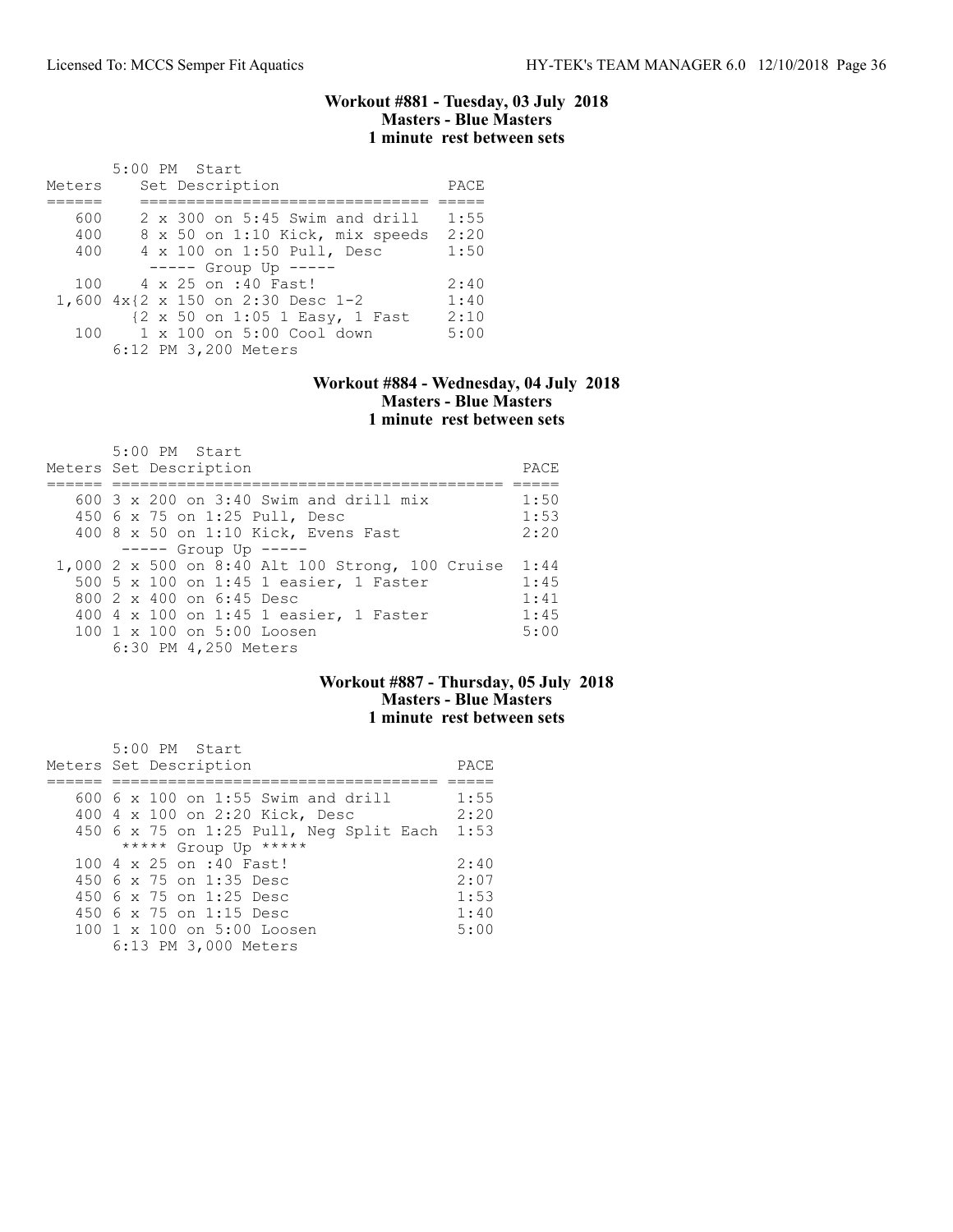### Workout #881 - Tuesday, 03 July 2018
### Masters - Blue Masters
### 1 minute rest between sets

5:00 PM Start

| Meters | Set Description | PACE |
|---|---|---|
| 600 | 2 x 300 on 5:45 Swim and drill | 1:55 |
| 400 | 8 x 50 on 1:10 Kick, mix speeds | 2:20 |
| 400 | 4 x 100 on 1:50 Pull, Desc | 1:50 |
| | ----- Group Up ----- | |
| 100 | 4 x 25 on :40 Fast! | 2:40 |
| 1,600 | 4x{2 x 150 on 2:30 Desc 1-2 | 1:40 |
| | {2 x 50 on 1:05 1 Easy, 1 Fast | 2:10 |
| 100 | 1 x 100 on 5:00 Cool down | 5:00 |

6:12 PM 3,200 Meters

### Workout #884 - Wednesday, 04 July 2018
### Masters - Blue Masters
### 1 minute rest between sets

5:00 PM Start

| Meters | Set Description | PACE |
|---|---|---|
| 600 | 3 x 200 on 3:40 Swim and drill mix | 1:50 |
| 450 | 6 x 75 on 1:25 Pull, Desc | 1:53 |
| 400 | 8 x 50 on 1:10 Kick, Evens Fast | 2:20 |
| | ----- Group Up ----- | |
| 1,000 | 2 x 500 on 8:40 Alt 100 Strong, 100 Cruise | 1:44 |
| 500 | 5 x 100 on 1:45 1 easier, 1 Faster | 1:45 |
| 800 | 2 x 400 on 6:45 Desc | 1:41 |
| 400 | 4 x 100 on 1:45 1 easier, 1 Faster | 1:45 |
| 100 | 1 x 100 on 5:00 Loosen | 5:00 |

6:30 PM 4,250 Meters

### Workout #887 - Thursday, 05 July 2018
### Masters - Blue Masters
### 1 minute rest between sets

5:00 PM Start

| Meters | Set Description | PACE |
|---|---|---|
| 600 | 6 x 100 on 1:55 Swim and drill | 1:55 |
| 400 | 4 x 100 on 2:20 Kick, Desc | 2:20 |
| 450 | 6 x 75 on 1:25 Pull, Neg Split Each | 1:53 |
| | ***** Group Up ***** | |
| 100 | 4 x 25 on :40 Fast! | 2:40 |
| 450 | 6 x 75 on 1:35 Desc | 2:07 |
| 450 | 6 x 75 on 1:25 Desc | 1:53 |
| 450 | 6 x 75 on 1:15 Desc | 1:40 |
| 100 | 1 x 100 on 5:00 Loosen | 5:00 |

6:13 PM 3,000 Meters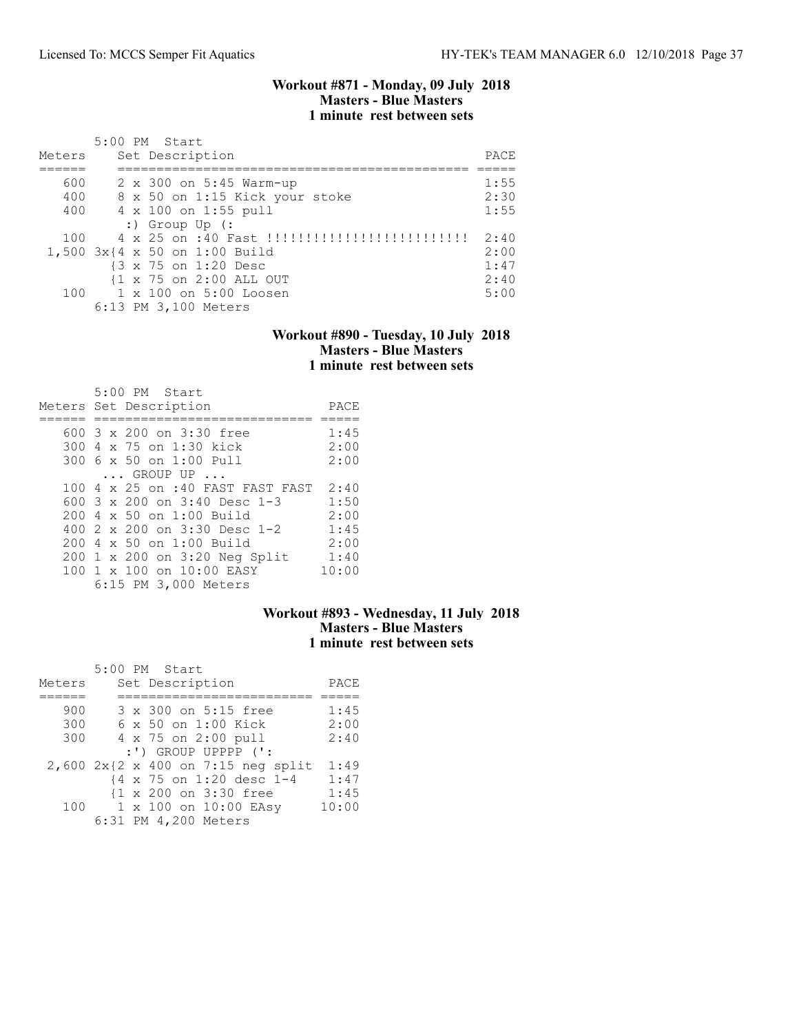### Workout #871 - Monday, 09 July 2018
### Masters - Blue Masters
### 1 minute rest between sets

5:00 PM Start

| Meters | Set Description | PACE |
|---|---|---|
| 600 | 2 x 300 on 5:45 Warm-up | 1:55 |
| 400 | 8 x 50 on 1:15 Kick your stoke | 2:30 |
| 400 | 4 x 100 on 1:55 pull | 1:55 |
| | :) Group Up (: | |
| 100 | 4 x 25 on :40 Fast !!!!!!!!!!!!!!!!!!!!!!!!! | 2:40 |
| 1,500 | 3x{4 x 50 on 1:00 Build | 2:00 |
| | {3 x 75 on 1:20 Desc | 1:47 |
| | {1 x 75 on 2:00 ALL OUT | 2:40 |
| 100 | 1 x 100 on 5:00 Loosen | 5:00 |

6:13 PM 3,100 Meters

### Workout #890 - Tuesday, 10 July 2018
### Masters - Blue Masters
### 1 minute rest between sets

5:00 PM Start

| Meters | Set Description | PACE |
|---|---|---|
| 600 | 3 x 200 on 3:30 free | 1:45 |
| 300 | 4 x 75 on 1:30 kick | 2:00 |
| 300 | 6 x 50 on 1:00 Pull | 2:00 |
| | ... GROUP UP ... | |
| 100 | 4 x 25 on :40 FAST FAST FAST | 2:40 |
| 600 | 3 x 200 on 3:40 Desc 1-3 | 1:50 |
| 200 | 4 x 50 on 1:00 Build | 2:00 |
| 400 | 2 x 200 on 3:30 Desc 1-2 | 1:45 |
| 200 | 4 x 50 on 1:00 Build | 2:00 |
| 200 | 1 x 200 on 3:20 Neg Split | 1:40 |
| 100 | 1 x 100 on 10:00 EASY | 10:00 |

6:15 PM 3,000 Meters

### Workout #893 - Wednesday, 11 July 2018
### Masters - Blue Masters
### 1 minute rest between sets

5:00 PM Start

| Meters | Set Description | PACE |
|---|---|---|
| 900 | 3 x 300 on 5:15 free | 1:45 |
| 300 | 6 x 50 on 1:00 Kick | 2:00 |
| 300 | 4 x 75 on 2:00 pull | 2:40 |
| | :') GROUP UPPPP (': | |
| 2,600 | 2x{2 x 400 on 7:15 neg split | 1:49 |
| | {4 x 75 on 1:20 desc 1-4 | 1:47 |
| | {1 x 200 on 3:30 free | 1:45 |
| 100 | 1 x 100 on 10:00 EAsy | 10:00 |

6:31 PM 4,200 Meters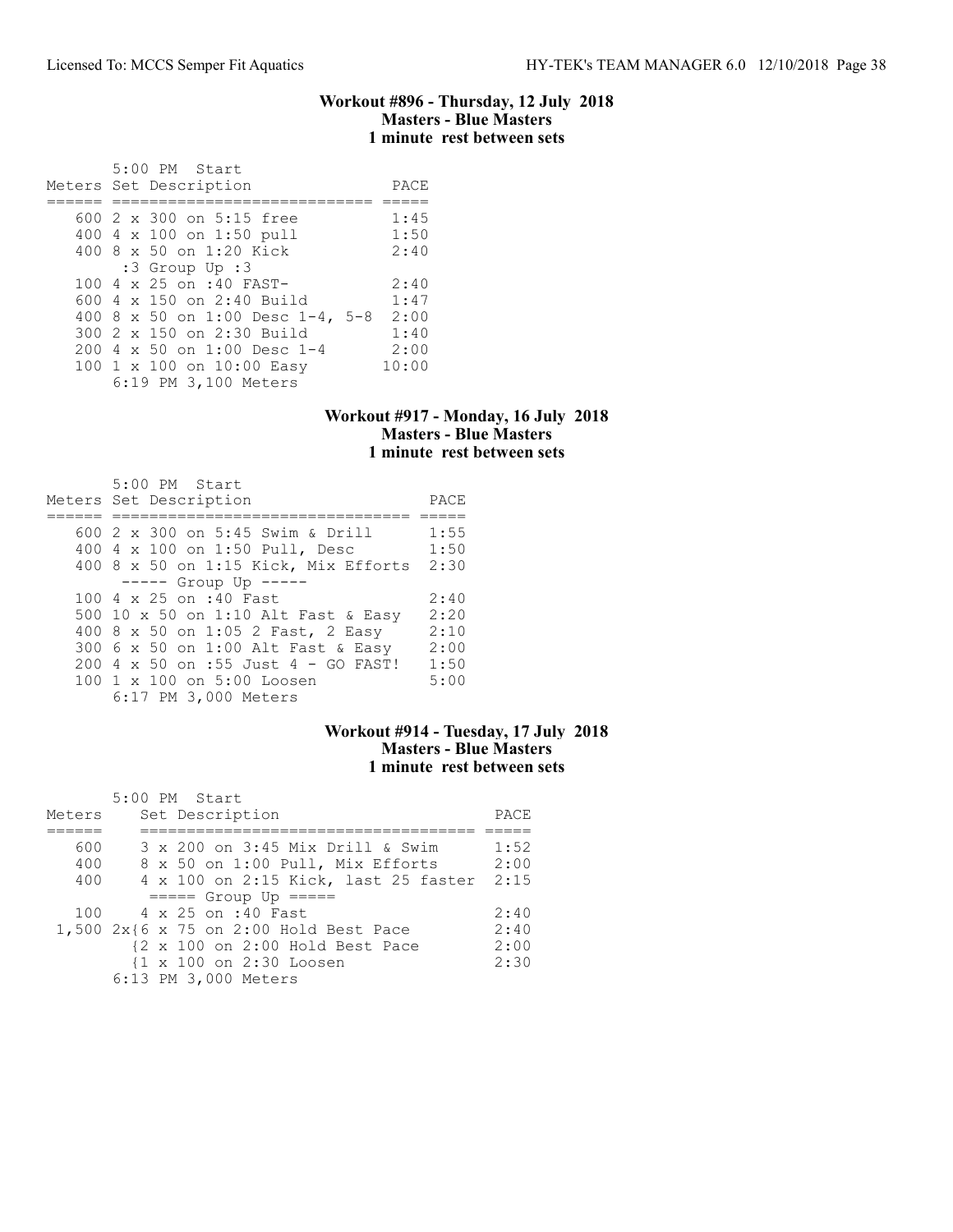### Workout #896 - Thursday, 12 July 2018
**Masters - Blue Masters**
**1 minute rest between sets**

```
       5:00 PM  Start
Meters Set Description                PACE
====== ============================ =====
   600 2 x 300 on 5:15 free          1:45
   400 4 x 100 on 1:50 pull          1:50
   400 8 x 50 on 1:20 Kick           2:40
        :3 Group Up :3
   100 4 x 25 on :40 FAST-           2:40
   600 4 x 150 on 2:40 Build         1:47
   400 8 x 50 on 1:00 Desc 1-4, 5-8  2:00
   300 2 x 150 on 2:30 Build         1:40
   200 4 x 50 on 1:00 Desc 1-4       2:00
   100 1 x 100 on 10:00 Easy        10:00
       6:19 PM 3,100 Meters
```

### Workout #917 - Monday, 16 July 2018
**Masters - Blue Masters**
**1 minute rest between sets**

```
       5:00 PM  Start
Meters Set Description                     PACE
====== =============================== =====
   600 2 x 300 on 5:45 Swim & Drill       1:55
   400 4 x 100 on 1:50 Pull, Desc         1:50
   400 8 x 50 on 1:15 Kick, Mix Efforts   2:30
       ----- Group Up -----
   100 4 x 25 on :40 Fast                 2:40
   500 10 x 50 on 1:10 Alt Fast & Easy    2:20
   400 8 x 50 on 1:05 2 Fast, 2 Easy      2:10
   300 6 x 50 on 1:00 Alt Fast & Easy     2:00
   200 4 x 50 on :55 Just 4 - GO FAST!    1:50
   100 1 x 100 on 5:00 Loosen             5:00
       6:17 PM 3,000 Meters
```

### Workout #914 - Tuesday, 17 July 2018
**Masters - Blue Masters**
**1 minute rest between sets**

```
       5:00 PM  Start
Meters    Set Description                         PACE
======    ==================================== =====
   600    3 x 200 on 3:45 Mix Drill & Swim       1:52
   400    8 x 50 on 1:00 Pull, Mix Efforts       2:00
   400    4 x 100 on 2:15 Kick, last 25 faster   2:15
          ===== Group Up =====
   100    4 x 25 on :40 Fast                     2:40
 1,500 2x{6 x 75 on 2:00 Hold Best Pace          2:40
         {2 x 100 on 2:00 Hold Best Pace         2:00
         {1 x 100 on 2:30 Loosen                 2:30
       6:13 PM 3,000 Meters
```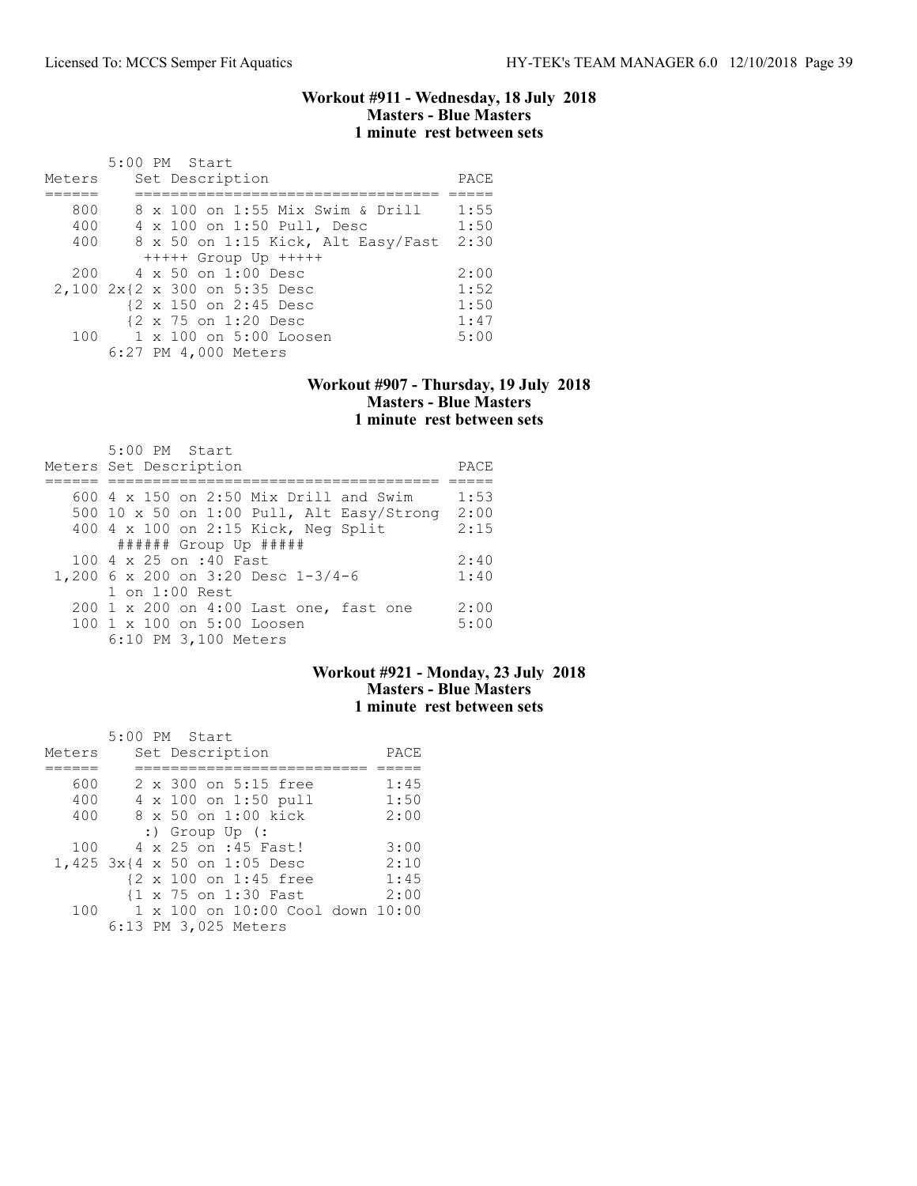### Workout #911 - Wednesday, 18 July 2018
**Masters - Blue Masters**
**1 minute rest between sets**

5:00 PM Start

| Meters | Set Description | PACE |
|---|---|---|
| 800 | 8 x 100 on 1:55 Mix Swim & Drill | 1:55 |
| 400 | 4 x 100 on 1:50 Pull, Desc | 1:50 |
| 400 | 8 x 50 on 1:15 Kick, Alt Easy/Fast | 2:30 |
| | +++++ Group Up +++++ | |
| 200 | 4 x 50 on 1:00 Desc | 2:00 |
| 2,100 | 2x{2 x 300 on 5:35 Desc | 1:52 |
| | {2 x 150 on 2:45 Desc | 1:50 |
| | {2 x 75 on 1:20 Desc | 1:47 |
| 100 | 1 x 100 on 5:00 Loosen | 5:00 |

6:27 PM 4,000 Meters

### Workout #907 - Thursday, 19 July 2018
**Masters - Blue Masters**
**1 minute rest between sets**

5:00 PM Start

| Meters | Set Description | PACE |
|---|---|---|
| 600 | 4 x 150 on 2:50 Mix Drill and Swim | 1:53 |
| 500 | 10 x 50 on 1:00 Pull, Alt Easy/Strong | 2:00 |
| 400 | 4 x 100 on 2:15 Kick, Neg Split | 2:15 |
| | ###### Group Up ##### | |
| 100 | 4 x 25 on :40 Fast | 2:40 |
| 1,200 | 6 x 200 on 3:20 Desc 1-3/4-6 | 1:40 |
| | 1 on 1:00 Rest | |
| 200 | 1 x 200 on 4:00 Last one, fast one | 2:00 |
| 100 | 1 x 100 on 5:00 Loosen | 5:00 |

6:10 PM 3,100 Meters

### Workout #921 - Monday, 23 July 2018
**Masters - Blue Masters**
**1 minute rest between sets**

5:00 PM Start

| Meters | Set Description | PACE |
|---|---|---|
| 600 | 2 x 300 on 5:15 free | 1:45 |
| 400 | 4 x 100 on 1:50 pull | 1:50 |
| 400 | 8 x 50 on 1:00 kick | 2:00 |
| | :) Group Up (: | |
| 100 | 4 x 25 on :45 Fast! | 3:00 |
| 1,425 | 3x{4 x 50 on 1:05 Desc | 2:10 |
| | {2 x 100 on 1:45 free | 1:45 |
| | {1 x 75 on 1:30 Fast | 2:00 |
| 100 | 1 x 100 on 10:00 Cool down | 10:00 |

6:13 PM 3,025 Meters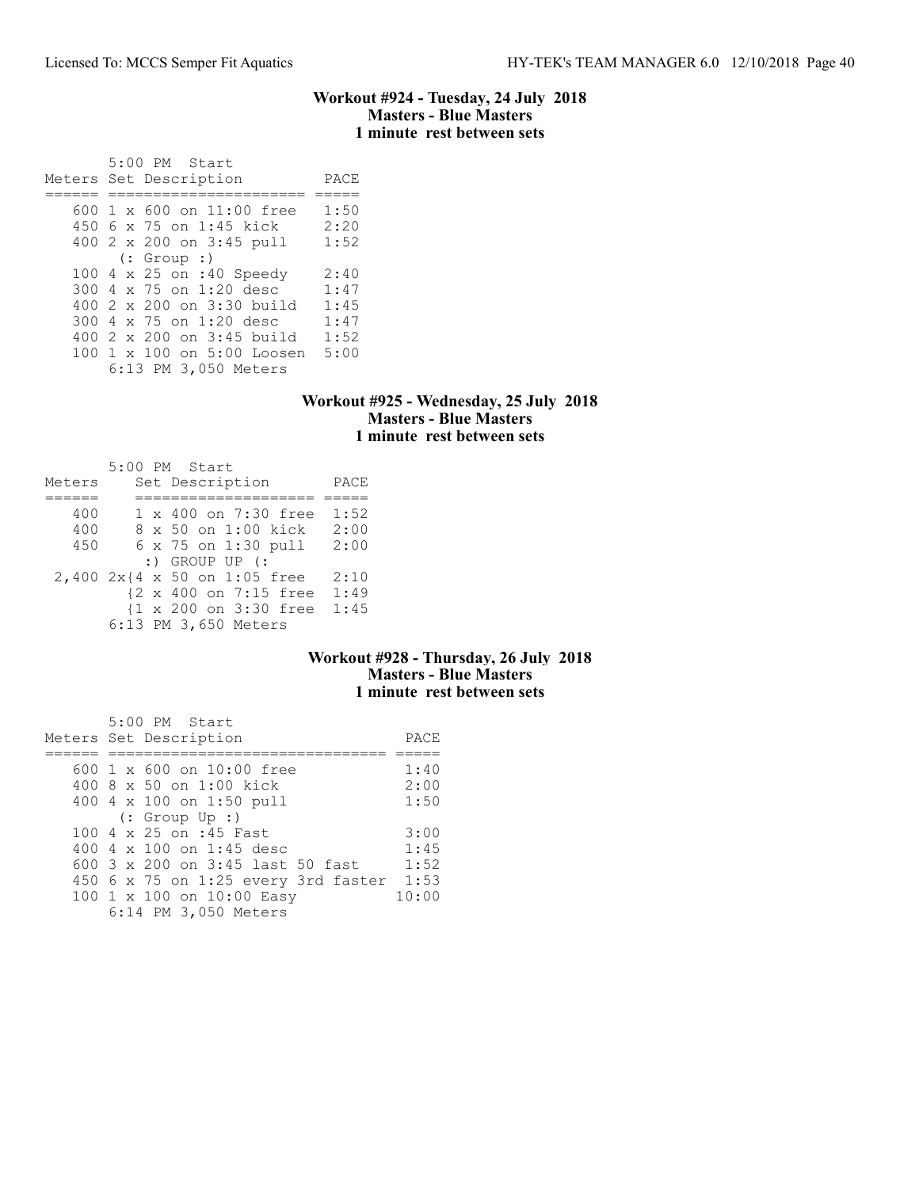### Workout #924 - Tuesday, 24 July 2018
### Masters - Blue Masters
### 1 minute rest between sets

```
       5:00 PM  Start
Meters Set Description          PACE
====== ===================== =====
   600 1 x 600 on 11:00 free   1:50
   450 6 x 75 on 1:45 kick     2:20
   400 2 x 200 on 3:45 pull    1:52
        (: Group :)
   100 4 x 25 on :40 Speedy    2:40
   300 4 x 75 on 1:20 desc     1:47
   400 2 x 200 on 3:30 build   1:45
   300 4 x 75 on 1:20 desc     1:47
   400 2 x 200 on 3:45 build   1:52
   100 1 x 100 on 5:00 Loosen  5:00
       6:13 PM 3,050 Meters
```

### Workout #925 - Wednesday, 25 July 2018
### Masters - Blue Masters
### 1 minute rest between sets

```
       5:00 PM  Start
Meters     Set Description       PACE
======     =================== =====
   400     1 x 400 on 7:30 free  1:52
   400     8 x 50 on 1:00 kick   2:00
   450     6 x 75 on 1:30 pull   2:00
            :) GROUP UP (:
 2,400 2x{4 x 50 on 1:05 free   2:10
         {2 x 400 on 7:15 free  1:49
         {1 x 200 on 3:30 free  1:45
       6:13 PM 3,650 Meters
```

### Workout #928 - Thursday, 26 July 2018
### Masters - Blue Masters
### 1 minute rest between sets

```
       5:00 PM  Start
Meters Set Description                  PACE
====== ============================== =====
   600 1 x 600 on 10:00 free           1:40
   400 8 x 50 on 1:00 kick             2:00
   400 4 x 100 on 1:50 pull            1:50
        (: Group Up :)
   100 4 x 25 on :45 Fast              3:00
   400 4 x 100 on 1:45 desc            1:45
   600 3 x 200 on 3:45 last 50 fast    1:52
   450 6 x 75 on 1:25 every 3rd faster  1:53
   100 1 x 100 on 10:00 Easy          10:00
       6:14 PM 3,050 Meters
```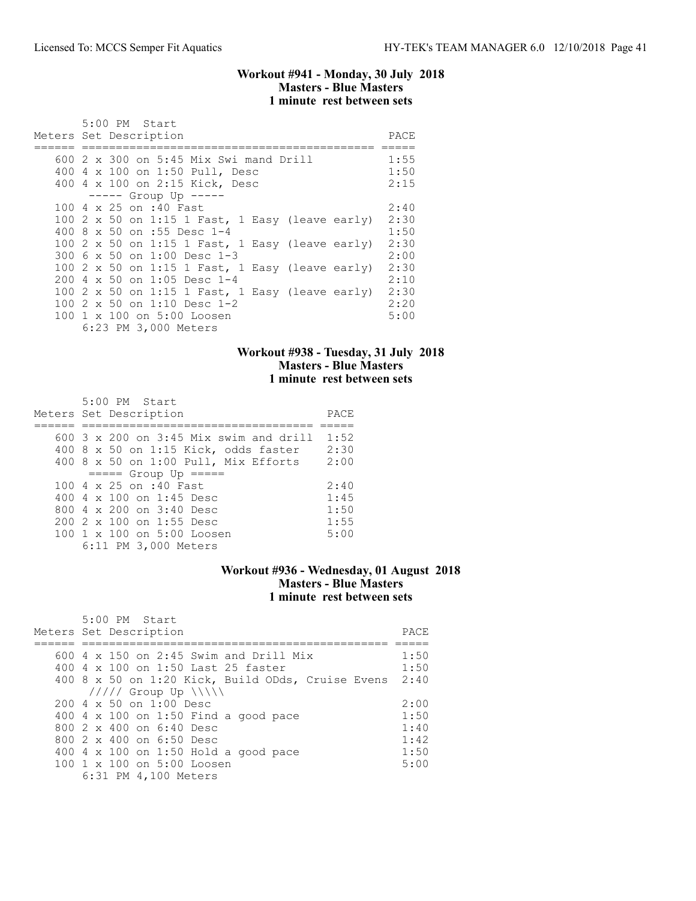### Workout #941 - Monday, 30 July 2018
### Masters - Blue Masters
### 1 minute rest between sets

5:00 PM Start

| Meters | Set Description | PACE |
|---|---|---|
| 600 | 2 x 300 on 5:45 Mix Swi mand Drill | 1:55 |
| 400 | 4 x 100 on 1:50 Pull, Desc | 1:50 |
| 400 | 4 x 100 on 2:15 Kick, Desc | 2:15 |
| | ----- Group Up ----- | |
| 100 | 4 x 25 on :40 Fast | 2:40 |
| 100 | 2 x 50 on 1:15 1 Fast, 1 Easy (leave early) | 2:30 |
| 400 | 8 x 50 on :55 Desc 1-4 | 1:50 |
| 100 | 2 x 50 on 1:15 1 Fast, 1 Easy (leave early) | 2:30 |
| 300 | 6 x 50 on 1:00 Desc 1-3 | 2:00 |
| 100 | 2 x 50 on 1:15 1 Fast, 1 Easy (leave early) | 2:30 |
| 200 | 4 x 50 on 1:05 Desc 1-4 | 2:10 |
| 100 | 2 x 50 on 1:15 1 Fast, 1 Easy (leave early) | 2:30 |
| 100 | 2 x 50 on 1:10 Desc 1-2 | 2:20 |
| 100 | 1 x 100 on 5:00 Loosen | 5:00 |
| | 6:23 PM 3,000 Meters | |

### Workout #938 - Tuesday, 31 July 2018
### Masters - Blue Masters
### 1 minute rest between sets

5:00 PM Start

| Meters | Set Description | PACE |
|---|---|---|
| 600 | 3 x 200 on 3:45 Mix swim and drill | 1:52 |
| 400 | 8 x 50 on 1:15 Kick, odds faster | 2:30 |
| 400 | 8 x 50 on 1:00 Pull, Mix Efforts | 2:00 |
| | ===== Group Up ===== | |
| 100 | 4 x 25 on :40 Fast | 2:40 |
| 400 | 4 x 100 on 1:45 Desc | 1:45 |
| 800 | 4 x 200 on 3:40 Desc | 1:50 |
| 200 | 2 x 100 on 1:55 Desc | 1:55 |
| 100 | 1 x 100 on 5:00 Loosen | 5:00 |
| | 6:11 PM 3,000 Meters | |

### Workout #936 - Wednesday, 01 August 2018
### Masters - Blue Masters
### 1 minute rest between sets

5:00 PM Start

| Meters | Set Description | PACE |
|---|---|---|
| 600 | 4 x 150 on 2:45 Swim and Drill Mix | 1:50 |
| 400 | 4 x 100 on 1:50 Last 25 faster | 1:50 |
| 400 | 8 x 50 on 1:20 Kick, Build ODds, Cruise Evens | 2:40 |
| | ///// Group Up \\\\\ | |
| 200 | 4 x 50 on 1:00 Desc | 2:00 |
| 400 | 4 x 100 on 1:50 Find a good pace | 1:50 |
| 800 | 2 x 400 on 6:40 Desc | 1:40 |
| 800 | 2 x 400 on 6:50 Desc | 1:42 |
| 400 | 4 x 100 on 1:50 Hold a good pace | 1:50 |
| 100 | 1 x 100 on 5:00 Loosen | 5:00 |
| | 6:31 PM 4,100 Meters | |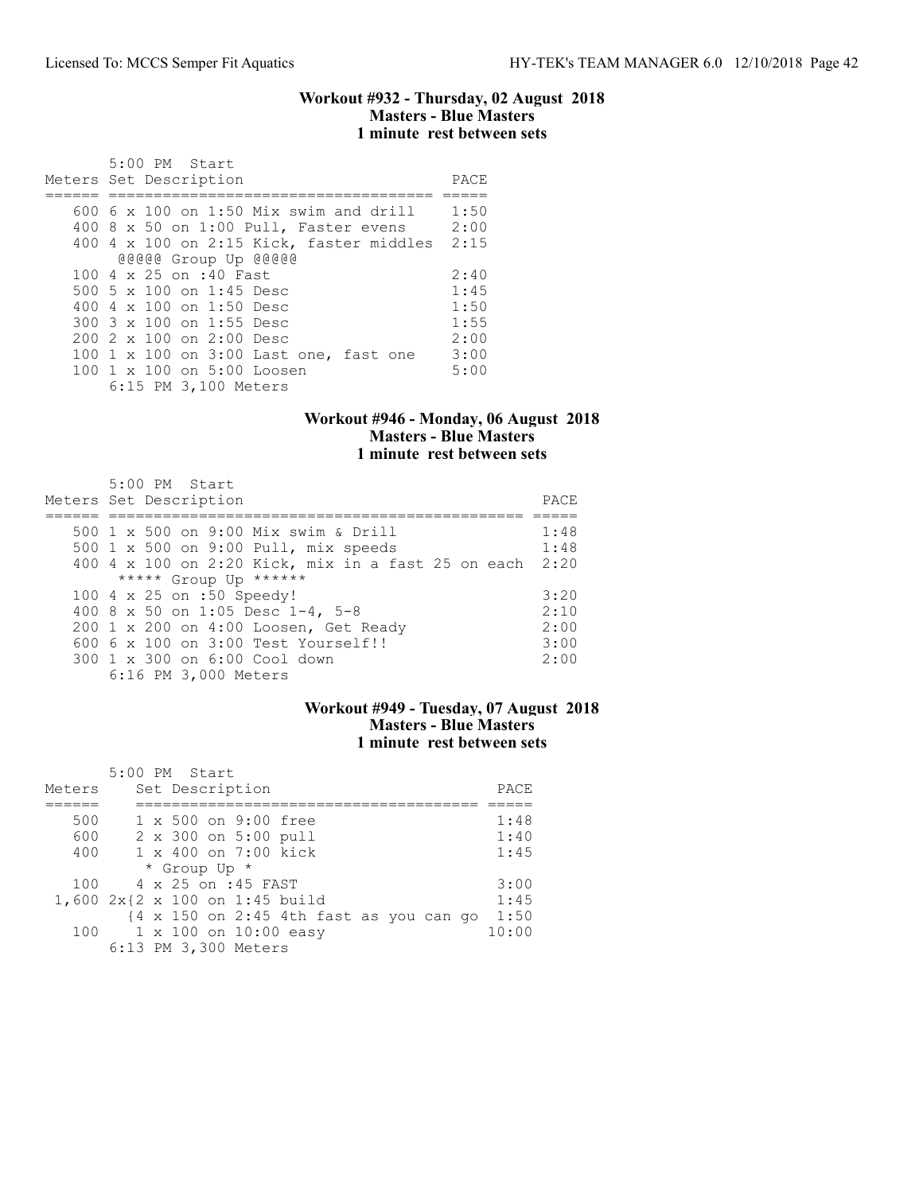### Workout #932 - Thursday, 02 August 2018
### Masters - Blue Masters
### 1 minute rest between sets

5:00 PM Start

| Meters | Set Description | PACE |
|---|---|---|
| 600 | 6 x 100 on 1:50 Mix swim and drill | 1:50 |
| 400 | 8 x 50 on 1:00 Pull, Faster evens | 2:00 |
| 400 | 4 x 100 on 2:15 Kick, faster middles | 2:15 |
| | @@@@@ Group Up @@@@@ | |
| 100 | 4 x 25 on :40 Fast | 2:40 |
| 500 | 5 x 100 on 1:45 Desc | 1:45 |
| 400 | 4 x 100 on 1:50 Desc | 1:50 |
| 300 | 3 x 100 on 1:55 Desc | 1:55 |
| 200 | 2 x 100 on 2:00 Desc | 2:00 |
| 100 | 1 x 100 on 3:00 Last one, fast one | 3:00 |
| 100 | 1 x 100 on 5:00 Loosen | 5:00 |
| | 6:15 PM 3,100 Meters | |

### Workout #946 - Monday, 06 August 2018
### Masters - Blue Masters
### 1 minute rest between sets

5:00 PM Start

| Meters | Set Description | PACE |
|---|---|---|
| 500 | 1 x 500 on 9:00 Mix swim & Drill | 1:48 |
| 500 | 1 x 500 on 9:00 Pull, mix speeds | 1:48 |
| 400 | 4 x 100 on 2:20 Kick, mix in a fast 25 on each | 2:20 |
| | ***** Group Up ****** | |
| 100 | 4 x 25 on :50 Speedy! | 3:20 |
| 400 | 8 x 50 on 1:05 Desc 1-4, 5-8 | 2:10 |
| 200 | 1 x 200 on 4:00 Loosen, Get Ready | 2:00 |
| 600 | 6 x 100 on 3:00 Test Yourself!! | 3:00 |
| 300 | 1 x 300 on 6:00 Cool down | 2:00 |
| | 6:16 PM 3,000 Meters | |

### Workout #949 - Tuesday, 07 August 2018
### Masters - Blue Masters
### 1 minute rest between sets

5:00 PM Start

| Meters | Set Description | PACE |
|---|---|---|
| 500 | 1 x 500 on 9:00 free | 1:48 |
| 600 | 2 x 300 on 5:00 pull | 1:40 |
| 400 | 1 x 400 on 7:00 kick | 1:45 |
| | * Group Up * | |
| 100 | 4 x 25 on :45 FAST | 3:00 |
| 1,600 | 2x{2 x 100 on 1:45 build | 1:45 |
| | {4 x 150 on 2:45 4th fast as you can go | 1:50 |
| 100 | 1 x 100 on 10:00 easy | 10:00 |
| | 6:13 PM 3,300 Meters | |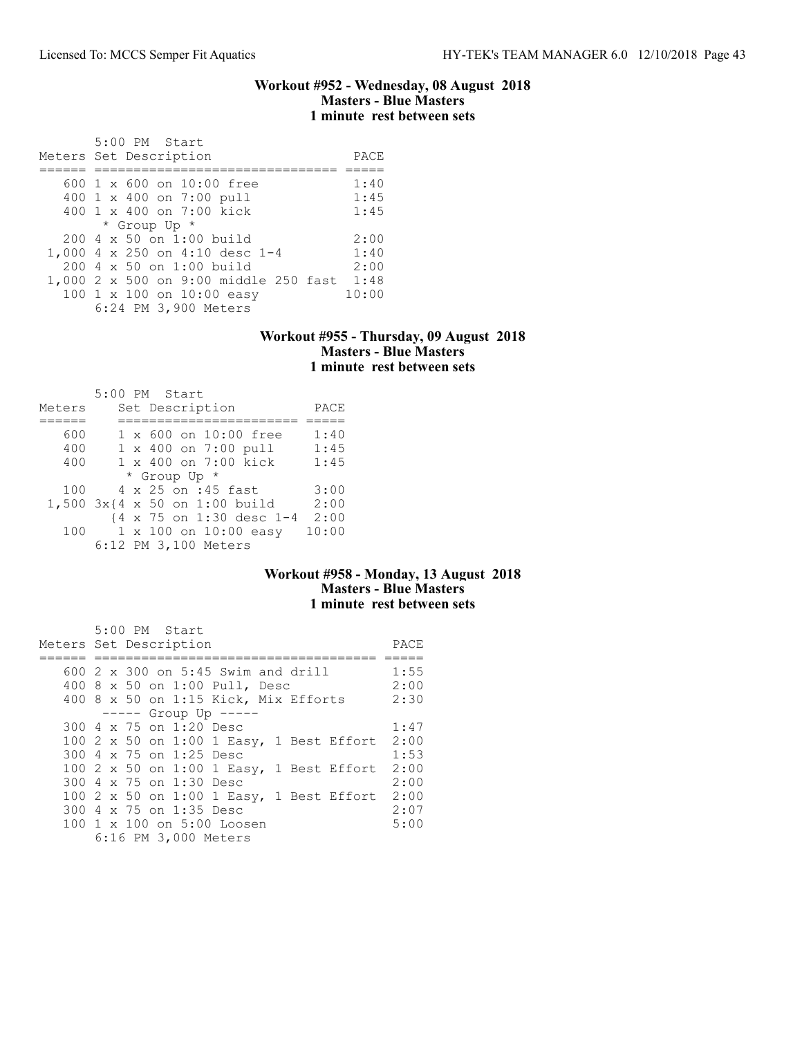### Workout #952 - Wednesday, 08 August 2018
**Masters - Blue Masters**
**1 minute rest between sets**

5:00 PM Start

| Meters | Set Description | PACE |
|---|---|---|
| 600 | 1 x 600 on 10:00 free | 1:40 |
| 400 | 1 x 400 on 7:00 pull | 1:45 |
| 400 | 1 x 400 on 7:00 kick | 1:45 |
| | * Group Up * | |
| 200 | 4 x 50 on 1:00 build | 2:00 |
| 1,000 | 4 x 250 on 4:10 desc 1-4 | 1:40 |
| 200 | 4 x 50 on 1:00 build | 2:00 |
| 1,000 | 2 x 500 on 9:00 middle 250 fast | 1:48 |
| 100 | 1 x 100 on 10:00 easy | 10:00 |

6:24 PM 3,900 Meters

### Workout #955 - Thursday, 09 August 2018
**Masters - Blue Masters**
**1 minute rest between sets**

5:00 PM Start

| Meters | Set Description | PACE |
|---|---|---|
| 600 | 1 x 600 on 10:00 free | 1:40 |
| 400 | 1 x 400 on 7:00 pull | 1:45 |
| 400 | 1 x 400 on 7:00 kick | 1:45 |
| | * Group Up * | |
| 100 | 4 x 25 on :45 fast | 3:00 |
| 1,500 | 3x{4 x 50 on 1:00 build | 2:00 |
| | {4 x 75 on 1:30 desc 1-4 | 2:00 |
| 100 | 1 x 100 on 10:00 easy | 10:00 |

6:12 PM 3,100 Meters

### Workout #958 - Monday, 13 August 2018
**Masters - Blue Masters**
**1 minute rest between sets**

5:00 PM Start

| Meters | Set Description | PACE |
|---|---|---|
| 600 | 2 x 300 on 5:45 Swim and drill | 1:55 |
| 400 | 8 x 50 on 1:00 Pull, Desc | 2:00 |
| 400 | 8 x 50 on 1:15 Kick, Mix Efforts | 2:30 |
| | ----- Group Up ----- | |
| 300 | 4 x 75 on 1:20 Desc | 1:47 |
| 100 | 2 x 50 on 1:00 1 Easy, 1 Best Effort | 2:00 |
| 300 | 4 x 75 on 1:25 Desc | 1:53 |
| 100 | 2 x 50 on 1:00 1 Easy, 1 Best Effort | 2:00 |
| 300 | 4 x 75 on 1:30 Desc | 2:00 |
| 100 | 2 x 50 on 1:00 1 Easy, 1 Best Effort | 2:00 |
| 300 | 4 x 75 on 1:35 Desc | 2:07 |
| 100 | 1 x 100 on 5:00 Loosen | 5:00 |

6:16 PM 3,000 Meters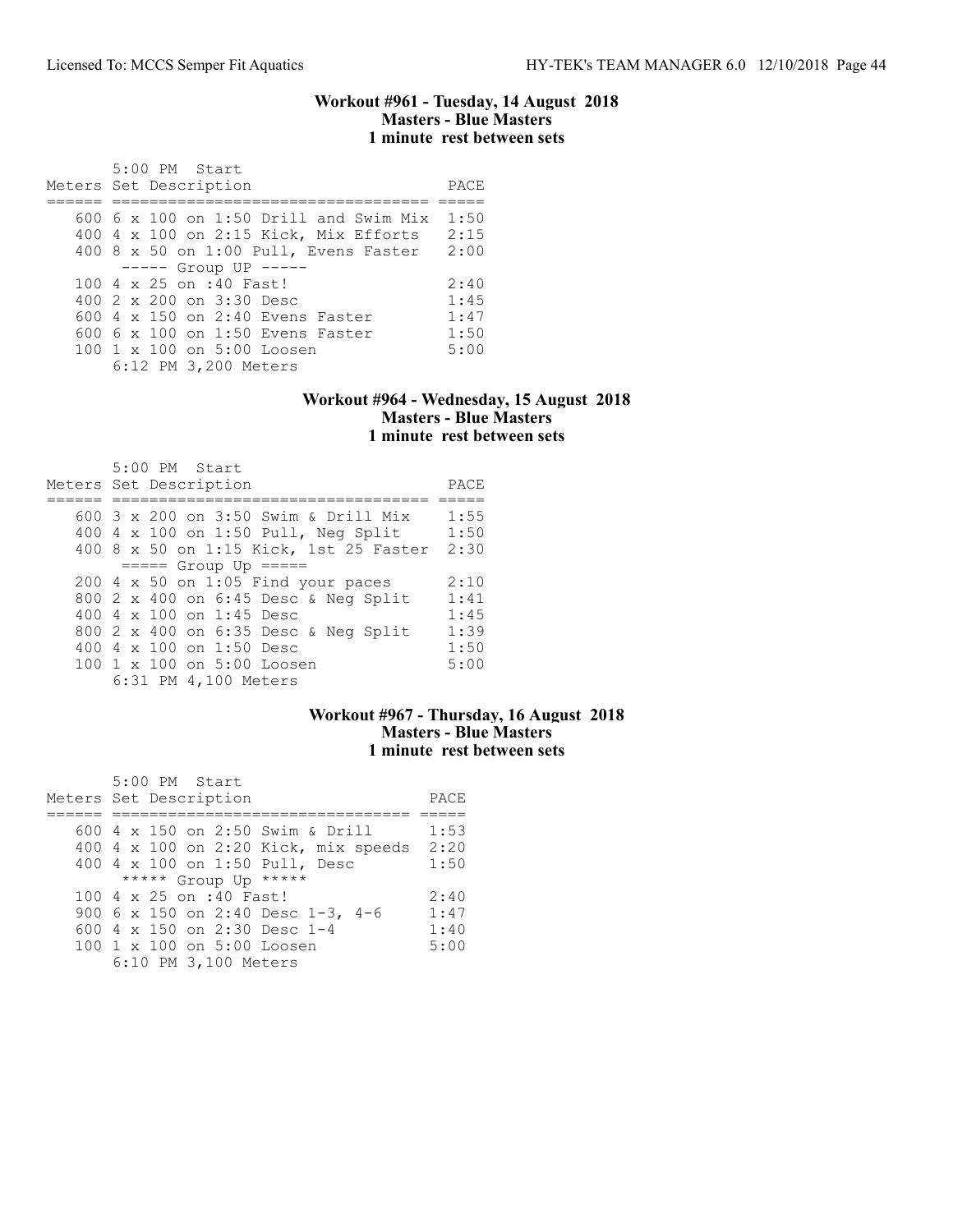## Workout #961 - Tuesday, 14 August 2018
### Masters - Blue Masters
### 1 minute rest between sets

5:00 PM Start

| Meters | Set Description | PACE |
|---|---|---|
| 600 | 6 x 100 on 1:50 Drill and Swim Mix | 1:50 |
| 400 | 4 x 100 on 2:15 Kick, Mix Efforts | 2:15 |
| 400 | 8 x 50 on 1:00 Pull, Evens Faster | 2:00 |
| | ----- Group UP ----- | |
| 100 | 4 x 25 on :40 Fast! | 2:40 |
| 400 | 2 x 200 on 3:30 Desc | 1:45 |
| 600 | 4 x 150 on 2:40 Evens Faster | 1:47 |
| 600 | 6 x 100 on 1:50 Evens Faster | 1:50 |
| 100 | 1 x 100 on 5:00 Loosen | 5:00 |
| | 6:12 PM 3,200 Meters | |

## Workout #964 - Wednesday, 15 August 2018
### Masters - Blue Masters
### 1 minute rest between sets

5:00 PM Start

| Meters | Set Description | PACE |
|---|---|---|
| 600 | 3 x 200 on 3:50 Swim & Drill Mix | 1:55 |
| 400 | 4 x 100 on 1:50 Pull, Neg Split | 1:50 |
| 400 | 8 x 50 on 1:15 Kick, 1st 25 Faster | 2:30 |
| | ===== Group Up ===== | |
| 200 | 4 x 50 on 1:05 Find your paces | 2:10 |
| 800 | 2 x 400 on 6:45 Desc & Neg Split | 1:41 |
| 400 | 4 x 100 on 1:45 Desc | 1:45 |
| 800 | 2 x 400 on 6:35 Desc & Neg Split | 1:39 |
| 400 | 4 x 100 on 1:50 Desc | 1:50 |
| 100 | 1 x 100 on 5:00 Loosen | 5:00 |
| | 6:31 PM 4,100 Meters | |

## Workout #967 - Thursday, 16 August 2018
### Masters - Blue Masters
### 1 minute rest between sets

5:00 PM Start

| Meters | Set Description | PACE |
|---|---|---|
| 600 | 4 x 150 on 2:50 Swim & Drill | 1:53 |
| 400 | 4 x 100 on 2:20 Kick, mix speeds | 2:20 |
| 400 | 4 x 100 on 1:50 Pull, Desc | 1:50 |
| | ***** Group Up ***** | |
| 100 | 4 x 25 on :40 Fast! | 2:40 |
| 900 | 6 x 150 on 2:40 Desc 1-3, 4-6 | 1:47 |
| 600 | 4 x 150 on 2:30 Desc 1-4 | 1:40 |
| 100 | 1 x 100 on 5:00 Loosen | 5:00 |
| | 6:10 PM 3,100 Meters | |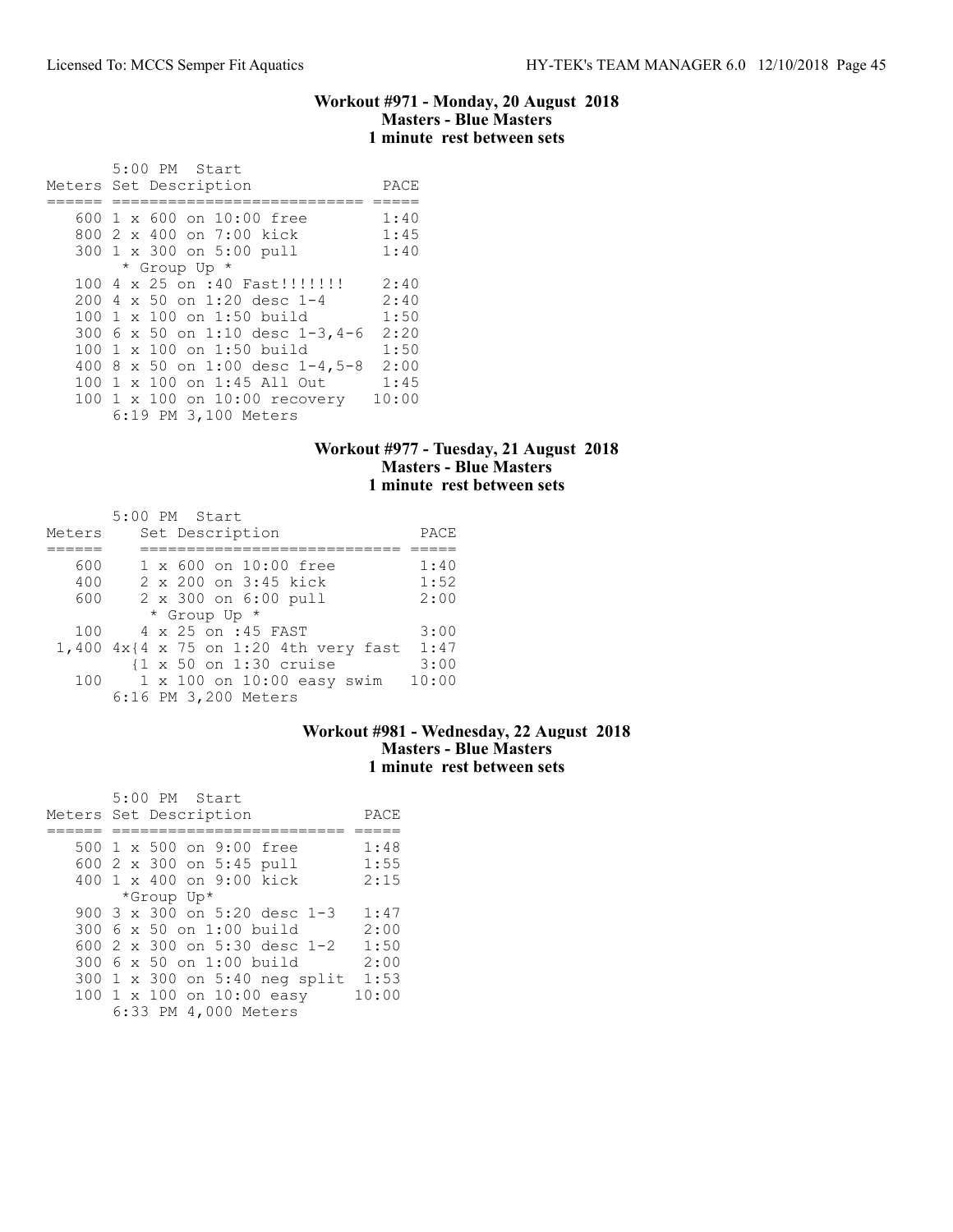### Workout #971 - Monday, 20 August 2018
### Masters - Blue Masters
### 1 minute rest between sets

5:00 PM Start

| Meters | Set Description | PACE |
|---|---|---|
| 600 | 1 x 600 on 10:00 free | 1:40 |
| 800 | 2 x 400 on 7:00 kick | 1:45 |
| 300 | 1 x 300 on 5:00 pull | 1:40 |
| | * Group Up * | |
| 100 | 4 x 25 on :40 Fast!!!!!!! | 2:40 |
| 200 | 4 x 50 on 1:20 desc 1-4 | 2:40 |
| 100 | 1 x 100 on 1:50 build | 1:50 |
| 300 | 6 x 50 on 1:10 desc 1-3,4-6 | 2:20 |
| 100 | 1 x 100 on 1:50 build | 1:50 |
| 400 | 8 x 50 on 1:00 desc 1-4,5-8 | 2:00 |
| 100 | 1 x 100 on 1:45 All Out | 1:45 |
| 100 | 1 x 100 on 10:00 recovery | 10:00 |

6:19 PM 3,100 Meters

### Workout #977 - Tuesday, 21 August 2018
### Masters - Blue Masters
### 1 minute rest between sets

5:00 PM Start

| Meters | Set Description | PACE |
|---|---|---|
| 600 | 1 x 600 on 10:00 free | 1:40 |
| 400 | 2 x 200 on 3:45 kick | 1:52 |
| 600 | 2 x 300 on 6:00 pull | 2:00 |
| | * Group Up * | |
| 100 | 4 x 25 on :45 FAST | 3:00 |
| 1,400 | 4x{4 x 75 on 1:20 4th very fast | 1:47 |
| | {1 x 50 on 1:30 cruise | 3:00 |
| 100 | 1 x 100 on 10:00 easy swim | 10:00 |

6:16 PM 3,200 Meters

### Workout #981 - Wednesday, 22 August 2018
### Masters - Blue Masters
### 1 minute rest between sets

5:00 PM Start

| Meters | Set Description | PACE |
|---|---|---|
| 500 | 1 x 500 on 9:00 free | 1:48 |
| 600 | 2 x 300 on 5:45 pull | 1:55 |
| 400 | 1 x 400 on 9:00 kick | 2:15 |
| | *Group Up* | |
| 900 | 3 x 300 on 5:20 desc 1-3 | 1:47 |
| 300 | 6 x 50 on 1:00 build | 2:00 |
| 600 | 2 x 300 on 5:30 desc 1-2 | 1:50 |
| 300 | 6 x 50 on 1:00 build | 2:00 |
| 300 | 1 x 300 on 5:40 neg split | 1:53 |
| 100 | 1 x 100 on 10:00 easy | 10:00 |

6:33 PM 4,000 Meters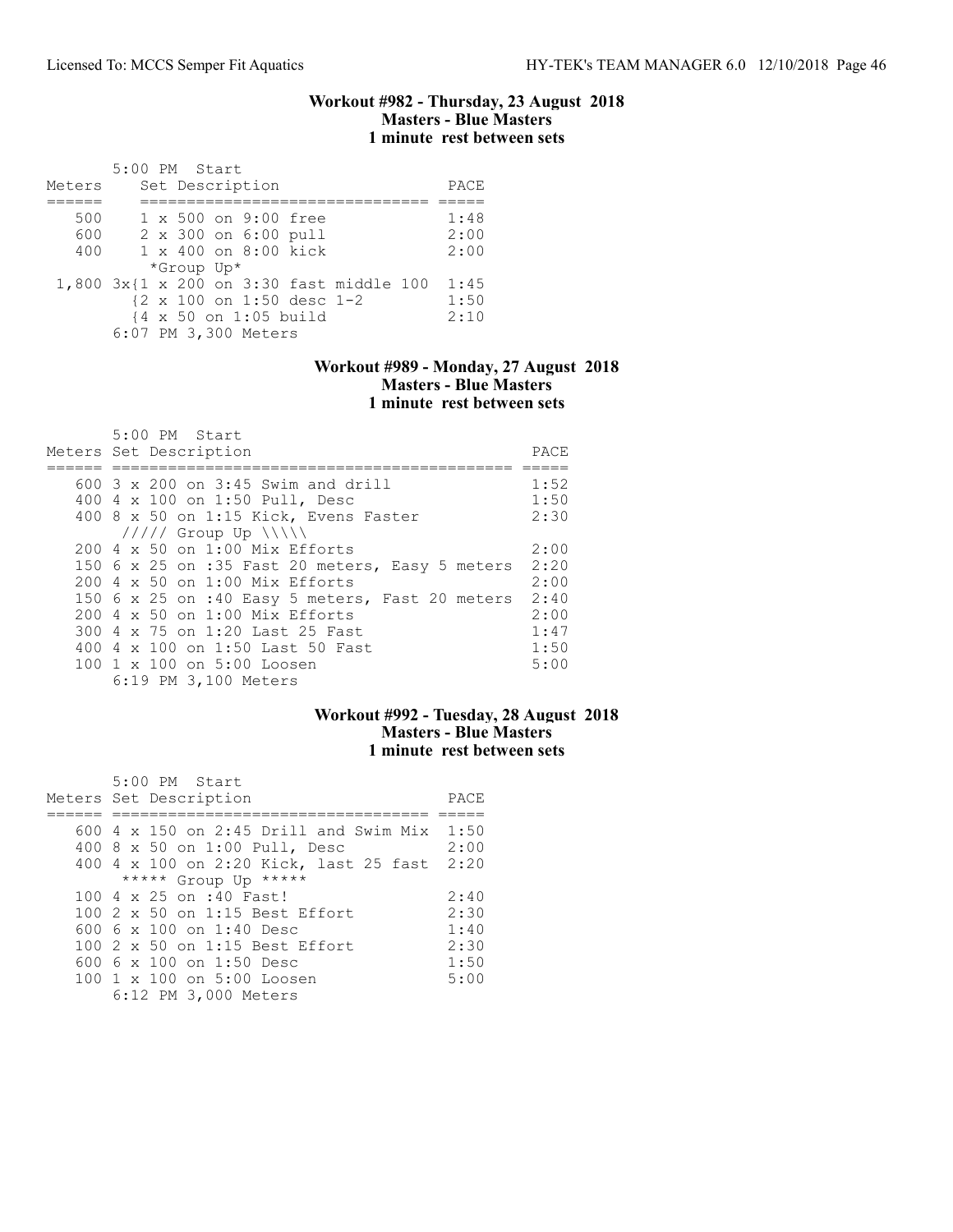## Workout #982 - Thursday, 23 August 2018
**Masters - Blue Masters**
**1 minute rest between sets**

5:00 PM Start

| Meters | Set Description | PACE |
|---|---|---|
| 500 | 1 x 500 on 9:00 free | 1:48 |
| 600 | 2 x 300 on 6:00 pull | 2:00 |
| 400 | 1 x 400 on 8:00 kick | 2:00 |
| | *Group Up* | |
| 1,800 | 3x{1 x 200 on 3:30 fast middle 100 | 1:45 |
| | {2 x 100 on 1:50 desc 1-2 | 1:50 |
| | {4 x 50 on 1:05 build | 2:10 |

6:07 PM 3,300 Meters

## Workout #989 - Monday, 27 August 2018
**Masters - Blue Masters**
**1 minute rest between sets**

5:00 PM Start

| Meters | Set Description | PACE |
|---|---|---|
| 600 | 3 x 200 on 3:45 Swim and drill | 1:52 |
| 400 | 4 x 100 on 1:50 Pull, Desc | 1:50 |
| 400 | 8 x 50 on 1:15 Kick, Evens Faster | 2:30 |
| | ///// Group Up \\\\\ | |
| 200 | 4 x 50 on 1:00 Mix Efforts | 2:00 |
| 150 | 6 x 25 on :35 Fast 20 meters, Easy 5 meters | 2:20 |
| 200 | 4 x 50 on 1:00 Mix Efforts | 2:00 |
| 150 | 6 x 25 on :40 Easy 5 meters, Fast 20 meters | 2:40 |
| 200 | 4 x 50 on 1:00 Mix Efforts | 2:00 |
| 300 | 4 x 75 on 1:20 Last 25 Fast | 1:47 |
| 400 | 4 x 100 on 1:50 Last 50 Fast | 1:50 |
| 100 | 1 x 100 on 5:00 Loosen | 5:00 |

6:19 PM 3,100 Meters

## Workout #992 - Tuesday, 28 August 2018
**Masters - Blue Masters**
**1 minute rest between sets**

5:00 PM Start

| Meters | Set Description | PACE |
|---|---|---|
| 600 | 4 x 150 on 2:45 Drill and Swim Mix | 1:50 |
| 400 | 8 x 50 on 1:00 Pull, Desc | 2:00 |
| 400 | 4 x 100 on 2:20 Kick, last 25 fast | 2:20 |
| | ***** Group Up ***** | |
| 100 | 4 x 25 on :40 Fast! | 2:40 |
| 100 | 2 x 50 on 1:15 Best Effort | 2:30 |
| 600 | 6 x 100 on 1:40 Desc | 1:40 |
| 100 | 2 x 50 on 1:15 Best Effort | 2:30 |
| 600 | 6 x 100 on 1:50 Desc | 1:50 |
| 100 | 1 x 100 on 5:00 Loosen | 5:00 |

6:12 PM 3,000 Meters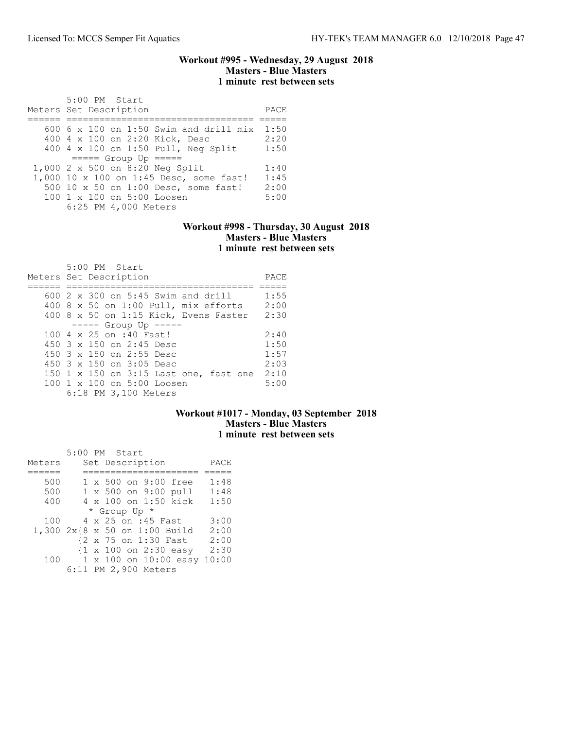### Workout #995 - Wednesday, 29 August 2018
**Masters - Blue Masters**
**1 minute rest between sets**

```
       5:00 PM  Start
Meters Set Description                     PACE
====== ================================== =====
   600 6 x 100 on 1:50 Swim and drill mix  1:50
   400 4 x 100 on 2:20 Kick, Desc          2:20
   400 4 x 100 on 1:50 Pull, Neg Split     1:50
        ===== Group Up =====
 1,000 2 x 500 on 8:20 Neg Split           1:40
 1,000 10 x 100 on 1:45 Desc, some fast!   1:45
   500 10 x 50 on 1:00 Desc, some fast!    2:00
   100 1 x 100 on 5:00 Loosen              5:00
       6:25 PM 4,000 Meters
```

### Workout #998 - Thursday, 30 August 2018
**Masters - Blue Masters**
**1 minute rest between sets**

```
       5:00 PM  Start
Meters Set Description                     PACE
====== ================================== =====
   600 2 x 300 on 5:45 Swim and drill      1:55
   400 8 x 50 on 1:00 Pull, mix efforts    2:00
   400 8 x 50 on 1:15 Kick, Evens Faster   2:30
        ----- Group Up -----
   100 4 x 25 on :40 Fast!                 2:40
   450 3 x 150 on 2:45 Desc                1:50
   450 3 x 150 on 2:55 Desc                1:57
   450 3 x 150 on 3:05 Desc                2:03
   150 1 x 150 on 3:15 Last one, fast one  2:10
   100 1 x 100 on 5:00 Loosen              5:00
       6:18 PM 3,100 Meters
```

### Workout #1017 - Monday, 03 September 2018
**Masters - Blue Masters**
**1 minute rest between sets**

```
       5:00 PM  Start
Meters    Set Description        PACE
======    ==================== =====
   500    1 x 500 on 9:00 free   1:48
   500    1 x 500 on 9:00 pull   1:48
   400    4 x 100 on 1:50 kick   1:50
           * Group Up *
   100    4 x 25 on :45 Fast     3:00
 1,300 2x{8 x 50 on 1:00 Build   2:00
         {2 x 75 on 1:30 Fast    2:00
         {1 x 100 on 2:30 easy   2:30
   100    1 x 100 on 10:00 easy 10:00
       6:11 PM 2,900 Meters
```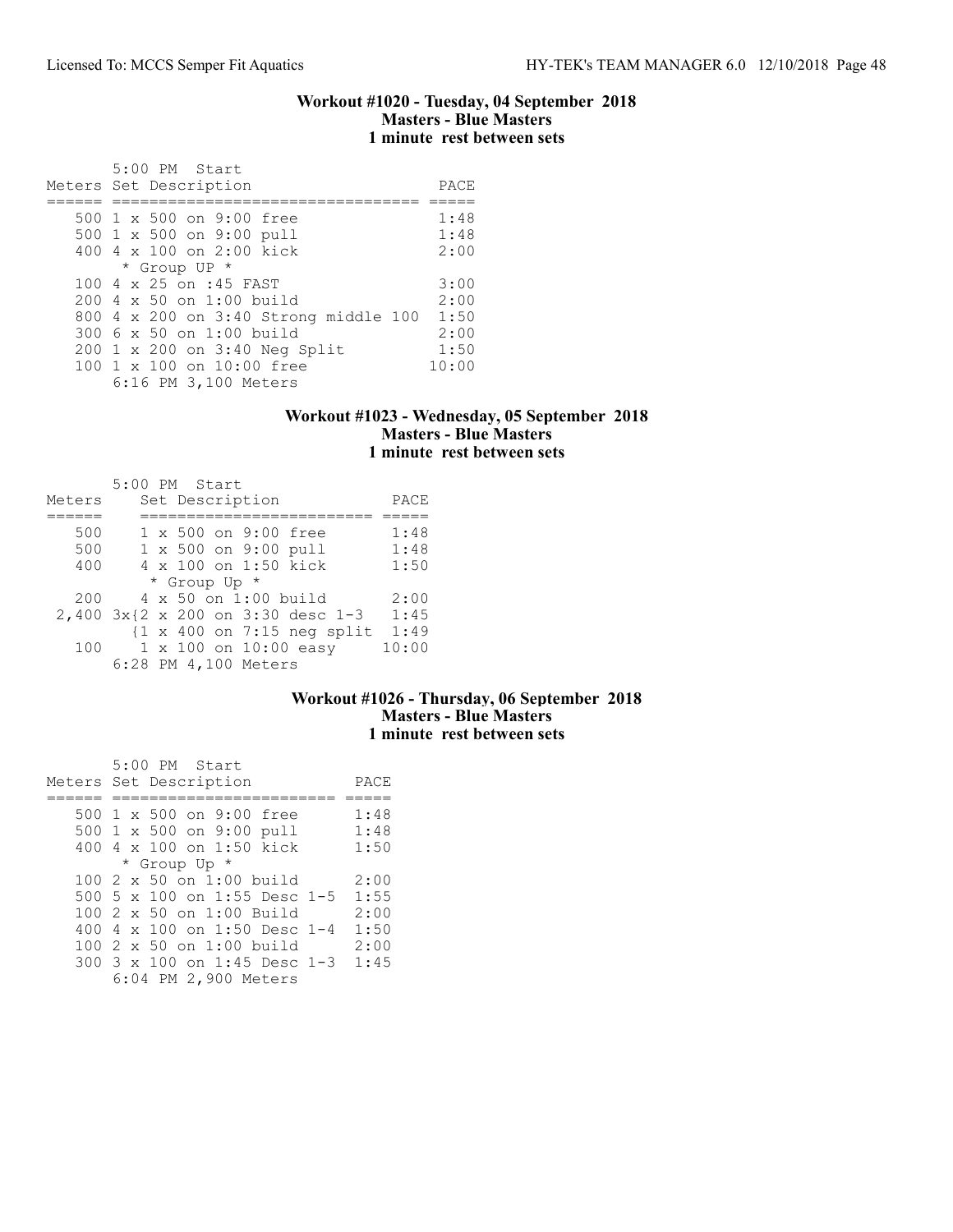### Workout #1020 - Tuesday, 04 September 2018
**Masters - Blue Masters**
**1 minute rest between sets**

5:00 PM Start

| Meters | Set Description | PACE |
|---|---|---|
| 500 | 1 x 500 on 9:00 free | 1:48 |
| 500 | 1 x 500 on 9:00 pull | 1:48 |
| 400 | 4 x 100 on 2:00 kick | 2:00 |
| | * Group UP * | |
| 100 | 4 x 25 on :45 FAST | 3:00 |
| 200 | 4 x 50 on 1:00 build | 2:00 |
| 800 | 4 x 200 on 3:40 Strong middle 100 | 1:50 |
| 300 | 6 x 50 on 1:00 build | 2:00 |
| 200 | 1 x 200 on 3:40 Neg Split | 1:50 |
| 100 | 1 x 100 on 10:00 free | 10:00 |

6:16 PM 3,100 Meters

### Workout #1023 - Wednesday, 05 September 2018
**Masters - Blue Masters**
**1 minute rest between sets**

5:00 PM Start

| Meters | Set Description | PACE |
|---|---|---|
| 500 | 1 x 500 on 9:00 free | 1:48 |
| 500 | 1 x 500 on 9:00 pull | 1:48 |
| 400 | 4 x 100 on 1:50 kick | 1:50 |
| | * Group Up * | |
| 200 | 4 x 50 on 1:00 build | 2:00 |
| 2,400 | 3x{2 x 200 on 3:30 desc 1-3 | 1:45 |
| | {1 x 400 on 7:15 neg split | 1:49 |
| 100 | 1 x 100 on 10:00 easy | 10:00 |

6:28 PM 4,100 Meters

### Workout #1026 - Thursday, 06 September 2018
**Masters - Blue Masters**
**1 minute rest between sets**

5:00 PM Start

| Meters | Set Description | PACE |
|---|---|---|
| 500 | 1 x 500 on 9:00 free | 1:48 |
| 500 | 1 x 500 on 9:00 pull | 1:48 |
| 400 | 4 x 100 on 1:50 kick | 1:50 |
| | * Group Up * | |
| 100 | 2 x 50 on 1:00 build | 2:00 |
| 500 | 5 x 100 on 1:55 Desc 1-5 | 1:55 |
| 100 | 2 x 50 on 1:00 Build | 2:00 |
| 400 | 4 x 100 on 1:50 Desc 1-4 | 1:50 |
| 100 | 2 x 50 on 1:00 build | 2:00 |
| 300 | 3 x 100 on 1:45 Desc 1-3 | 1:45 |

6:04 PM 2,900 Meters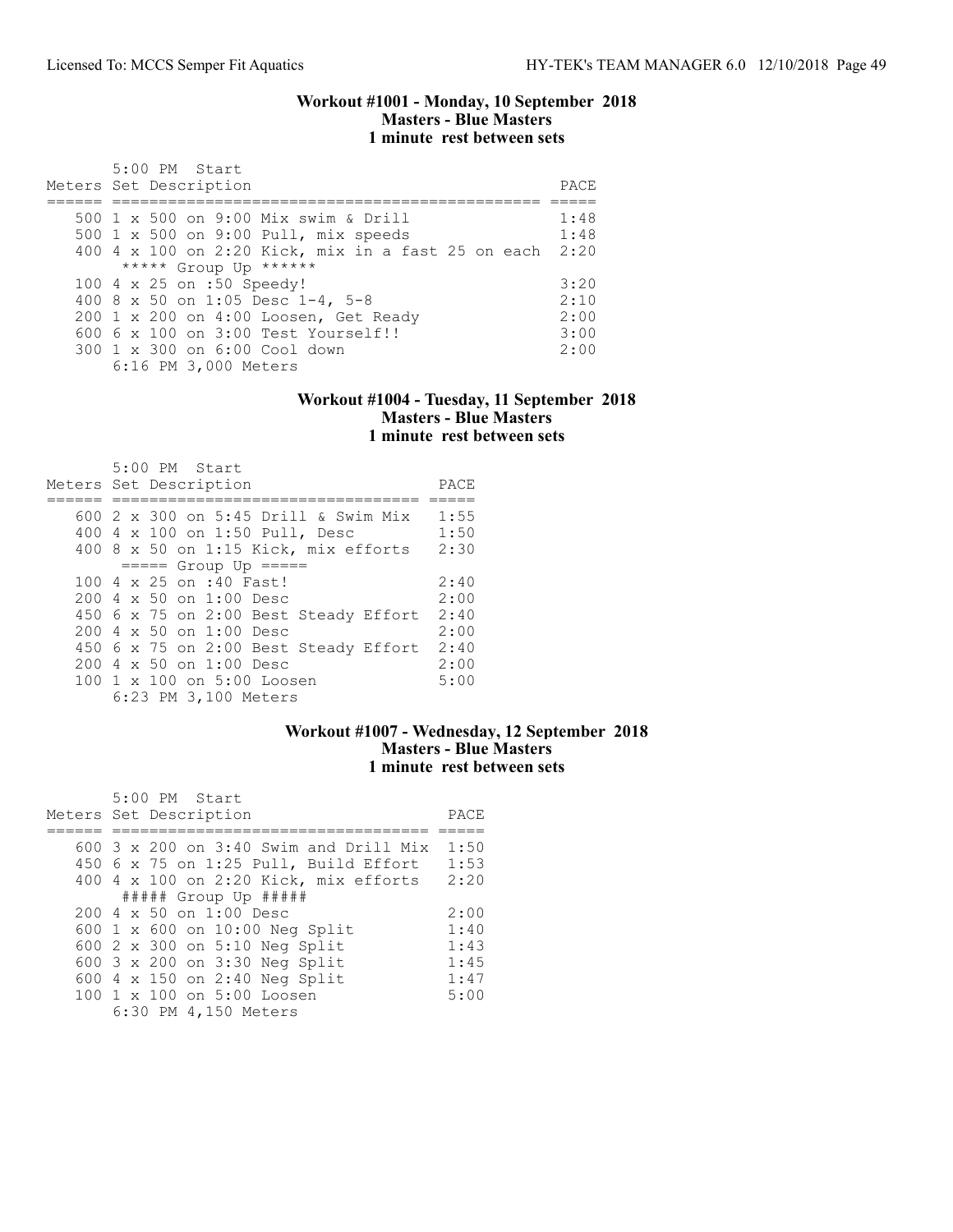### Workout #1001 - Monday, 10 September 2018
**Masters - Blue Masters**
**1 minute rest between sets**

```
       5:00 PM  Start
Meters Set Description                                   PACE
====== ================================================ =====
   500 1 x 500 on 9:00 Mix swim & Drill                 1:48
   500 1 x 500 on 9:00 Pull, mix speeds                 1:48
   400 4 x 100 on 2:20 Kick, mix in a fast 25 on each  2:20
        ***** Group Up ******
   100 4 x 25 on :50 Speedy!                            3:20
   400 8 x 50 on 1:05 Desc 1-4, 5-8                     2:10
   200 1 x 200 on 4:00 Loosen, Get Ready                2:00
   600 6 x 100 on 3:00 Test Yourself!!                  3:00
   300 1 x 300 on 6:00 Cool down                        2:00
       6:16 PM 3,000 Meters
```

### Workout #1004 - Tuesday, 11 September 2018
**Masters - Blue Masters**
**1 minute rest between sets**

```
       5:00 PM  Start
Meters Set Description                         PACE
====== ================================== =====
   600 2 x 300 on 5:45 Drill & Swim Mix   1:55
   400 4 x 100 on 1:50 Pull, Desc         1:50
   400 8 x 50 on 1:15 Kick, mix efforts   2:30
        ===== Group Up =====
   100 4 x 25 on :40 Fast!                2:40
   200 4 x 50 on 1:00 Desc                2:00
   450 6 x 75 on 2:00 Best Steady Effort  2:40
   200 4 x 50 on 1:00 Desc                2:00
   450 6 x 75 on 2:00 Best Steady Effort  2:40
   200 4 x 50 on 1:00 Desc                2:00
   100 1 x 100 on 5:00 Loosen             5:00
       6:23 PM 3,100 Meters
```

### Workout #1007 - Wednesday, 12 September 2018
**Masters - Blue Masters**
**1 minute rest between sets**

```
       5:00 PM  Start
Meters Set Description                          PACE
====== ================================== =====
   600 3 x 200 on 3:40 Swim and Drill Mix  1:50
   450 6 x 75 on 1:25 Pull, Build Effort   1:53
   400 4 x 100 on 2:20 Kick, mix efforts   2:20
        ##### Group Up #####
   200 4 x 50 on 1:00 Desc                 2:00
   600 1 x 600 on 10:00 Neg Split          1:40
   600 2 x 300 on 5:10 Neg Split           1:43
   600 3 x 200 on 3:30 Neg Split           1:45
   600 4 x 150 on 2:40 Neg Split           1:47
   100 1 x 100 on 5:00 Loosen              5:00
       6:30 PM 4,150 Meters
```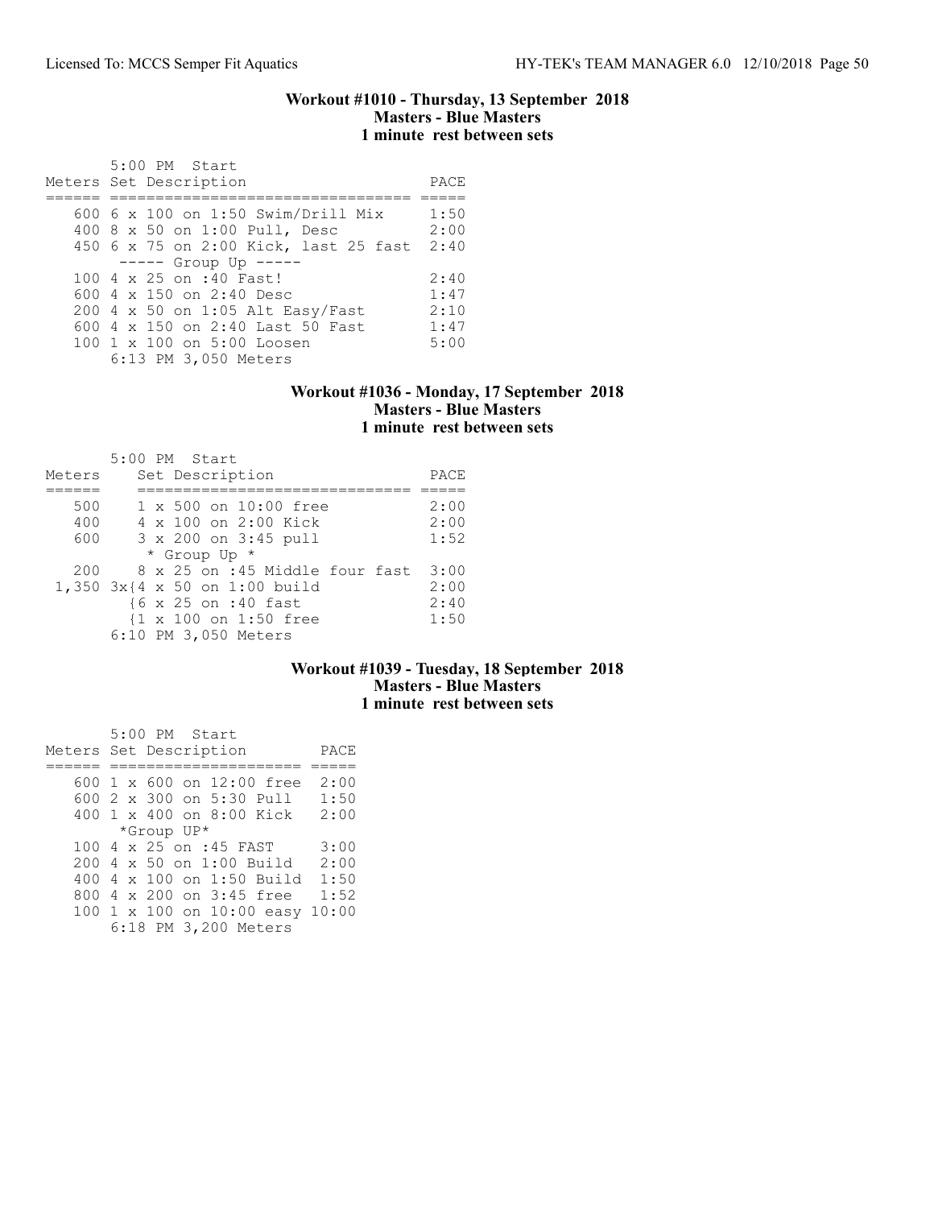### Workout #1010 - Thursday, 13 September 2018
### Masters - Blue Masters
### 1 minute rest between sets

5:00 PM Start

| Meters | Set Description | PACE |
|---|---|---|
| 600 | 6 x 100 on 1:50 Swim/Drill Mix | 1:50 |
| 400 | 8 x 50 on 1:00 Pull, Desc | 2:00 |
| 450 | 6 x 75 on 2:00 Kick, last 25 fast | 2:40 |
| | ----- Group Up ----- | |
| 100 | 4 x 25 on :40 Fast! | 2:40 |
| 600 | 4 x 150 on 2:40 Desc | 1:47 |
| 200 | 4 x 50 on 1:05 Alt Easy/Fast | 2:10 |
| 600 | 4 x 150 on 2:40 Last 50 Fast | 1:47 |
| 100 | 1 x 100 on 5:00 Loosen | 5:00 |

6:13 PM 3,050 Meters

### Workout #1036 - Monday, 17 September 2018
### Masters - Blue Masters
### 1 minute rest between sets

5:00 PM Start

| Meters | Set Description | PACE |
|---|---|---|
| 500 | 1 x 500 on 10:00 free | 2:00 |
| 400 | 4 x 100 on 2:00 Kick | 2:00 |
| 600 | 3 x 200 on 3:45 pull | 1:52 |
| | * Group Up * | |
| 200 | 8 x 25 on :45 Middle four fast | 3:00 |
| 1,350 | 3x{4 x 50 on 1:00 build | 2:00 |
| | {6 x 25 on :40 fast | 2:40 |
| | {1 x 100 on 1:50 free | 1:50 |

6:10 PM 3,050 Meters

### Workout #1039 - Tuesday, 18 September 2018
### Masters - Blue Masters
### 1 minute rest between sets

5:00 PM Start

| Meters | Set Description | PACE |
|---|---|---|
| 600 | 1 x 600 on 12:00 free | 2:00 |
| 600 | 2 x 300 on 5:30 Pull | 1:50 |
| 400 | 1 x 400 on 8:00 Kick | 2:00 |
| | *Group UP* | |
| 100 | 4 x 25 on :45 FAST | 3:00 |
| 200 | 4 x 50 on 1:00 Build | 2:00 |
| 400 | 4 x 100 on 1:50 Build | 1:50 |
| 800 | 4 x 200 on 3:45 free | 1:52 |
| 100 | 1 x 100 on 10:00 easy | 10:00 |

6:18 PM 3,200 Meters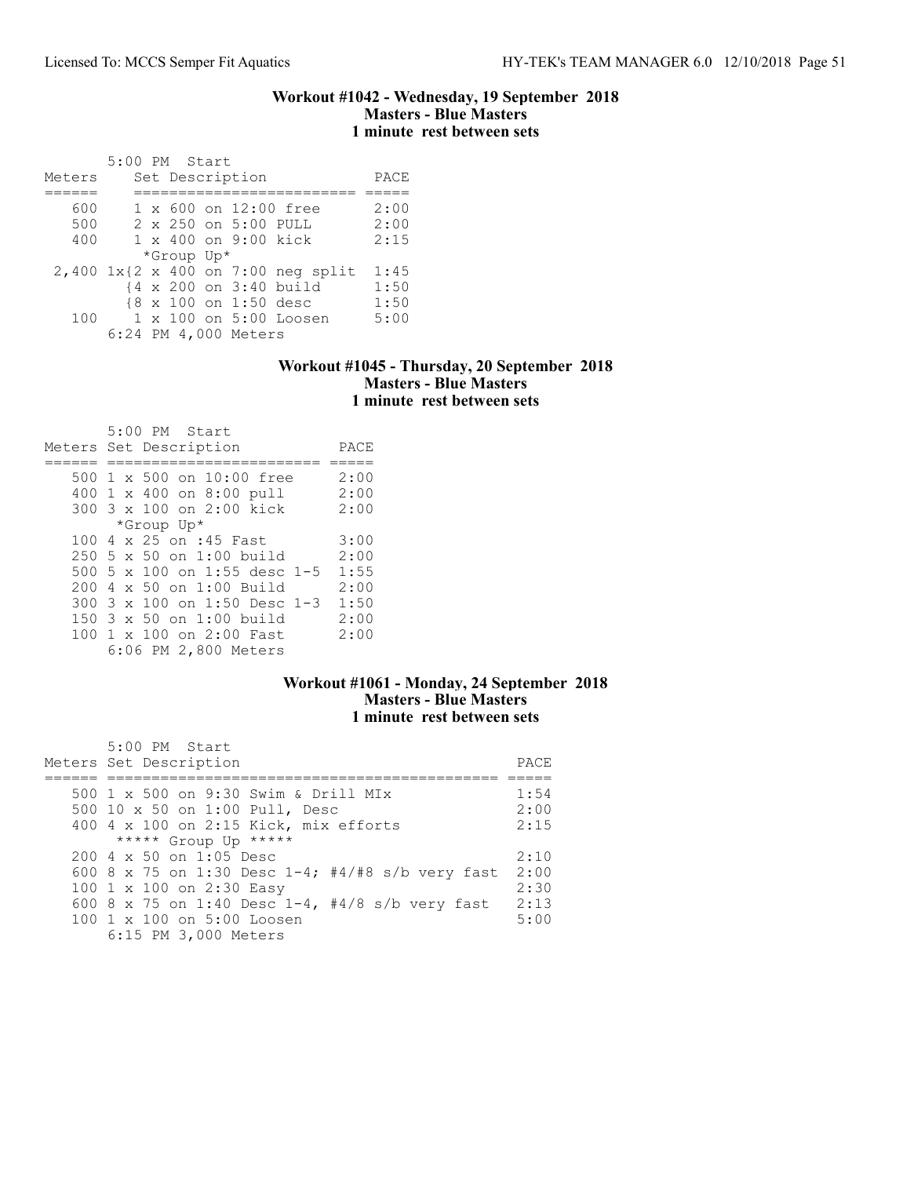### Workout #1042 - Wednesday, 19 September 2018
**Masters - Blue Masters**
**1 minute rest between sets**

5:00 PM Start

| Meters | Set Description | PACE |
|---|---|---|
| 600 | 1 x 600 on 12:00 free | 2:00 |
| 500 | 2 x 250 on 5:00 PULL | 2:00 |
| 400 | 1 x 400 on 9:00 kick | 2:15 |
| | \*Group Up\* | |
| 2,400 | 1x{2 x 400 on 7:00 neg split | 1:45 |
| | {4 x 200 on 3:40 build | 1:50 |
| | {8 x 100 on 1:50 desc | 1:50 |
| 100 | 1 x 100 on 5:00 Loosen | 5:00 |
| | 6:24 PM 4,000 Meters | |

### Workout #1045 - Thursday, 20 September 2018
**Masters - Blue Masters**
**1 minute rest between sets**

5:00 PM Start

| Meters | Set Description | PACE |
|---|---|---|
| 500 | 1 x 500 on 10:00 free | 2:00 |
| 400 | 1 x 400 on 8:00 pull | 2:00 |
| 300 | 3 x 100 on 2:00 kick | 2:00 |
| | \*Group Up\* | |
| 100 | 4 x 25 on :45 Fast | 3:00 |
| 250 | 5 x 50 on 1:00 build | 2:00 |
| 500 | 5 x 100 on 1:55 desc 1-5 | 1:55 |
| 200 | 4 x 50 on 1:00 Build | 2:00 |
| 300 | 3 x 100 on 1:50 Desc 1-3 | 1:50 |
| 150 | 3 x 50 on 1:00 build | 2:00 |
| 100 | 1 x 100 on 2:00 Fast | 2:00 |
| | 6:06 PM 2,800 Meters | |

### Workout #1061 - Monday, 24 September 2018
**Masters - Blue Masters**
**1 minute rest between sets**

5:00 PM Start

| Meters | Set Description | PACE |
|---|---|---|
| 500 | 1 x 500 on 9:30 Swim & Drill MIx | 1:54 |
| 500 | 10 x 50 on 1:00 Pull, Desc | 2:00 |
| 400 | 4 x 100 on 2:15 Kick, mix efforts | 2:15 |
| | \*\*\*\*\* Group Up \*\*\*\*\* | |
| 200 | 4 x 50 on 1:05 Desc | 2:10 |
| 600 | 8 x 75 on 1:30 Desc 1-4; #4/#8 s/b very fast | 2:00 |
| 100 | 1 x 100 on 2:30 Easy | 2:30 |
| 600 | 8 x 75 on 1:40 Desc 1-4, #4/8 s/b very fast | 2:13 |
| 100 | 1 x 100 on 5:00 Loosen | 5:00 |
| | 6:15 PM 3,000 Meters | |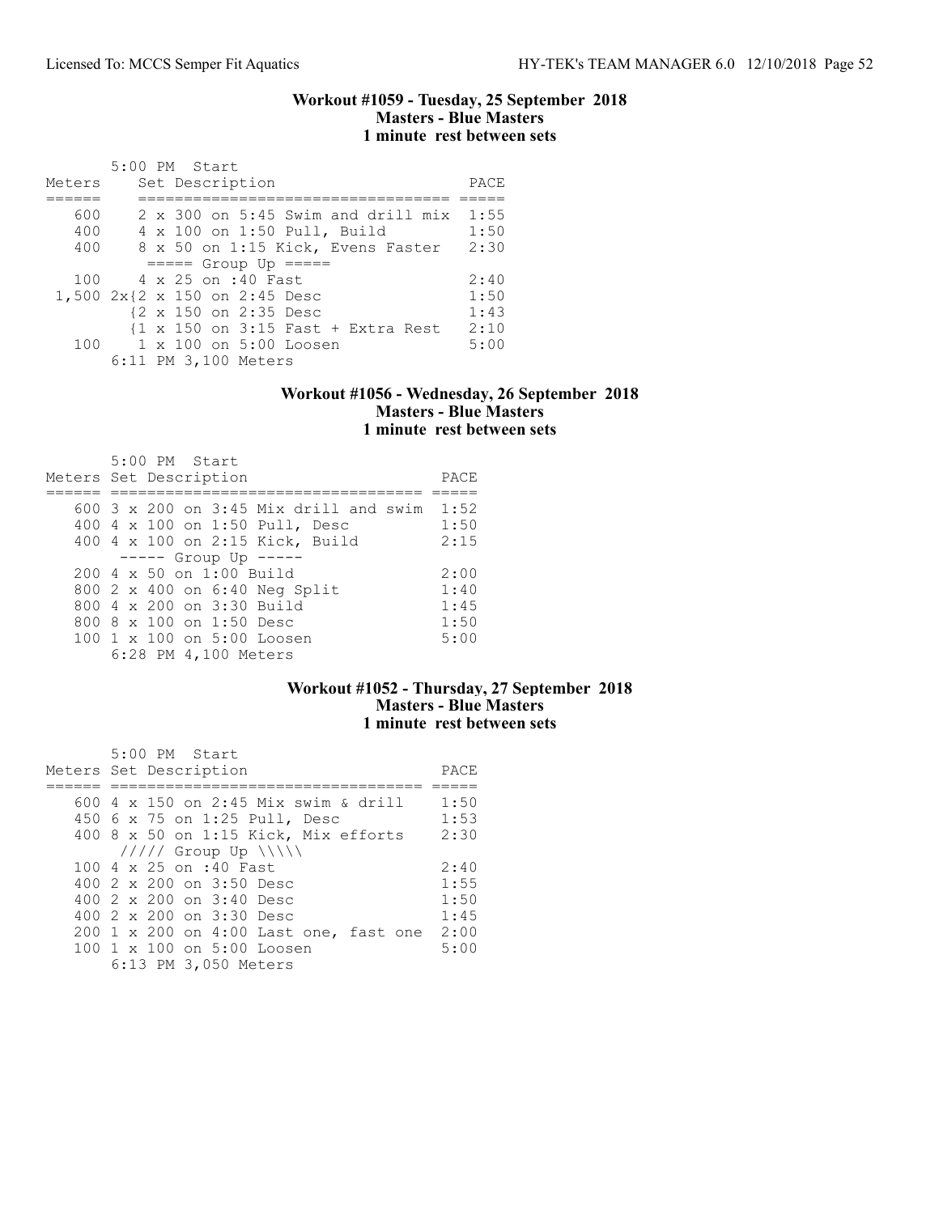### Workout #1059 - Tuesday, 25 September 2018
### Masters - Blue Masters
### 1 minute rest between sets

5:00 PM Start

| Meters | Set Description | PACE |
|---|---|---|
| 600 | 2 x 300 on 5:45 Swim and drill mix | 1:55 |
| 400 | 4 x 100 on 1:50 Pull, Build | 1:50 |
| 400 | 8 x 50 on 1:15 Kick, Evens Faster | 2:30 |
| | ===== Group Up ===== | |
| 100 | 4 x 25 on :40 Fast | 2:40 |
| 1,500 | 2x{2 x 150 on 2:45 Desc | 1:50 |
| | {2 x 150 on 2:35 Desc | 1:43 |
| | {1 x 150 on 3:15 Fast + Extra Rest | 2:10 |
| 100 | 1 x 100 on 5:00 Loosen | 5:00 |

6:11 PM 3,100 Meters

### Workout #1056 - Wednesday, 26 September 2018
### Masters - Blue Masters
### 1 minute rest between sets

5:00 PM Start

| Meters | Set Description | PACE |
|---|---|---|
| 600 | 3 x 200 on 3:45 Mix drill and swim | 1:52 |
| 400 | 4 x 100 on 1:50 Pull, Desc | 1:50 |
| 400 | 4 x 100 on 2:15 Kick, Build | 2:15 |
| | ----- Group Up ----- | |
| 200 | 4 x 50 on 1:00 Build | 2:00 |
| 800 | 2 x 400 on 6:40 Neg Split | 1:40 |
| 800 | 4 x 200 on 3:30 Build | 1:45 |
| 800 | 8 x 100 on 1:50 Desc | 1:50 |
| 100 | 1 x 100 on 5:00 Loosen | 5:00 |

6:28 PM 4,100 Meters

### Workout #1052 - Thursday, 27 September 2018
### Masters - Blue Masters
### 1 minute rest between sets

5:00 PM Start

| Meters | Set Description | PACE |
|---|---|---|
| 600 | 4 x 150 on 2:45 Mix swim & drill | 1:50 |
| 450 | 6 x 75 on 1:25 Pull, Desc | 1:53 |
| 400 | 8 x 50 on 1:15 Kick, Mix efforts | 2:30 |
| | ///// Group Up \\\\\ | |
| 100 | 4 x 25 on :40 Fast | 2:40 |
| 400 | 2 x 200 on 3:50 Desc | 1:55 |
| 400 | 2 x 200 on 3:40 Desc | 1:50 |
| 400 | 2 x 200 on 3:30 Desc | 1:45 |
| 200 | 1 x 200 on 4:00 Last one, fast one | 2:00 |
| 100 | 1 x 100 on 5:00 Loosen | 5:00 |

6:13 PM 3,050 Meters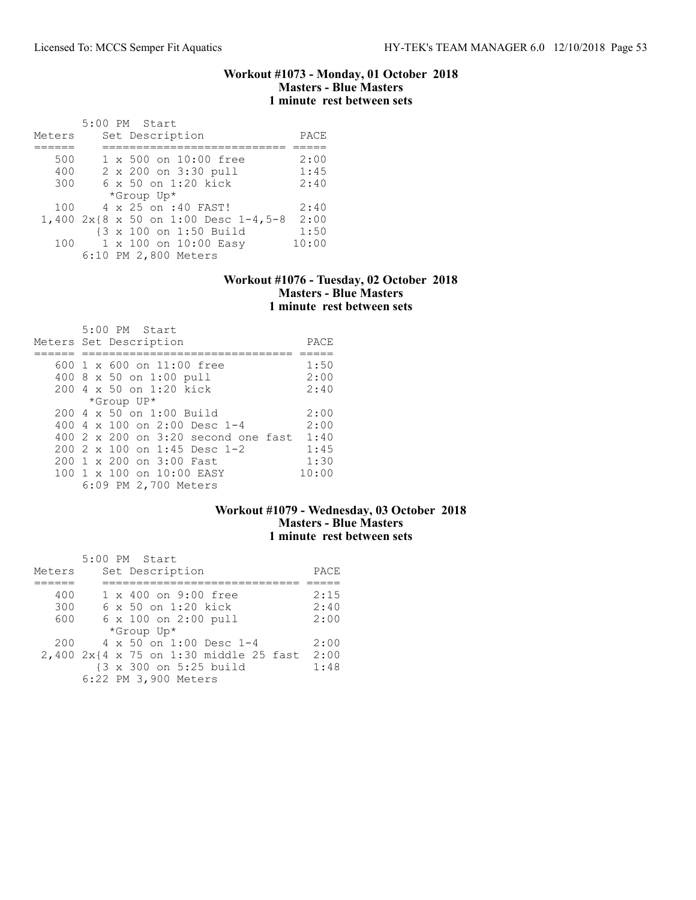### Workout #1073 - Monday, 01 October 2018
### Masters - Blue Masters
### 1 minute rest between sets

5:00 PM Start

| Meters | Set Description | PACE |
|---|---|---|
| 500 | 1 x 500 on 10:00 free | 2:00 |
| 400 | 2 x 200 on 3:30 pull | 1:45 |
| 300 | 6 x 50 on 1:20 kick | 2:40 |
| | *Group Up* | |
| 100 | 4 x 25 on :40 FAST! | 2:40 |
| 1,400 | 2x{8 x 50 on 1:00 Desc 1-4,5-8 | 2:00 |
| | {3 x 100 on 1:50 Build | 1:50 |
| 100 | 1 x 100 on 10:00 Easy | 10:00 |
| | 6:10 PM 2,800 Meters | |

### Workout #1076 - Tuesday, 02 October 2018
### Masters - Blue Masters
### 1 minute rest between sets

5:00 PM Start

| Meters | Set Description | PACE |
|---|---|---|
| 600 | 1 x 600 on 11:00 free | 1:50 |
| 400 | 8 x 50 on 1:00 pull | 2:00 |
| 200 | 4 x 50 on 1:20 kick | 2:40 |
| | *Group UP* | |
| 200 | 4 x 50 on 1:00 Build | 2:00 |
| 400 | 4 x 100 on 2:00 Desc 1-4 | 2:00 |
| 400 | 2 x 200 on 3:20 second one fast | 1:40 |
| 200 | 2 x 100 on 1:45 Desc 1-2 | 1:45 |
| 200 | 1 x 200 on 3:00 Fast | 1:30 |
| 100 | 1 x 100 on 10:00 EASY | 10:00 |
| | 6:09 PM 2,700 Meters | |

### Workout #1079 - Wednesday, 03 October 2018
### Masters - Blue Masters
### 1 minute rest between sets

5:00 PM Start

| Meters | Set Description | PACE |
|---|---|---|
| 400 | 1 x 400 on 9:00 free | 2:15 |
| 300 | 6 x 50 on 1:20 kick | 2:40 |
| 600 | 6 x 100 on 2:00 pull | 2:00 |
| | *Group Up* | |
| 200 | 4 x 50 on 1:00 Desc 1-4 | 2:00 |
| 2,400 | 2x{4 x 75 on 1:30 middle 25 fast | 2:00 |
| | {3 x 300 on 5:25 build | 1:48 |
| | 6:22 PM 3,900 Meters | |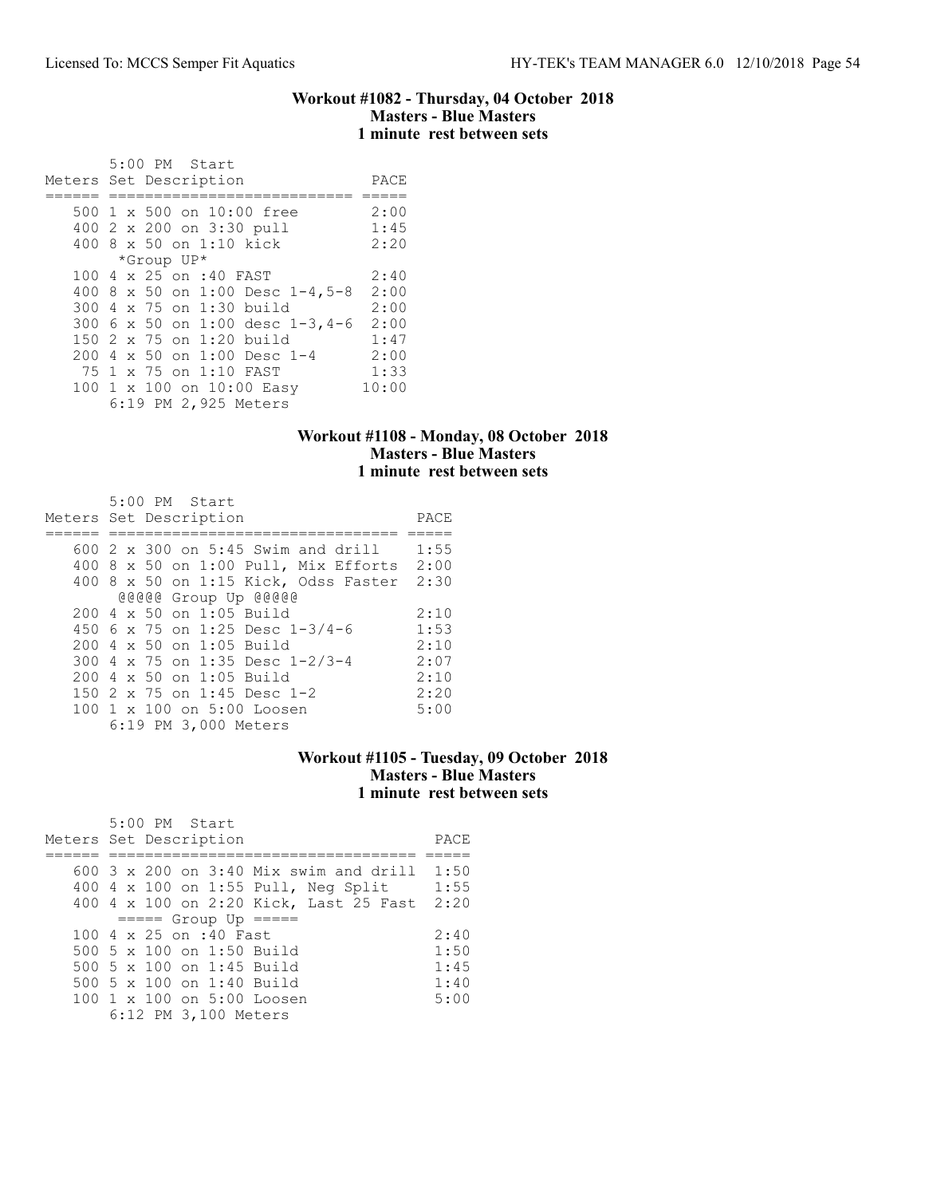### Workout #1082 - Thursday, 04 October 2018
### Masters - Blue Masters
### 1 minute rest between sets

5:00 PM Start

| Meters | Set Description | PACE |
|---|---|---|
| 500 | 1 x 500 on 10:00 free | 2:00 |
| 400 | 2 x 200 on 3:30 pull | 1:45 |
| 400 | 8 x 50 on 1:10 kick | 2:20 |
| | *Group UP* | |
| 100 | 4 x 25 on :40 FAST | 2:40 |
| 400 | 8 x 50 on 1:00 Desc 1-4,5-8 | 2:00 |
| 300 | 4 x 75 on 1:30 build | 2:00 |
| 300 | 6 x 50 on 1:00 desc 1-3,4-6 | 2:00 |
| 150 | 2 x 75 on 1:20 build | 1:47 |
| 200 | 4 x 50 on 1:00 Desc 1-4 | 2:00 |
| 75 | 1 x 75 on 1:10 FAST | 1:33 |
| 100 | 1 x 100 on 10:00 Easy | 10:00 |

6:19 PM 2,925 Meters

### Workout #1108 - Monday, 08 October 2018
### Masters - Blue Masters
### 1 minute rest between sets

5:00 PM Start

| Meters | Set Description | PACE |
|---|---|---|
| 600 | 2 x 300 on 5:45 Swim and drill | 1:55 |
| 400 | 8 x 50 on 1:00 Pull, Mix Efforts | 2:00 |
| 400 | 8 x 50 on 1:15 Kick, Odss Faster | 2:30 |
| | @@@@@ Group Up @@@@@ | |
| 200 | 4 x 50 on 1:05 Build | 2:10 |
| 450 | 6 x 75 on 1:25 Desc 1-3/4-6 | 1:53 |
| 200 | 4 x 50 on 1:05 Build | 2:10 |
| 300 | 4 x 75 on 1:35 Desc 1-2/3-4 | 2:07 |
| 200 | 4 x 50 on 1:05 Build | 2:10 |
| 150 | 2 x 75 on 1:45 Desc 1-2 | 2:20 |
| 100 | 1 x 100 on 5:00 Loosen | 5:00 |

6:19 PM 3,000 Meters

### Workout #1105 - Tuesday, 09 October 2018
### Masters - Blue Masters
### 1 minute rest between sets

5:00 PM Start

| Meters | Set Description | PACE |
|---|---|---|
| 600 | 3 x 200 on 3:40 Mix swim and drill | 1:50 |
| 400 | 4 x 100 on 1:55 Pull, Neg Split | 1:55 |
| 400 | 4 x 100 on 2:20 Kick, Last 25 Fast | 2:20 |
| | ===== Group Up ===== | |
| 100 | 4 x 25 on :40 Fast | 2:40 |
| 500 | 5 x 100 on 1:50 Build | 1:50 |
| 500 | 5 x 100 on 1:45 Build | 1:45 |
| 500 | 5 x 100 on 1:40 Build | 1:40 |
| 100 | 1 x 100 on 5:00 Loosen | 5:00 |

6:12 PM 3,100 Meters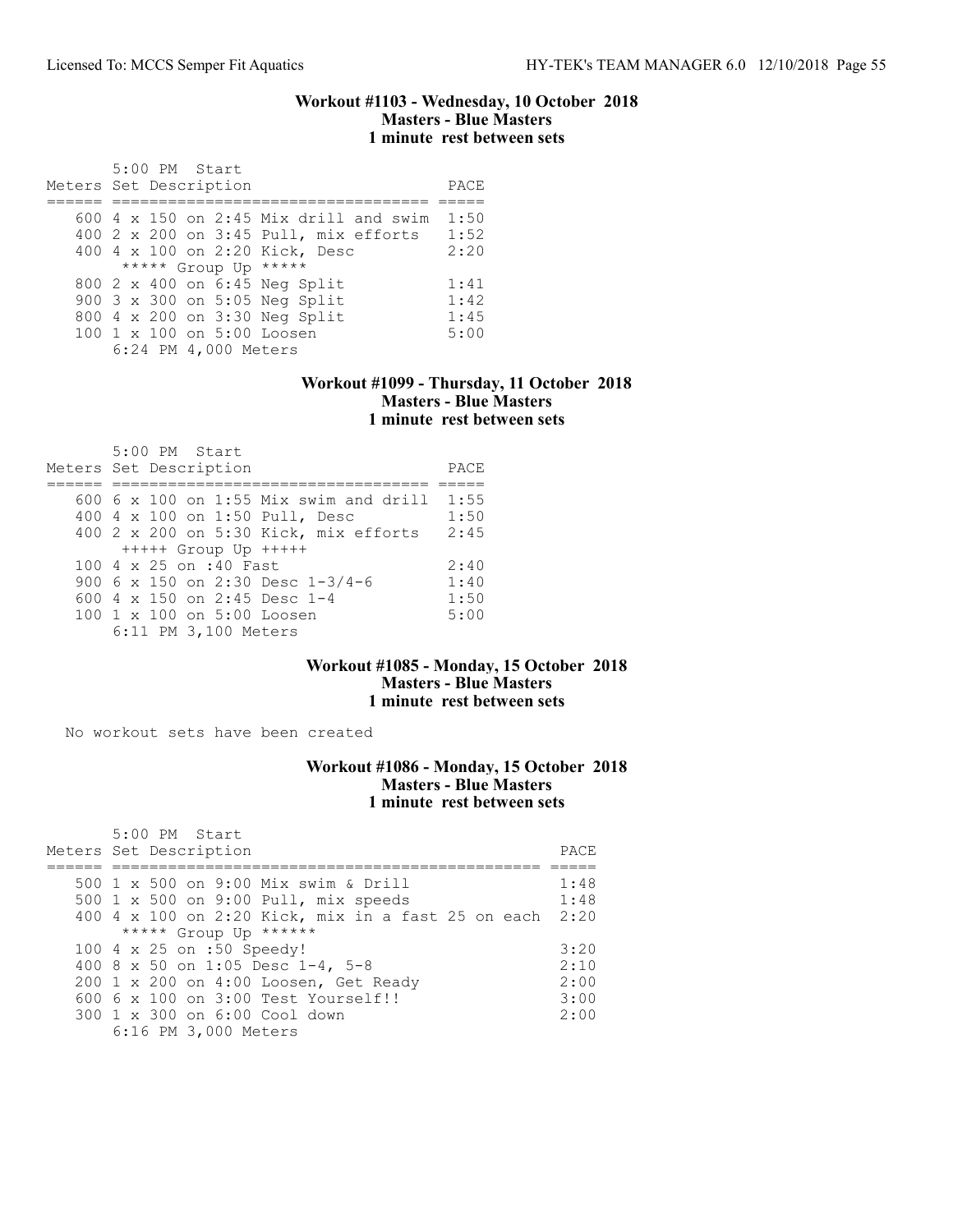### Workout #1103 - Wednesday, 10 October 2018
### Masters - Blue Masters
### 1 minute rest between sets

```
       5:00 PM  Start
Meters Set Description                        PACE
====== ================================== =====
   600 4 x 150 on 2:45 Mix drill and swim  1:50
   400 2 x 200 on 3:45 Pull, mix efforts   1:52
   400 4 x 100 on 2:20 Kick, Desc          2:20
        ***** Group Up *****
   800 2 x 400 on 6:45 Neg Split           1:41
   900 3 x 300 on 5:05 Neg Split           1:42
   800 4 x 200 on 3:30 Neg Split           1:45
   100 1 x 100 on 5:00 Loosen              5:00
       6:24 PM 4,000 Meters
```

### Workout #1099 - Thursday, 11 October 2018
### Masters - Blue Masters
### 1 minute rest between sets

```
       5:00 PM  Start
Meters Set Description                        PACE
====== ================================== =====
   600 6 x 100 on 1:55 Mix swim and drill  1:55
   400 4 x 100 on 1:50 Pull, Desc          1:50
   400 2 x 200 on 5:30 Kick, mix efforts   2:45
        +++++ Group Up +++++
   100 4 x 25 on :40 Fast                  2:40
   900 6 x 150 on 2:30 Desc 1-3/4-6        1:40
   600 4 x 150 on 2:45 Desc 1-4            1:50
   100 1 x 100 on 5:00 Loosen              5:00
       6:11 PM 3,100 Meters
```

### Workout #1085 - Monday, 15 October 2018
### Masters - Blue Masters
### 1 minute rest between sets

No workout sets have been created

### Workout #1086 - Monday, 15 October 2018
### Masters - Blue Masters
### 1 minute rest between sets

```
       5:00 PM  Start
Meters Set Description                                    PACE
====== ============================================== =====
   500 1 x 500 on 9:00 Mix swim & Drill                1:48
   500 1 x 500 on 9:00 Pull, mix speeds                1:48
   400 4 x 100 on 2:20 Kick, mix in a fast 25 on each  2:20
        ***** Group Up ******
   100 4 x 25 on :50 Speedy!                           3:20
   400 8 x 50 on 1:05 Desc 1-4, 5-8                    2:10
   200 1 x 200 on 4:00 Loosen, Get Ready               2:00
   600 6 x 100 on 3:00 Test Yourself!!                 3:00
   300 1 x 300 on 6:00 Cool down                       2:00
       6:16 PM 3,000 Meters
```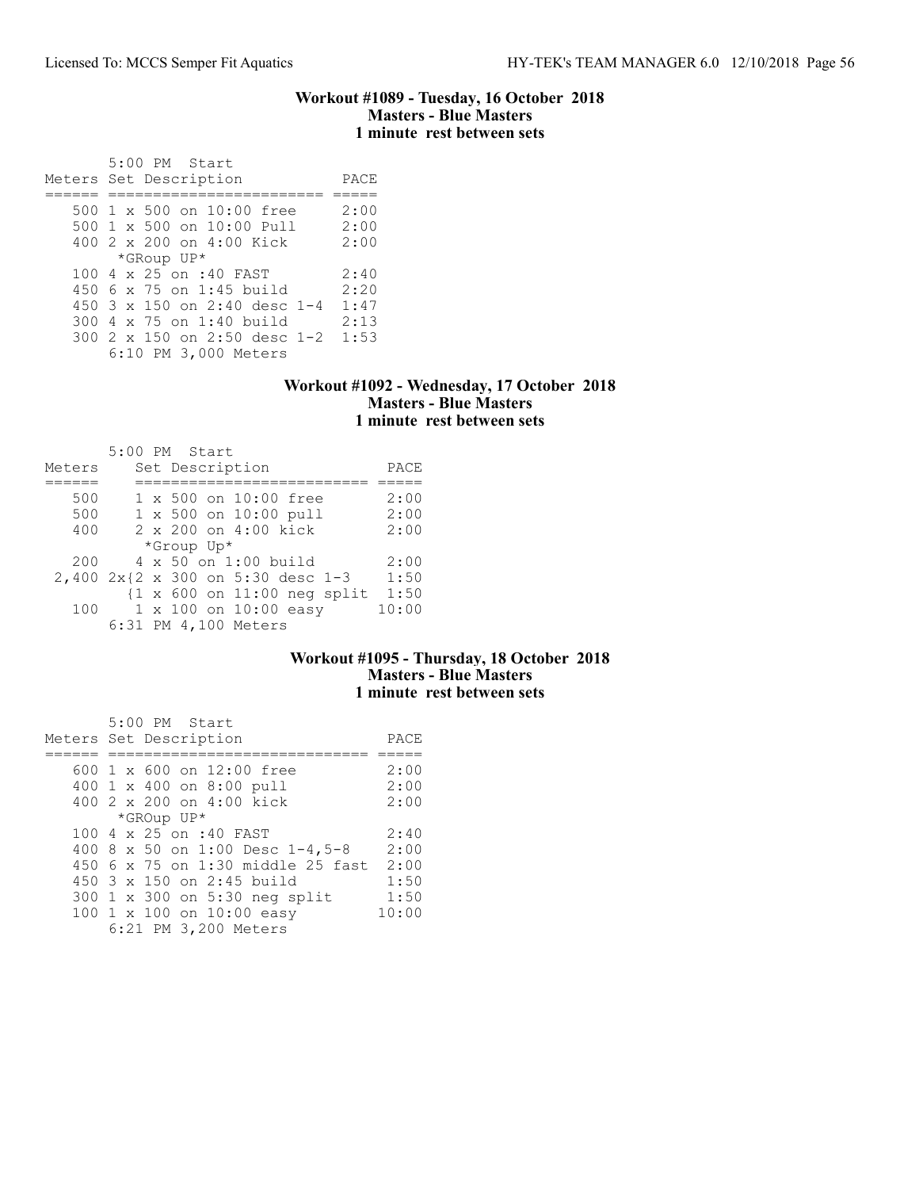### Workout #1089 - Tuesday, 16 October 2018
### Masters - Blue Masters
### 1 minute rest between sets

5:00 PM Start

| Meters | Set Description | PACE |
|---|---|---|
| 500 | 1 x 500 on 10:00 free | 2:00 |
| 500 | 1 x 500 on 10:00 Pull | 2:00 |
| 400 | 2 x 200 on 4:00 Kick | 2:00 |
| | *GRoup UP* | |
| 100 | 4 x 25 on :40 FAST | 2:40 |
| 450 | 6 x 75 on 1:45 build | 2:20 |
| 450 | 3 x 150 on 2:40 desc 1-4 | 1:47 |
| 300 | 4 x 75 on 1:40 build | 2:13 |
| 300 | 2 x 150 on 2:50 desc 1-2 | 1:53 |
| | 6:10 PM 3,000 Meters | |

### Workout #1092 - Wednesday, 17 October 2018
### Masters - Blue Masters
### 1 minute rest between sets

5:00 PM Start

| Meters | Set Description | PACE |
|---|---|---|
| 500 | 1 x 500 on 10:00 free | 2:00 |
| 500 | 1 x 500 on 10:00 pull | 2:00 |
| 400 | 2 x 200 on 4:00 kick | 2:00 |
| | *Group Up* | |
| 200 | 4 x 50 on 1:00 build | 2:00 |
| 2,400 | 2x{2 x 300 on 5:30 desc 1-3 | 1:50 |
| | {1 x 600 on 11:00 neg split | 1:50 |
| 100 | 1 x 100 on 10:00 easy | 10:00 |
| | 6:31 PM 4,100 Meters | |

### Workout #1095 - Thursday, 18 October 2018
### Masters - Blue Masters
### 1 minute rest between sets

5:00 PM Start

| Meters | Set Description | PACE |
|---|---|---|
| 600 | 1 x 600 on 12:00 free | 2:00 |
| 400 | 1 x 400 on 8:00 pull | 2:00 |
| 400 | 2 x 200 on 4:00 kick | 2:00 |
| | *GROup UP* | |
| 100 | 4 x 25 on :40 FAST | 2:40 |
| 400 | 8 x 50 on 1:00 Desc 1-4,5-8 | 2:00 |
| 450 | 6 x 75 on 1:30 middle 25 fast | 2:00 |
| 450 | 3 x 150 on 2:45 build | 1:50 |
| 300 | 1 x 300 on 5:30 neg split | 1:50 |
| 100 | 1 x 100 on 10:00 easy | 10:00 |
| | 6:21 PM 3,200 Meters | |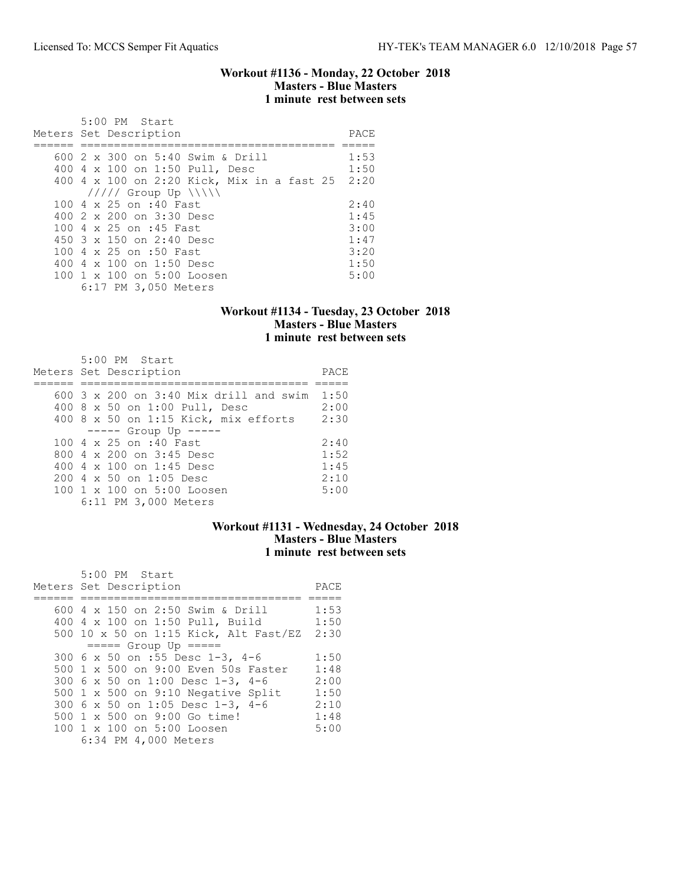### Workout #1136 - Monday, 22 October 2018
### Masters - Blue Masters
### 1 minute rest between sets

```
       5:00 PM  Start
Meters Set Description                          PACE
====== ======================================= =====
   600 2 x 300 on 5:40 Swim & Drill             1:53
   400 4 x 100 on 1:50 Pull, Desc               1:50
   400 4 x 100 on 2:20 Kick, Mix in a fast 25  2:20
       ///// Group Up \\\\\
   100 4 x 25 on :40 Fast                       2:40
   400 2 x 200 on 3:30 Desc                     1:45
   100 4 x 25 on :45 Fast                       3:00
   450 3 x 150 on 2:40 Desc                     1:47
   100 4 x 25 on :50 Fast                       3:20
   400 4 x 100 on 1:50 Desc                     1:50
   100 1 x 100 on 5:00 Loosen                   5:00
       6:17 PM 3,050 Meters
```

### Workout #1134 - Tuesday, 23 October 2018
### Masters - Blue Masters
### 1 minute rest between sets

```
       5:00 PM  Start
Meters Set Description                       PACE
====== ==================================== =====
   600 3 x 200 on 3:40 Mix drill and swim  1:50
   400 8 x 50 on 1:00 Pull, Desc           2:00
   400 8 x 50 on 1:15 Kick, mix efforts    2:30
       ----- Group Up -----
   100 4 x 25 on :40 Fast                  2:40
   800 4 x 200 on 3:45 Desc                1:52
   400 4 x 100 on 1:45 Desc                1:45
   200 4 x 50 on 1:05 Desc                 2:10
   100 1 x 100 on 5:00 Loosen              5:00
       6:11 PM 3,000 Meters
```

### Workout #1131 - Wednesday, 24 October 2018
### Masters - Blue Masters
### 1 minute rest between sets

```
       5:00 PM  Start
Meters Set Description                      PACE
====== =================================== =====
   600 4 x 150 on 2:50 Swim & Drill       1:53
   400 4 x 100 on 1:50 Pull, Build        1:50
   500 10 x 50 on 1:15 Kick, Alt Fast/EZ  2:30
       ===== Group Up =====
   300 6 x 50 on :55 Desc 1-3, 4-6        1:50
   500 1 x 500 on 9:00 Even 50s Faster    1:48
   300 6 x 50 on 1:00 Desc 1-3, 4-6       2:00
   500 1 x 500 on 9:10 Negative Split     1:50
   300 6 x 50 on 1:05 Desc 1-3, 4-6       2:10
   500 1 x 500 on 9:00 Go time!           1:48
   100 1 x 100 on 5:00 Loosen             5:00
       6:34 PM 4,000 Meters
```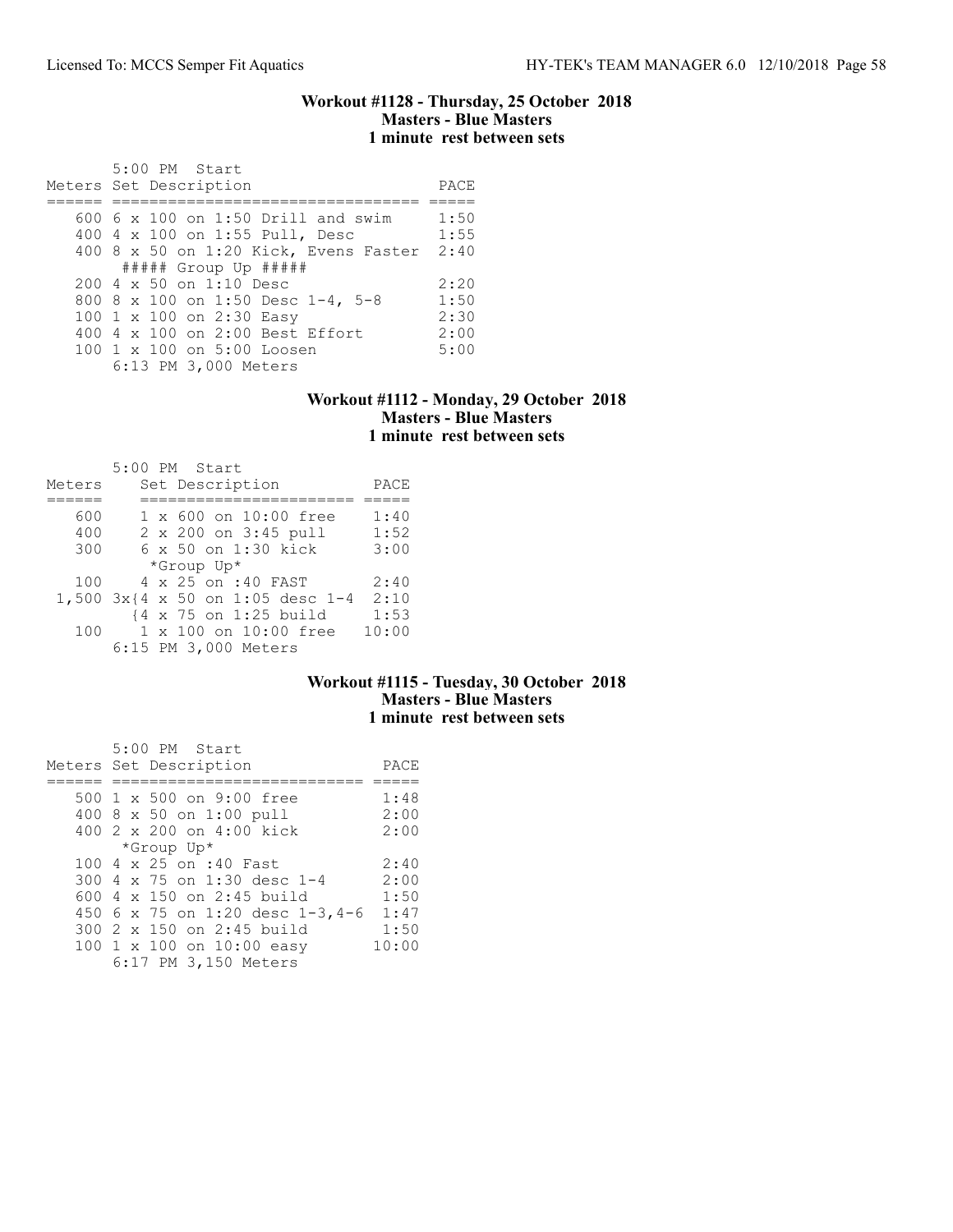## Workout #1128 - Thursday, 25 October 2018
**Masters - Blue Masters**
**1 minute rest between sets**

5:00 PM Start

| Meters | Set Description | PACE |
|---|---|---|
| 600 | 6 x 100 on 1:50 Drill and swim | 1:50 |
| 400 | 4 x 100 on 1:55 Pull, Desc | 1:55 |
| 400 | 8 x 50 on 1:20 Kick, Evens Faster | 2:40 |
| | ##### Group Up ##### | |
| 200 | 4 x 50 on 1:10 Desc | 2:20 |
| 800 | 8 x 100 on 1:50 Desc 1-4, 5-8 | 1:50 |
| 100 | 1 x 100 on 2:30 Easy | 2:30 |
| 400 | 4 x 100 on 2:00 Best Effort | 2:00 |
| 100 | 1 x 100 on 5:00 Loosen | 5:00 |

6:13 PM 3,000 Meters

## Workout #1112 - Monday, 29 October 2018
**Masters - Blue Masters**
**1 minute rest between sets**

5:00 PM Start

| Meters | Set Description | PACE |
|---|---|---|
| 600 | 1 x 600 on 10:00 free | 1:40 |
| 400 | 2 x 200 on 3:45 pull | 1:52 |
| 300 | 6 x 50 on 1:30 kick | 3:00 |
| | *Group Up* | |
| 100 | 4 x 25 on :40 FAST | 2:40 |
| 1,500 | 3x{4 x 50 on 1:05 desc 1-4 | 2:10 |
| | {4 x 75 on 1:25 build | 1:53 |
| 100 | 1 x 100 on 10:00 free | 10:00 |

6:15 PM 3,000 Meters

## Workout #1115 - Tuesday, 30 October 2018
**Masters - Blue Masters**
**1 minute rest between sets**

5:00 PM Start

| Meters | Set Description | PACE |
|---|---|---|
| 500 | 1 x 500 on 9:00 free | 1:48 |
| 400 | 8 x 50 on 1:00 pull | 2:00 |
| 400 | 2 x 200 on 4:00 kick | 2:00 |
| | *Group Up* | |
| 100 | 4 x 25 on :40 Fast | 2:40 |
| 300 | 4 x 75 on 1:30 desc 1-4 | 2:00 |
| 600 | 4 x 150 on 2:45 build | 1:50 |
| 450 | 6 x 75 on 1:20 desc 1-3,4-6 | 1:47 |
| 300 | 2 x 150 on 2:45 build | 1:50 |
| 100 | 1 x 100 on 10:00 easy | 10:00 |

6:17 PM 3,150 Meters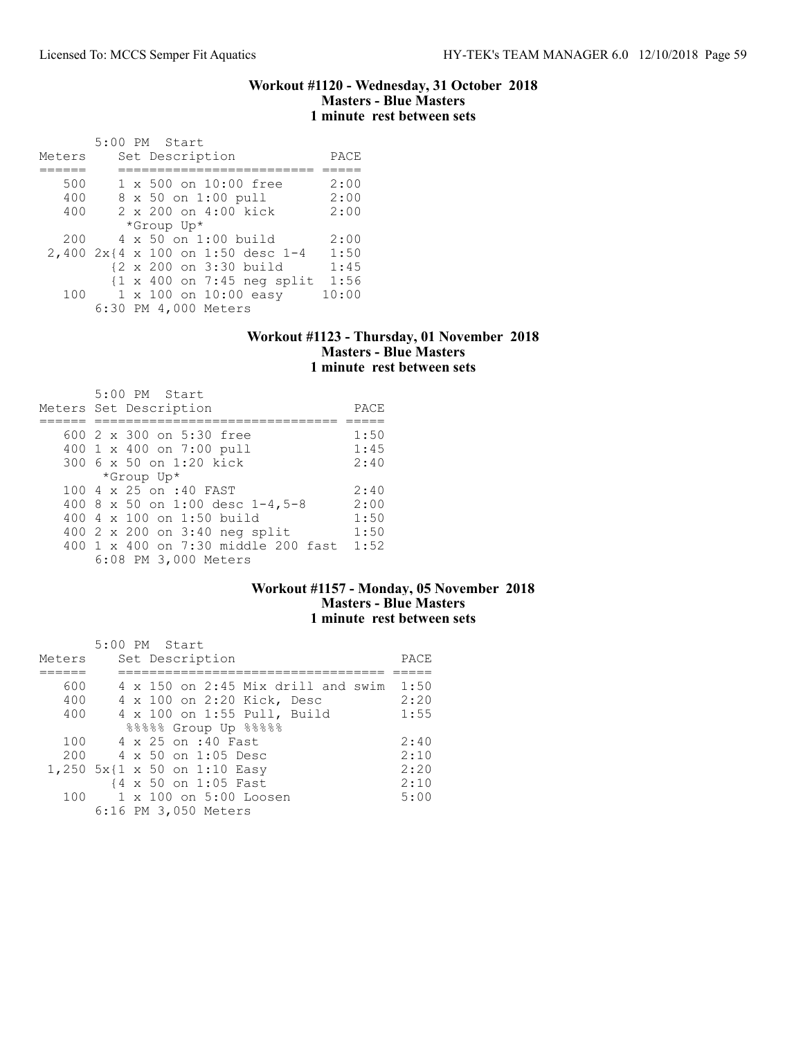### Workout #1120 - Wednesday, 31 October 2018
### Masters - Blue Masters
### 1 minute rest between sets

5:00 PM Start

| Meters | Set Description | PACE |
|---|---|---|
| 500 | 1 x 500 on 10:00 free | 2:00 |
| 400 | 8 x 50 on 1:00 pull | 2:00 |
| 400 | 2 x 200 on 4:00 kick | 2:00 |
| | *Group Up* | |
| 200 | 4 x 50 on 1:00 build | 2:00 |
| 2,400 | 2x{4 x 100 on 1:50 desc 1-4 | 1:50 |
| | {2 x 200 on 3:30 build | 1:45 |
| | {1 x 400 on 7:45 neg split | 1:56 |
| 100 | 1 x 100 on 10:00 easy | 10:00 |

6:30 PM 4,000 Meters

### Workout #1123 - Thursday, 01 November 2018
### Masters - Blue Masters
### 1 minute rest between sets

5:00 PM Start

| Meters | Set Description | PACE |
|---|---|---|
| 600 | 2 x 300 on 5:30 free | 1:50 |
| 400 | 1 x 400 on 7:00 pull | 1:45 |
| 300 | 6 x 50 on 1:20 kick | 2:40 |
| | *Group Up* | |
| 100 | 4 x 25 on :40 FAST | 2:40 |
| 400 | 8 x 50 on 1:00 desc 1-4,5-8 | 2:00 |
| 400 | 4 x 100 on 1:50 build | 1:50 |
| 400 | 2 x 200 on 3:40 neg split | 1:50 |
| 400 | 1 x 400 on 7:30 middle 200 fast | 1:52 |

6:08 PM 3,000 Meters

### Workout #1157 - Monday, 05 November 2018
### Masters - Blue Masters
### 1 minute rest between sets

5:00 PM Start

| Meters | Set Description | PACE |
|---|---|---|
| 600 | 4 x 150 on 2:45 Mix drill and swim | 1:50 |
| 400 | 4 x 100 on 2:20 Kick, Desc | 2:20 |
| 400 | 4 x 100 on 1:55 Pull, Build | 1:55 |
| | %%%%% Group Up %%%%% | |
| 100 | 4 x 25 on :40 Fast | 2:40 |
| 200 | 4 x 50 on 1:05 Desc | 2:10 |
| 1,250 | 5x{1 x 50 on 1:10 Easy | 2:20 |
| | {4 x 50 on 1:05 Fast | 2:10 |
| 100 | 1 x 100 on 5:00 Loosen | 5:00 |

6:16 PM 3,050 Meters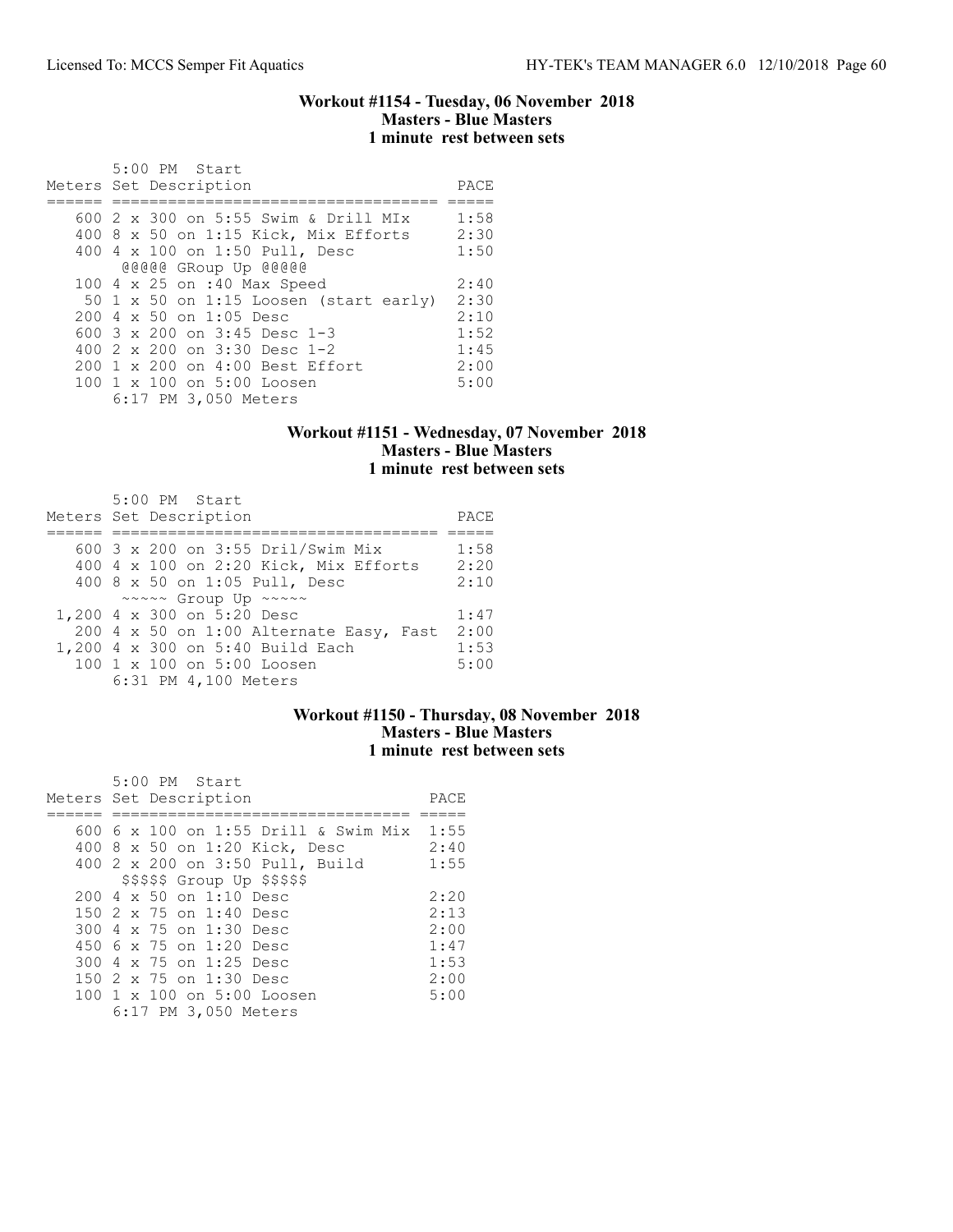### Workout #1154 - Tuesday, 06 November 2018
### Masters - Blue Masters
### 1 minute rest between sets

5:00 PM Start

| Meters | Set Description | PACE |
|---|---|---|
| 600 | 2 x 300 on 5:55 Swim & Drill MIx | 1:58 |
| 400 | 8 x 50 on 1:15 Kick, Mix Efforts | 2:30 |
| 400 | 4 x 100 on 1:50 Pull, Desc | 1:50 |
| | @@@@@ GRoup Up @@@@@ | |
| 100 | 4 x 25 on :40 Max Speed | 2:40 |
| 50 | 1 x 50 on 1:15 Loosen (start early) | 2:30 |
| 200 | 4 x 50 on 1:05 Desc | 2:10 |
| 600 | 3 x 200 on 3:45 Desc 1-3 | 1:52 |
| 400 | 2 x 200 on 3:30 Desc 1-2 | 1:45 |
| 200 | 1 x 200 on 4:00 Best Effort | 2:00 |
| 100 | 1 x 100 on 5:00 Loosen | 5:00 |
| | 6:17 PM 3,050 Meters | |

### Workout #1151 - Wednesday, 07 November 2018
### Masters - Blue Masters
### 1 minute rest between sets

5:00 PM Start

| Meters | Set Description | PACE |
|---|---|---|
| 600 | 3 x 200 on 3:55 Dril/Swim Mix | 1:58 |
| 400 | 4 x 100 on 2:20 Kick, Mix Efforts | 2:20 |
| 400 | 8 x 50 on 1:05 Pull, Desc | 2:10 |
| | ~~~~~ Group Up ~~~~~ | |
| 1,200 | 4 x 300 on 5:20 Desc | 1:47 |
| 200 | 4 x 50 on 1:00 Alternate Easy, Fast | 2:00 |
| 1,200 | 4 x 300 on 5:40 Build Each | 1:53 |
| 100 | 1 x 100 on 5:00 Loosen | 5:00 |
| | 6:31 PM 4,100 Meters | |

### Workout #1150 - Thursday, 08 November 2018
### Masters - Blue Masters
### 1 minute rest between sets

5:00 PM Start

| Meters | Set Description | PACE |
|---|---|---|
| 600 | 6 x 100 on 1:55 Drill & Swim Mix | 1:55 |
| 400 | 8 x 50 on 1:20 Kick, Desc | 2:40 |
| 400 | 2 x 200 on 3:50 Pull, Build | 1:55 |
| | $$$$$ Group Up $$$$$ | |
| 200 | 4 x 50 on 1:10 Desc | 2:20 |
| 150 | 2 x 75 on 1:40 Desc | 2:13 |
| 300 | 4 x 75 on 1:30 Desc | 2:00 |
| 450 | 6 x 75 on 1:20 Desc | 1:47 |
| 300 | 4 x 75 on 1:25 Desc | 1:53 |
| 150 | 2 x 75 on 1:30 Desc | 2:00 |
| 100 | 1 x 100 on 5:00 Loosen | 5:00 |
| | 6:17 PM 3,050 Meters | |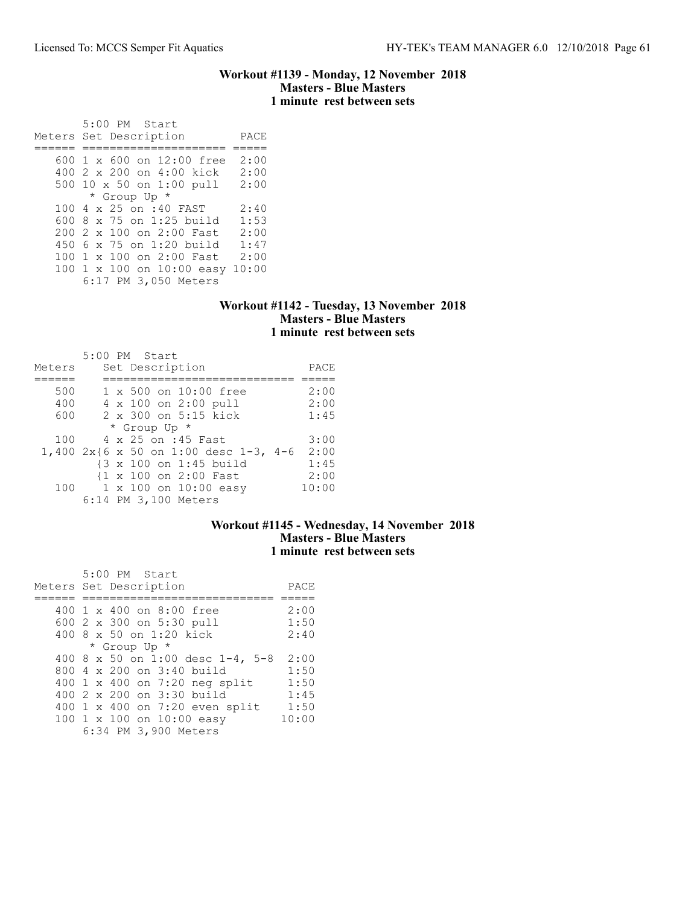### Workout #1139 - Monday, 12 November 2018
### Masters - Blue Masters
### 1 minute rest between sets

5:00 PM Start

| Meters | Set Description | PACE |
|---|---|---|
| 600 | 1 x 600 on 12:00 free | 2:00 |
| 400 | 2 x 200 on 4:00 kick | 2:00 |
| 500 | 10 x 50 on 1:00 pull | 2:00 |
| | * Group Up * | |
| 100 | 4 x 25 on :40 FAST | 2:40 |
| 600 | 8 x 75 on 1:25 build | 1:53 |
| 200 | 2 x 100 on 2:00 Fast | 2:00 |
| 450 | 6 x 75 on 1:20 build | 1:47 |
| 100 | 1 x 100 on 2:00 Fast | 2:00 |
| 100 | 1 x 100 on 10:00 easy | 10:00 |

6:17 PM 3,050 Meters

### Workout #1142 - Tuesday, 13 November 2018
### Masters - Blue Masters
### 1 minute rest between sets

5:00 PM Start

| Meters | Set Description | PACE |
|---|---|---|
| 500 | 1 x 500 on 10:00 free | 2:00 |
| 400 | 4 x 100 on 2:00 pull | 2:00 |
| 600 | 2 x 300 on 5:15 kick | 1:45 |
| | * Group Up * | |
| 100 | 4 x 25 on :45 Fast | 3:00 |
| 1,400 | 2x{6 x 50 on 1:00 desc 1-3, 4-6 | 2:00 |
| | {3 x 100 on 1:45 build | 1:45 |
| | {1 x 100 on 2:00 Fast | 2:00 |
| 100 | 1 x 100 on 10:00 easy | 10:00 |

6:14 PM 3,100 Meters

### Workout #1145 - Wednesday, 14 November 2018
### Masters - Blue Masters
### 1 minute rest between sets

5:00 PM Start

| Meters | Set Description | PACE |
|---|---|---|
| 400 | 1 x 400 on 8:00 free | 2:00 |
| 600 | 2 x 300 on 5:30 pull | 1:50 |
| 400 | 8 x 50 on 1:20 kick | 2:40 |
| | * Group Up * | |
| 400 | 8 x 50 on 1:00 desc 1-4, 5-8 | 2:00 |
| 800 | 4 x 200 on 3:40 build | 1:50 |
| 400 | 1 x 400 on 7:20 neg split | 1:50 |
| 400 | 2 x 200 on 3:30 build | 1:45 |
| 400 | 1 x 400 on 7:20 even split | 1:50 |
| 100 | 1 x 100 on 10:00 easy | 10:00 |

6:34 PM 3,900 Meters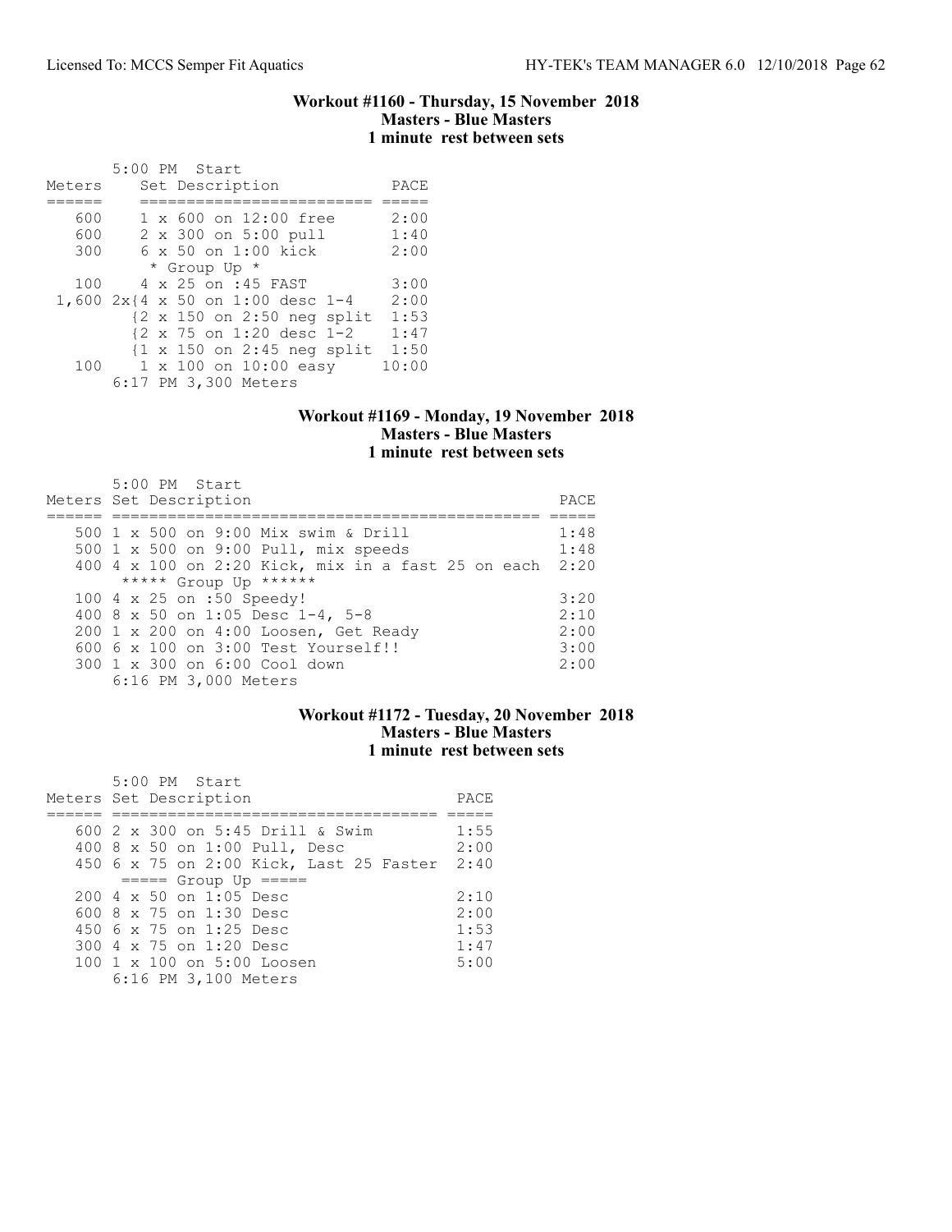### Workout #1160 - Thursday, 15 November 2018
### Masters - Blue Masters
### 1 minute rest between sets

5:00 PM Start

| Meters | Set Description | PACE |
|---|---|---|
| 600 | 1 x 600 on 12:00 free | 2:00 |
| 600 | 2 x 300 on 5:00 pull | 1:40 |
| 300 | 6 x 50 on 1:00 kick | 2:00 |
| | * Group Up * | |
| 100 | 4 x 25 on :45 FAST | 3:00 |
| 1,600 | 2x{4 x 50 on 1:00 desc 1-4 | 2:00 |
| | {2 x 150 on 2:50 neg split | 1:53 |
| | {2 x 75 on 1:20 desc 1-2 | 1:47 |
| | {1 x 150 on 2:45 neg split | 1:50 |
| 100 | 1 x 100 on 10:00 easy | 10:00 |
| | 6:17 PM 3,300 Meters | |

### Workout #1169 - Monday, 19 November 2018
### Masters - Blue Masters
### 1 minute rest between sets

5:00 PM Start

| Meters | Set Description | PACE |
|---|---|---|
| 500 | 1 x 500 on 9:00 Mix swim & Drill | 1:48 |
| 500 | 1 x 500 on 9:00 Pull, mix speeds | 1:48 |
| 400 | 4 x 100 on 2:20 Kick, mix in a fast 25 on each | 2:20 |
| | ***** Group Up ****** | |
| 100 | 4 x 25 on :50 Speedy! | 3:20 |
| 400 | 8 x 50 on 1:05 Desc 1-4, 5-8 | 2:10 |
| 200 | 1 x 200 on 4:00 Loosen, Get Ready | 2:00 |
| 600 | 6 x 100 on 3:00 Test Yourself!! | 3:00 |
| 300 | 1 x 300 on 6:00 Cool down | 2:00 |
| | 6:16 PM 3,000 Meters | |

### Workout #1172 - Tuesday, 20 November 2018
### Masters - Blue Masters
### 1 minute rest between sets

5:00 PM Start

| Meters | Set Description | PACE |
|---|---|---|
| 600 | 2 x 300 on 5:45 Drill & Swim | 1:55 |
| 400 | 8 x 50 on 1:00 Pull, Desc | 2:00 |
| 450 | 6 x 75 on 2:00 Kick, Last 25 Faster | 2:40 |
| | ===== Group Up ===== | |
| 200 | 4 x 50 on 1:05 Desc | 2:10 |
| 600 | 8 x 75 on 1:30 Desc | 2:00 |
| 450 | 6 x 75 on 1:25 Desc | 1:53 |
| 300 | 4 x 75 on 1:20 Desc | 1:47 |
| 100 | 1 x 100 on 5:00 Loosen | 5:00 |
| | 6:16 PM 3,100 Meters | |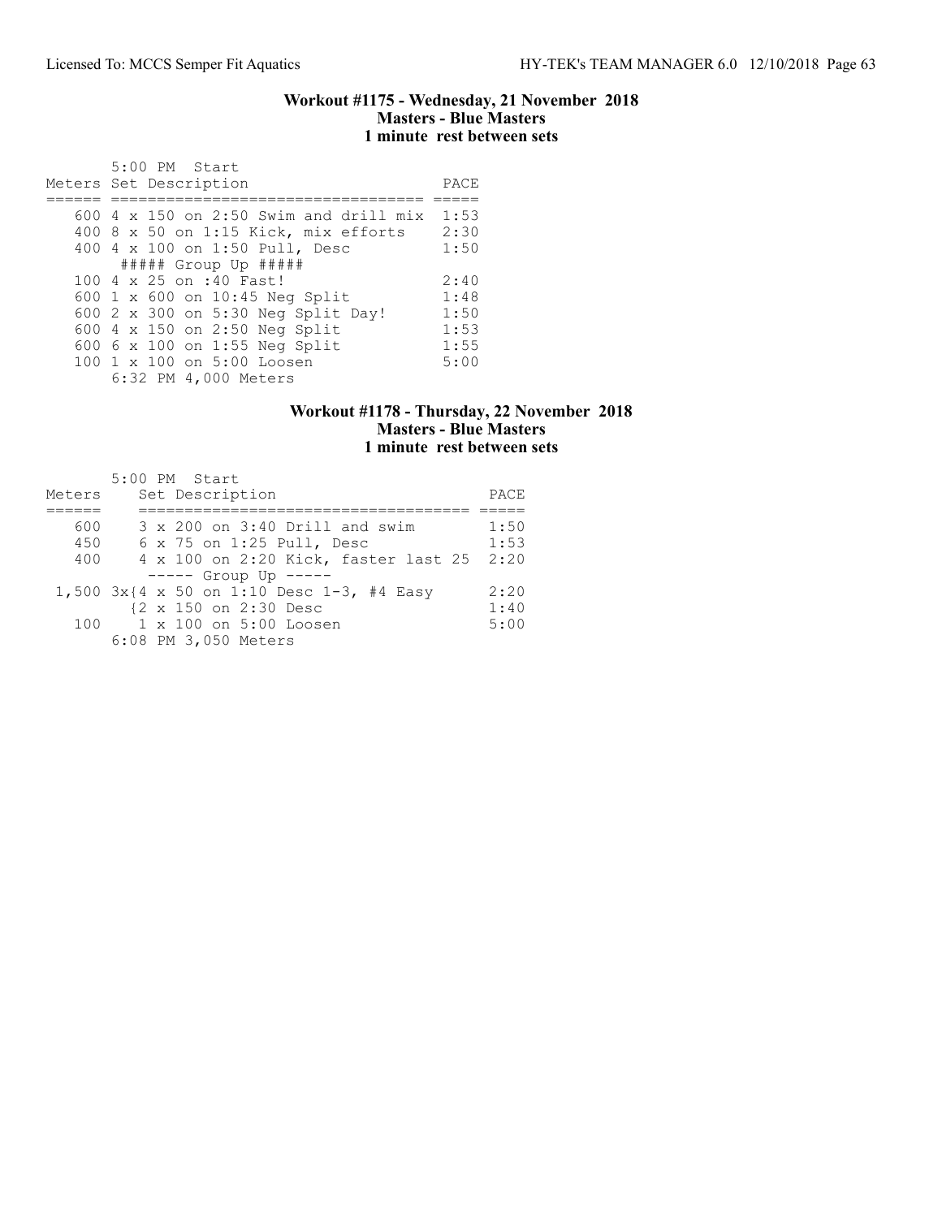### Workout #1175 - Wednesday, 21 November 2018
### Masters - Blue Masters
### 1 minute rest between sets

5:00 PM Start

| Meters | Set Description | PACE |
|---|---|---|
| 600 | 4 x 150 on 2:50 Swim and drill mix | 1:53 |
| 400 | 8 x 50 on 1:15 Kick, mix efforts | 2:30 |
| 400 | 4 x 100 on 1:50 Pull, Desc | 1:50 |
| | ##### Group Up ##### | |
| 100 | 4 x 25 on :40 Fast! | 2:40 |
| 600 | 1 x 600 on 10:45 Neg Split | 1:48 |
| 600 | 2 x 300 on 5:30 Neg Split Day! | 1:50 |
| 600 | 4 x 150 on 2:50 Neg Split | 1:53 |
| 600 | 6 x 100 on 1:55 Neg Split | 1:55 |
| 100 | 1 x 100 on 5:00 Loosen | 5:00 |

6:32 PM 4,000 Meters

### Workout #1178 - Thursday, 22 November 2018
### Masters - Blue Masters
### 1 minute rest between sets

5:00 PM Start

| Meters | Set Description | PACE |
|---|---|---|
| 600 | 3 x 200 on 3:40 Drill and swim | 1:50 |
| 450 | 6 x 75 on 1:25 Pull, Desc | 1:53 |
| 400 | 4 x 100 on 2:20 Kick, faster last 25 | 2:20 |
| | ----- Group Up ----- | |
| 1,500 | 3x{4 x 50 on 1:10 Desc 1-3, #4 Easy | 2:20 |
| | {2 x 150 on 2:30 Desc | 1:40 |
| 100 | 1 x 100 on 5:00 Loosen | 5:00 |

6:08 PM 3,050 Meters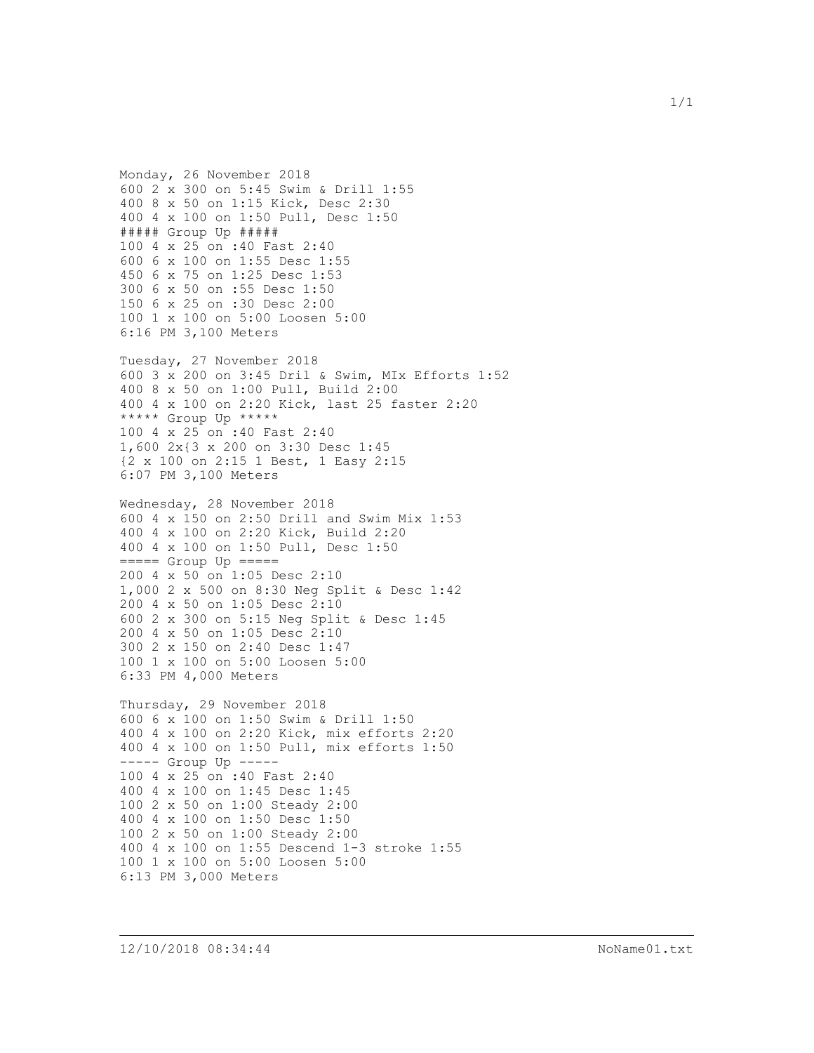```
Monday, 26 November 2018
600 2 x 300 on 5:45 Swim & Drill 1:55
400 8 x 50 on 1:15 Kick, Desc 2:30
400 4 x 100 on 1:50 Pull, Desc 1:50
##### Group Up #####
100 4 x 25 on :40 Fast 2:40
600 6 x 100 on 1:55 Desc 1:55
450 6 x 75 on 1:25 Desc 1:53
300 6 x 50 on :55 Desc 1:50
150 6 x 25 on :30 Desc 2:00
100 1 x 100 on 5:00 Loosen 5:00
6:16 PM 3,100 Meters

Tuesday, 27 November 2018
600 3 x 200 on 3:45 Dril & Swim, MIx Efforts 1:52
400 8 x 50 on 1:00 Pull, Build 2:00
400 4 x 100 on 2:20 Kick, last 25 faster 2:20
***** Group Up *****
100 4 x 25 on :40 Fast 2:40
1,600 2x{3 x 200 on 3:30 Desc 1:45
{2 x 100 on 2:15 1 Best, 1 Easy 2:15
6:07 PM 3,100 Meters

Wednesday, 28 November 2018
600 4 x 150 on 2:50 Drill and Swim Mix 1:53
400 4 x 100 on 2:20 Kick, Build 2:20
400 4 x 100 on 1:50 Pull, Desc 1:50
===== Group Up =====
200 4 x 50 on 1:05 Desc 2:10
1,000 2 x 500 on 8:30 Neg Split & Desc 1:42
200 4 x 50 on 1:05 Desc 2:10
600 2 x 300 on 5:15 Neg Split & Desc 1:45
200 4 x 50 on 1:05 Desc 2:10
300 2 x 150 on 2:40 Desc 1:47
100 1 x 100 on 5:00 Loosen 5:00
6:33 PM 4,000 Meters

Thursday, 29 November 2018
600 6 x 100 on 1:50 Swim & Drill 1:50
400 4 x 100 on 2:20 Kick, mix efforts 2:20
400 4 x 100 on 1:50 Pull, mix efforts 1:50
----- Group Up -----
100 4 x 25 on :40 Fast 2:40
400 4 x 100 on 1:45 Desc 1:45
100 2 x 50 on 1:00 Steady 2:00
400 4 x 100 on 1:50 Desc 1:50
100 2 x 50 on 1:00 Steady 2:00
400 4 x 100 on 1:55 Descend 1-3 stroke 1:55
100 1 x 100 on 5:00 Loosen 5:00
6:13 PM 3,000 Meters
```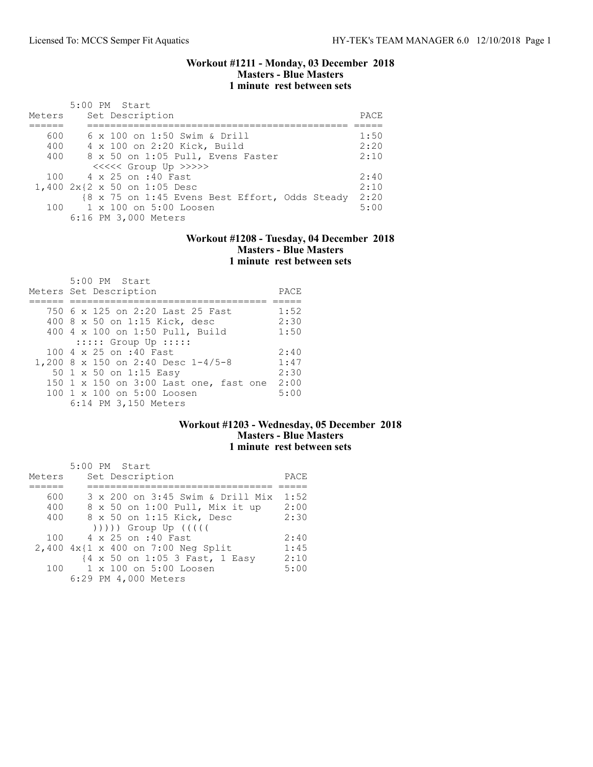### Workout #1211 - Monday, 03 December 2018
### Masters - Blue Masters
### 1 minute rest between sets

5:00 PM Start

| Meters | Set Description | PACE |
|---|---|---|
| 600 | 6 x 100 on 1:50 Swim & Drill | 1:50 |
| 400 | 4 x 100 on 2:20 Kick, Build | 2:20 |
| 400 | 8 x 50 on 1:05 Pull, Evens Faster | 2:10 |
| | <<<<< Group Up >>>>> | |
| 100 | 4 x 25 on :40 Fast | 2:40 |
| 1,400 | 2x{2 x 50 on 1:05 Desc | 2:10 |
| | {8 x 75 on 1:45 Evens Best Effort, Odds Steady | 2:20 |
| 100 | 1 x 100 on 5:00 Loosen | 5:00 |
| | 6:16 PM 3,000 Meters | |

### Workout #1208 - Tuesday, 04 December 2018
### Masters - Blue Masters
### 1 minute rest between sets

5:00 PM Start

| Meters | Set Description | PACE |
|---|---|---|
| 750 | 6 x 125 on 2:20 Last 25 Fast | 1:52 |
| 400 | 8 x 50 on 1:15 Kick, desc | 2:30 |
| 400 | 4 x 100 on 1:50 Pull, Build | 1:50 |
| | ::::: Group Up ::::: | |
| 100 | 4 x 25 on :40 Fast | 2:40 |
| 1,200 | 8 x 150 on 2:40 Desc 1-4/5-8 | 1:47 |
| 50 | 1 x 50 on 1:15 Easy | 2:30 |
| 150 | 1 x 150 on 3:00 Last one, fast one | 2:00 |
| 100 | 1 x 100 on 5:00 Loosen | 5:00 |
| | 6:14 PM 3,150 Meters | |

### Workout #1203 - Wednesday, 05 December 2018
### Masters - Blue Masters
### 1 minute rest between sets

5:00 PM Start

| Meters | Set Description | PACE |
|---|---|---|
| 600 | 3 x 200 on 3:45 Swim & Drill Mix | 1:52 |
| 400 | 8 x 50 on 1:00 Pull, Mix it up | 2:00 |
| 400 | 8 x 50 on 1:15 Kick, Desc | 2:30 |
| | ))))) Group Up ((((( | |
| 100 | 4 x 25 on :40 Fast | 2:40 |
| 2,400 | 4x{1 x 400 on 7:00 Neg Split | 1:45 |
| | {4 x 50 on 1:05 3 Fast, 1 Easy | 2:10 |
| 100 | 1 x 100 on 5:00 Loosen | 5:00 |
| | 6:29 PM 4,000 Meters | |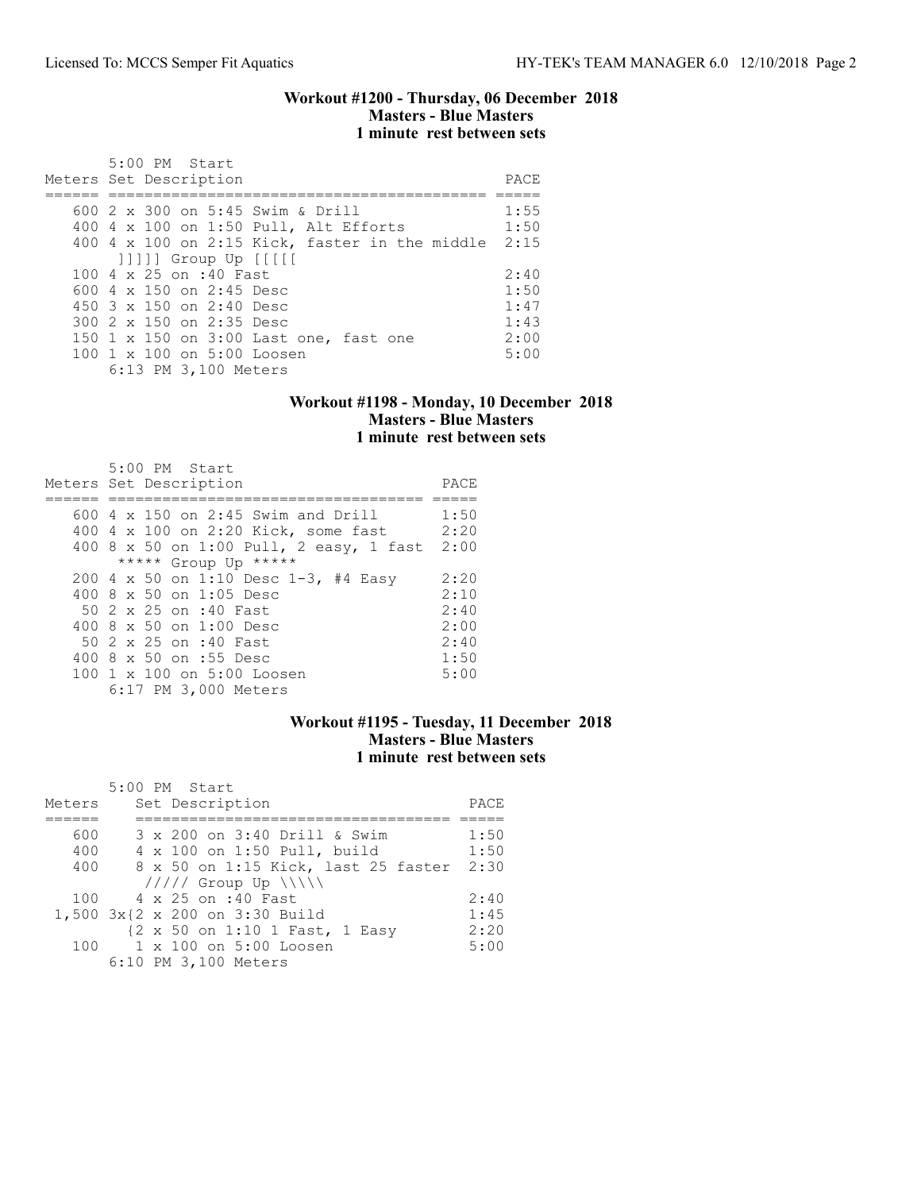### Workout #1200 - Thursday, 06 December 2018
### Masters - Blue Masters
### 1 minute rest between sets

```
       5:00 PM  Start
Meters Set Description                              PACE
====== ========================================== =====
   600 2 x 300 on 5:45 Swim & Drill                 1:55
   400 4 x 100 on 1:50 Pull, Alt Efforts            1:50
   400 4 x 100 on 2:15 Kick, faster in the middle  2:15
        ]]]]] Group Up [[[[[
   100 4 x 25 on :40 Fast                           2:40
   600 4 x 150 on 2:45 Desc                         1:50
   450 3 x 150 on 2:40 Desc                         1:47
   300 2 x 150 on 2:35 Desc                         1:43
   150 1 x 150 on 3:00 Last one, fast one           2:00
   100 1 x 100 on 5:00 Loosen                       5:00
       6:13 PM 3,100 Meters
```

### Workout #1198 - Monday, 10 December 2018
### Masters - Blue Masters
### 1 minute rest between sets

```
       5:00 PM  Start
Meters Set Description                        PACE
====== ==================================== =====
   600 4 x 150 on 2:45 Swim and Drill         1:50
   400 4 x 100 on 2:20 Kick, some fast        2:20
   400 8 x 50 on 1:00 Pull, 2 easy, 1 fast   2:00
        ***** Group Up *****
   200 4 x 50 on 1:10 Desc 1-3, #4 Easy       2:20
   400 8 x 50 on 1:05 Desc                    2:10
    50 2 x 25 on :40 Fast                     2:40
   400 8 x 50 on 1:00 Desc                    2:00
    50 2 x 25 on :40 Fast                     2:40
   400 8 x 50 on :55 Desc                     1:50
   100 1 x 100 on 5:00 Loosen                 5:00
       6:17 PM 3,000 Meters
```

### Workout #1195 - Tuesday, 11 December 2018
### Masters - Blue Masters
### 1 minute rest between sets

```
       5:00 PM  Start
Meters    Set Description                      PACE
======    ==================================== =====
   600    3 x 200 on 3:40 Drill & Swim          1:50
   400    4 x 100 on 1:50 Pull, build           1:50
   400    8 x 50 on 1:15 Kick, last 25 faster  2:30
           ///// Group Up \\\\\
   100    4 x 25 on :40 Fast                    2:40
 1,500 3x{2 x 200 on 3:30 Build                 1:45
          {2 x 50 on 1:10 1 Fast, 1 Easy        2:20
   100    1 x 100 on 5:00 Loosen                5:00
       6:10 PM 3,100 Meters
```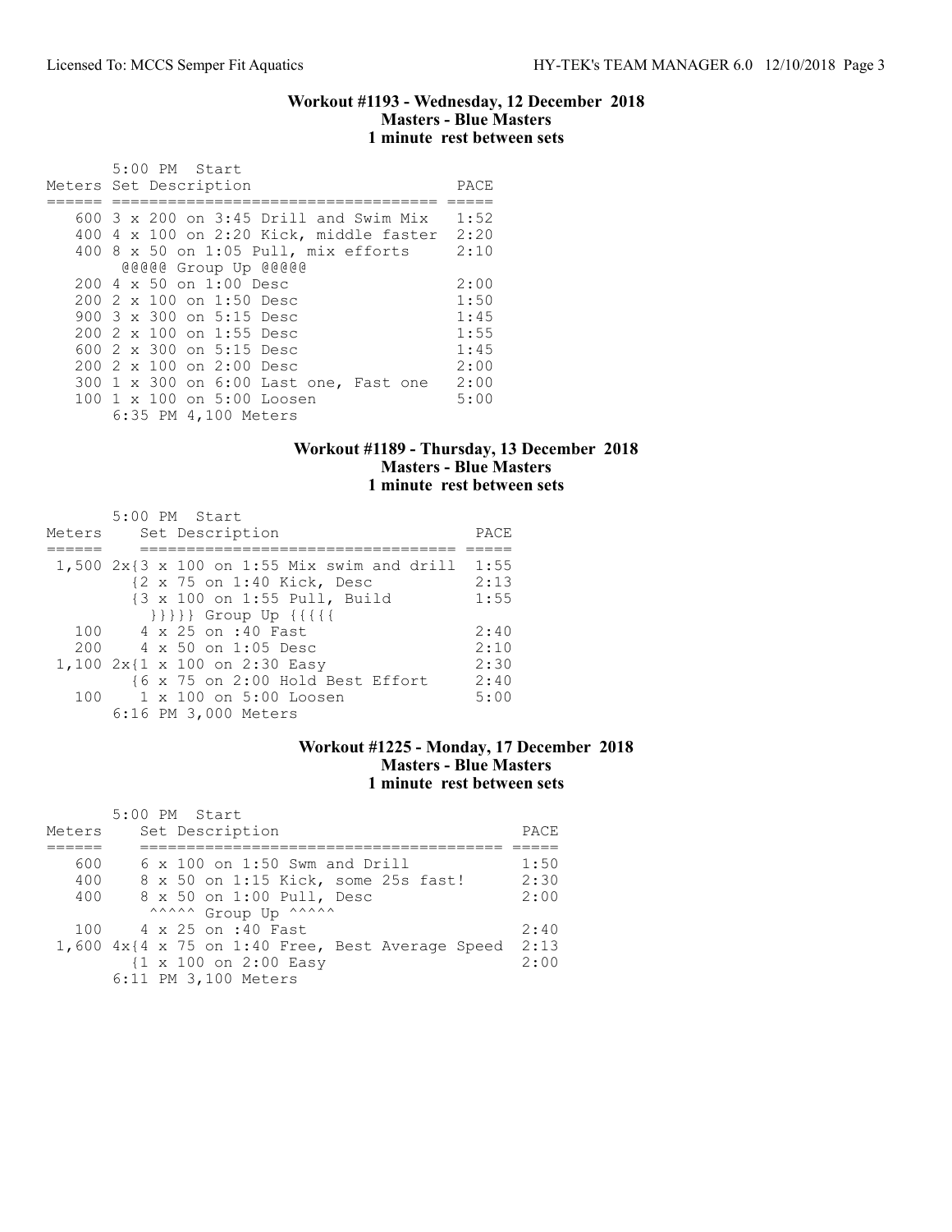## Workout #1193 - Wednesday, 12 December 2018
### Masters - Blue Masters
### 1 minute rest between sets

```
       5:00 PM  Start
Meters Set Description                     PACE
====== ================================== =====
   600 3 x 200 on 3:45 Drill and Swim Mix  1:52
   400 4 x 100 on 2:20 Kick, middle faster 2:20
   400 8 x 50 on 1:05 Pull, mix efforts    2:10
       @@@@@ Group Up @@@@@
   200 4 x 50 on 1:00 Desc                 2:00
   200 2 x 100 on 1:50 Desc                1:50
   900 3 x 300 on 5:15 Desc                1:45
   200 2 x 100 on 1:55 Desc                1:55
   600 2 x 300 on 5:15 Desc                1:45
   200 2 x 100 on 2:00 Desc                2:00
   300 1 x 300 on 6:00 Last one, Fast one  2:00
   100 1 x 100 on 5:00 Loosen              5:00
       6:35 PM 4,100 Meters
```

## Workout #1189 - Thursday, 13 December 2018
### Masters - Blue Masters
### 1 minute rest between sets

```
       5:00 PM  Start
Meters    Set Description                    PACE
======    =================================  =====
 1,500 2x{3 x 100 on 1:55 Mix swim and drill  1:55
         {2 x 75 on 1:40 Kick, Desc          2:13
         {3 x 100 on 1:55 Pull, Build        1:55
          }}}}} Group Up {{{{{
   100    4 x 25 on :40 Fast                 2:40
   200    4 x 50 on 1:05 Desc                2:10
 1,100 2x{1 x 100 on 2:30 Easy               2:30
         {6 x 75 on 2:00 Hold Best Effort    2:40
   100    1 x 100 on 5:00 Loosen             5:00
       6:16 PM 3,000 Meters
```

## Workout #1225 - Monday, 17 December 2018
### Masters - Blue Masters
### 1 minute rest between sets

```
       5:00 PM  Start
Meters    Set Description                          PACE
======    ======================================== =====
   600    6 x 100 on 1:50 Swm and Drill            1:50
   400    8 x 50 on 1:15 Kick, some 25s fast!      2:30
   400    8 x 50 on 1:00 Pull, Desc                2:00
          ^^^^^ Group Up ^^^^^
   100    4 x 25 on :40 Fast                       2:40
 1,600 4x{4 x 75 on 1:40 Free, Best Average Speed  2:13
         {1 x 100 on 2:00 Easy                     2:00
       6:11 PM 3,100 Meters
```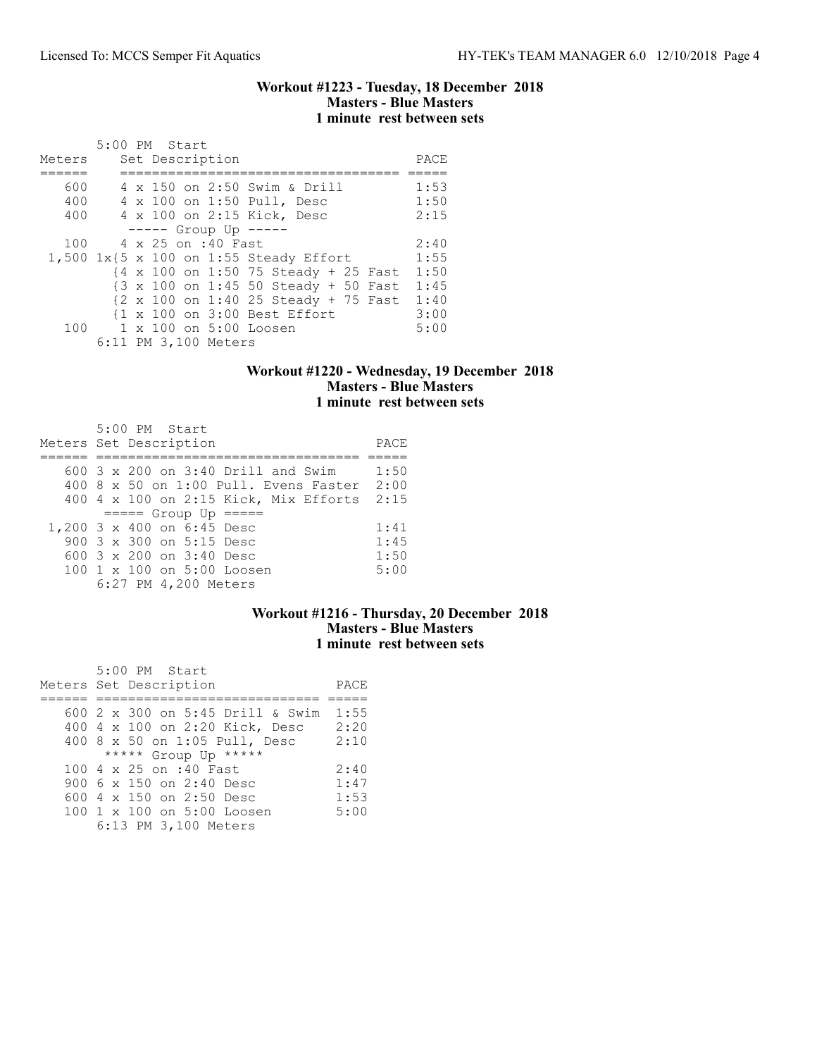### Workout #1223 - Tuesday, 18 December 2018
### Masters - Blue Masters
### 1 minute rest between sets

5:00 PM Start

| Meters | Set Description | PACE |
|---|---|---|
| 600 | 4 x 150 on 2:50 Swim & Drill | 1:53 |
| 400 | 4 x 100 on 1:50 Pull, Desc | 1:50 |
| 400 | 4 x 100 on 2:15 Kick, Desc | 2:15 |
| | ----- Group Up ----- | |
| 100 | 4 x 25 on :40 Fast | 2:40 |
| 1,500 | 1x{5 x 100 on 1:55 Steady Effort | 1:55 |
| | {4 x 100 on 1:50 75 Steady + 25 Fast | 1:50 |
| | {3 x 100 on 1:45 50 Steady + 50 Fast | 1:45 |
| | {2 x 100 on 1:40 25 Steady + 75 Fast | 1:40 |
| | {1 x 100 on 3:00 Best Effort | 3:00 |
| 100 | 1 x 100 on 5:00 Loosen | 5:00 |

6:11 PM 3,100 Meters

### Workout #1220 - Wednesday, 19 December 2018
### Masters - Blue Masters
### 1 minute rest between sets

5:00 PM Start

| Meters | Set Description | PACE |
|---|---|---|
| 600 | 3 x 200 on 3:40 Drill and Swim | 1:50 |
| 400 | 8 x 50 on 1:00 Pull. Evens Faster | 2:00 |
| 400 | 4 x 100 on 2:15 Kick, Mix Efforts | 2:15 |
| | ===== Group Up ===== | |
| 1,200 | 3 x 400 on 6:45 Desc | 1:41 |
| 900 | 3 x 300 on 5:15 Desc | 1:45 |
| 600 | 3 x 200 on 3:40 Desc | 1:50 |
| 100 | 1 x 100 on 5:00 Loosen | 5:00 |

6:27 PM 4,200 Meters

### Workout #1216 - Thursday, 20 December 2018
### Masters - Blue Masters
### 1 minute rest between sets

5:00 PM Start

| Meters | Set Description | PACE |
|---|---|---|
| 600 | 2 x 300 on 5:45 Drill & Swim | 1:55 |
| 400 | 4 x 100 on 2:20 Kick, Desc | 2:20 |
| 400 | 8 x 50 on 1:05 Pull, Desc | 2:10 |
| | ***** Group Up ***** | |
| 100 | 4 x 25 on :40 Fast | 2:40 |
| 900 | 6 x 150 on 2:40 Desc | 1:47 |
| 600 | 4 x 150 on 2:50 Desc | 1:53 |
| 100 | 1 x 100 on 5:00 Loosen | 5:00 |

6:13 PM 3,100 Meters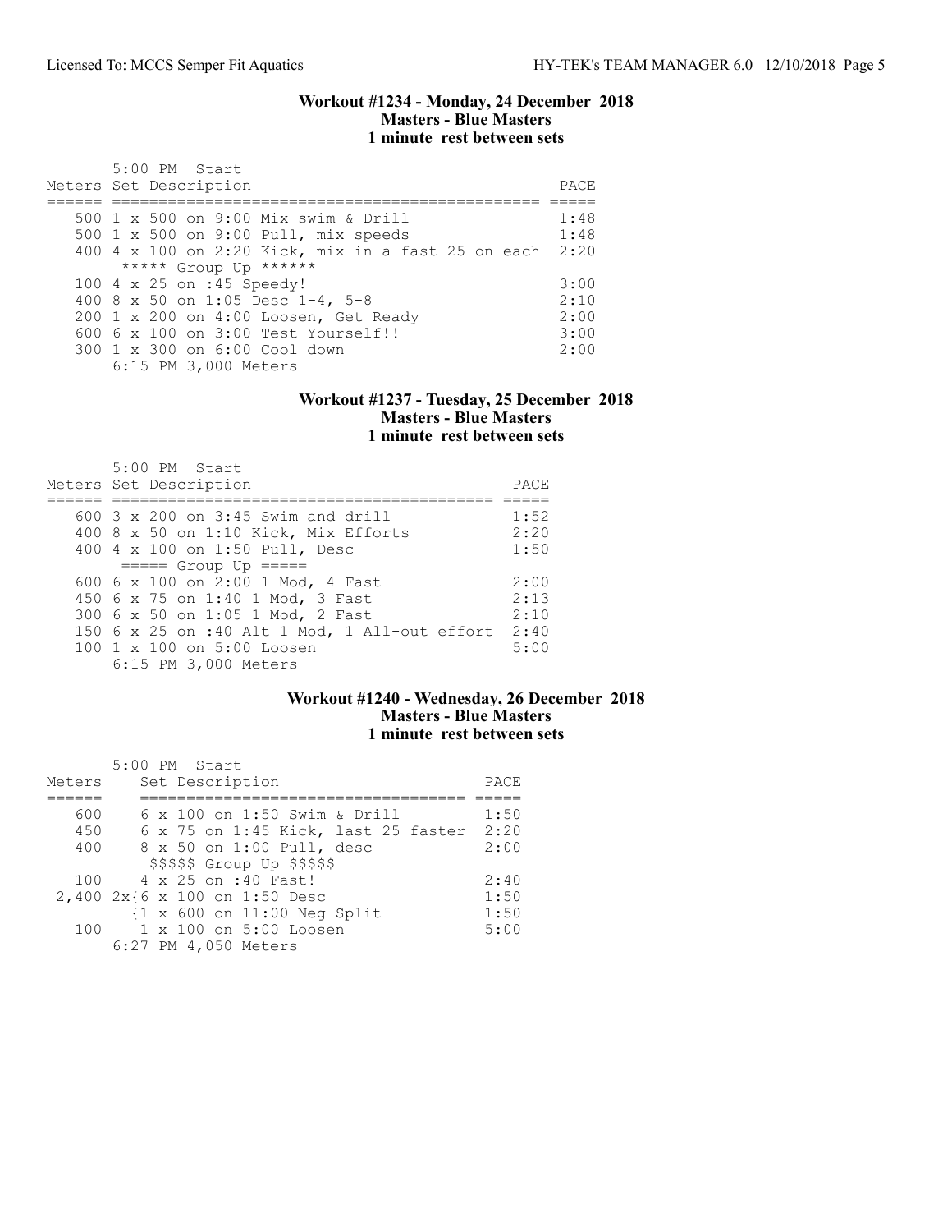## Workout #1234 - Monday, 24 December 2018
### Masters - Blue Masters
### 1 minute rest between sets

```
       5:00 PM  Start
Meters Set Description                                    PACE
====== ================================================= =====
   500 1 x 500 on 9:00 Mix swim & Drill                   1:48
   500 1 x 500 on 9:00 Pull, mix speeds                   1:48
   400 4 x 100 on 2:20 Kick, mix in a fast 25 on each    2:20
        ***** Group Up ******
   100 4 x 25 on :45 Speedy!                              3:00
   400 8 x 50 on 1:05 Desc 1-4, 5-8                       2:10
   200 1 x 200 on 4:00 Loosen, Get Ready                  2:00
   600 6 x 100 on 3:00 Test Yourself!!                    3:00
   300 1 x 300 on 6:00 Cool down                          2:00
       6:15 PM 3,000 Meters
```

## Workout #1237 - Tuesday, 25 December 2018
### Masters - Blue Masters
### 1 minute rest between sets

```
       5:00 PM  Start
Meters Set Description                              PACE
====== =========================================== =====
   600 3 x 200 on 3:45 Swim and drill               1:52
   400 8 x 50 on 1:10 Kick, Mix Efforts             2:20
   400 4 x 100 on 1:50 Pull, Desc                   1:50
        ===== Group Up =====
   600 6 x 100 on 2:00 1 Mod, 4 Fast                2:00
   450 6 x 75 on 1:40 1 Mod, 3 Fast                 2:13
   300 6 x 50 on 1:05 1 Mod, 2 Fast                 2:10
   150 6 x 25 on :40 Alt 1 Mod, 1 All-out effort   2:40
   100 1 x 100 on 5:00 Loosen                       5:00
       6:15 PM 3,000 Meters
```

## Workout #1240 - Wednesday, 26 December 2018
### Masters - Blue Masters
### 1 minute rest between sets

```
       5:00 PM  Start
Meters    Set Description                       PACE
======    ==================================== =====
   600    6 x 100 on 1:50 Swim & Drill          1:50
   450    6 x 75 on 1:45 Kick, last 25 faster   2:20
   400    8 x 50 on 1:00 Pull, desc             2:00
          $$$$$ Group Up $$$$$
   100    4 x 25 on :40 Fast!                   2:40
 2,400 2x{6 x 100 on 1:50 Desc                  1:50
         {1 x 600 on 11:00 Neg Split            1:50
   100    1 x 100 on 5:00 Loosen                5:00
       6:27 PM 4,050 Meters
```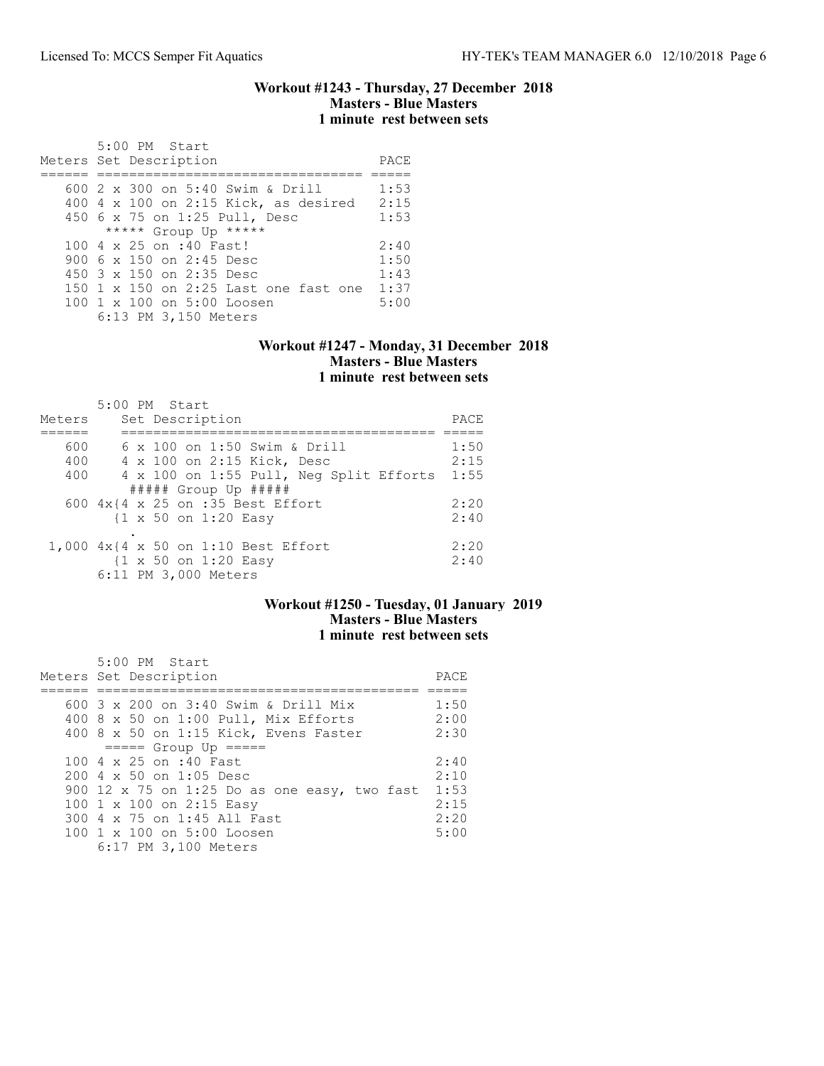### Workout #1243 - Thursday, 27 December 2018
**Masters - Blue Masters**
**1 minute rest between sets**

5:00 PM Start

| Meters | Set Description | PACE |
|---|---|---|
| 600 | 2 x 300 on 5:40 Swim & Drill | 1:53 |
| 400 | 4 x 100 on 2:15 Kick, as desired | 2:15 |
| 450 | 6 x 75 on 1:25 Pull, Desc | 1:53 |
| | ***** Group Up ***** | |
| 100 | 4 x 25 on :40 Fast! | 2:40 |
| 900 | 6 x 150 on 2:45 Desc | 1:50 |
| 450 | 3 x 150 on 2:35 Desc | 1:43 |
| 150 | 1 x 150 on 2:25 Last one fast one | 1:37 |
| 100 | 1 x 100 on 5:00 Loosen | 5:00 |
| | 6:13 PM 3,150 Meters | |

### Workout #1247 - Monday, 31 December 2018
**Masters - Blue Masters**
**1 minute rest between sets**

5:00 PM Start

| Meters | Set Description | PACE |
|---|---|---|
| 600 | 6 x 100 on 1:50 Swim & Drill | 1:50 |
| 400 | 4 x 100 on 2:15 Kick, Desc | 2:15 |
| 400 | 4 x 100 on 1:55 Pull, Neg Split Efforts | 1:55 |
| | ##### Group Up ##### | |
| 600 | 4x{4 x 25 on :35 Best Effort | 2:20 |
| | {1 x 50 on 1:20 Easy | 2:40 |
| | . | |
| 1,000 | 4x{4 x 50 on 1:10 Best Effort | 2:20 |
| | {1 x 50 on 1:20 Easy | 2:40 |
| | 6:11 PM 3,000 Meters | |

### Workout #1250 - Tuesday, 01 January 2019
**Masters - Blue Masters**
**1 minute rest between sets**

5:00 PM Start

| Meters | Set Description | PACE |
|---|---|---|
| 600 | 3 x 200 on 3:40 Swim & Drill Mix | 1:50 |
| 400 | 8 x 50 on 1:00 Pull, Mix Efforts | 2:00 |
| 400 | 8 x 50 on 1:15 Kick, Evens Faster | 2:30 |
| | ===== Group Up ===== | |
| 100 | 4 x 25 on :40 Fast | 2:40 |
| 200 | 4 x 50 on 1:05 Desc | 2:10 |
| 900 | 12 x 75 on 1:25 Do as one easy, two fast | 1:53 |
| 100 | 1 x 100 on 2:15 Easy | 2:15 |
| 300 | 4 x 75 on 1:45 All Fast | 2:20 |
| 100 | 1 x 100 on 5:00 Loosen | 5:00 |
| | 6:17 PM 3,100 Meters | |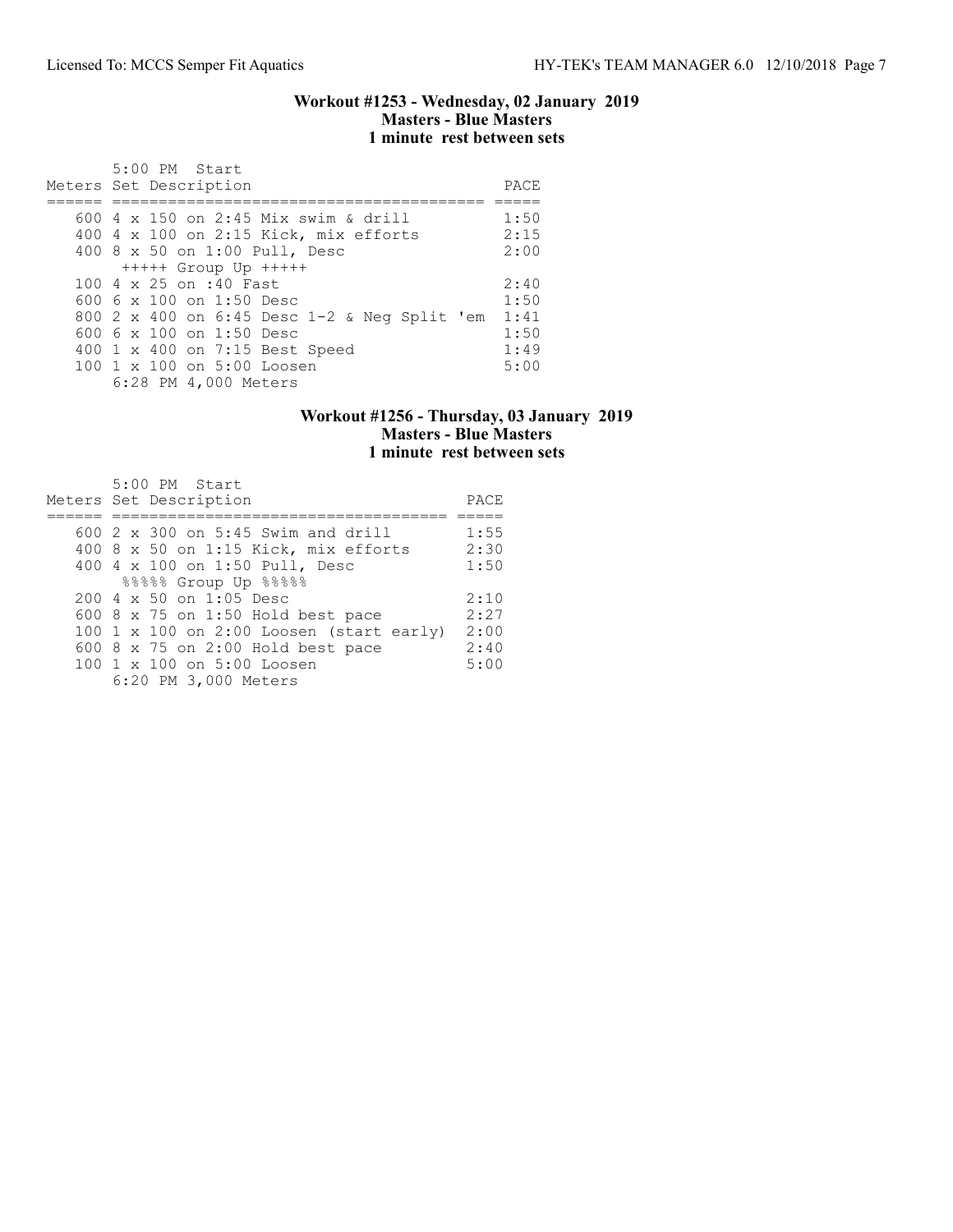**Workout #1253 - Wednesday, 02 January 2019**
**Masters - Blue Masters**
**1 minute rest between sets**

5:00 PM Start

| Meters | Set Description | PACE |
|---|---|---|
| 600 | 4 x 150 on 2:45 Mix swim & drill | 1:50 |
| 400 | 4 x 100 on 2:15 Kick, mix efforts | 2:15 |
| 400 | 8 x 50 on 1:00 Pull, Desc | 2:00 |
| | +++++ Group Up +++++ | |
| 100 | 4 x 25 on :40 Fast | 2:40 |
| 600 | 6 x 100 on 1:50 Desc | 1:50 |
| 800 | 2 x 400 on 6:45 Desc 1-2 & Neg Split 'em | 1:41 |
| 600 | 6 x 100 on 1:50 Desc | 1:50 |
| 400 | 1 x 400 on 7:15 Best Speed | 1:49 |
| 100 | 1 x 100 on 5:00 Loosen | 5:00 |

6:28 PM 4,000 Meters

**Workout #1256 - Thursday, 03 January 2019**
**Masters - Blue Masters**
**1 minute rest between sets**

5:00 PM Start

| Meters | Set Description | PACE |
|---|---|---|
| 600 | 2 x 300 on 5:45 Swim and drill | 1:55 |
| 400 | 8 x 50 on 1:15 Kick, mix efforts | 2:30 |
| 400 | 4 x 100 on 1:50 Pull, Desc | 1:50 |
| | %%%%% Group Up %%%%% | |
| 200 | 4 x 50 on 1:05 Desc | 2:10 |
| 600 | 8 x 75 on 1:50 Hold best pace | 2:27 |
| 100 | 1 x 100 on 2:00 Loosen (start early) | 2:00 |
| 600 | 8 x 75 on 2:00 Hold best pace | 2:40 |
| 100 | 1 x 100 on 5:00 Loosen | 5:00 |

6:20 PM 3,000 Meters